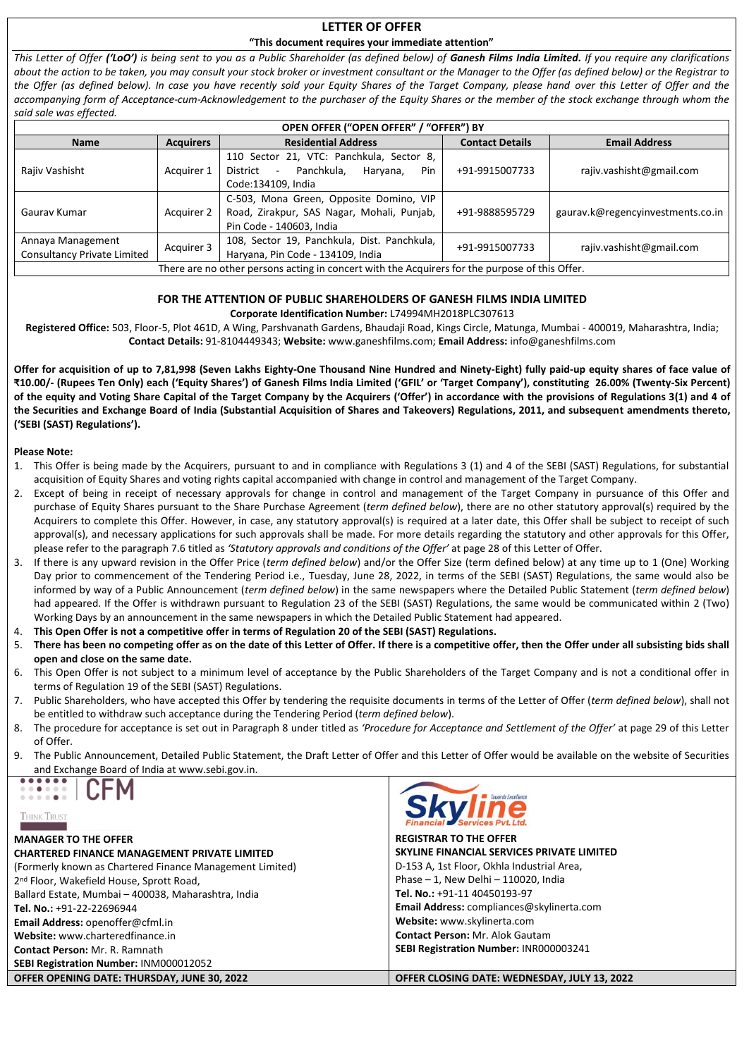# LETTER OF OFFER

**"This document requires your immediate attention"**

*This Letter of Offer **('LoO')** is being sent to you as a Public Shareholder (as defined below) of **Ganesh Films India Limited.** If you require any clarifications about the action to be taken, you may consult your stock broker or investment consultant or the Manager to the Offer (as defined below) or the Registrar to the Offer (as defined below). In case you have recently sold your Equity Shares of the Target Company, please hand over this Letter of Offer and the accompanying form of Acceptance-cum-Acknowledgement to the purchaser of the Equity Shares or the member of the stock exchange through whom the said sale was effected.*

| OPEN OFFER ("OPEN OFFER" / "OFFER") BY | | | | |
|---|---|---|---|---|
| **Name** | **Acquirers** | **Residential Address** | **Contact Details** | **Email Address** |
| Rajiv Vashisht | Acquirer 1 | 110 Sector 21, VTC: Panchkula, Sector 8, District - Panchkula, Haryana, Pin Code:134109, India | +91-9915007733 | rajiv.vashisht@gmail.com |
| Gaurav Kumar | Acquirer 2 | C-503, Mona Green, Opposite Domino, VIP Road, Zirakpur, SAS Nagar, Mohali, Punjab, Pin Code - 140603, India | +91-9888595729 | gaurav.k@regencyinvestments.co.in |
| Annaya Management Consultancy Private Limited | Acquirer 3 | 108, Sector 19, Panchkula, Dist. Panchkula, Haryana, Pin Code - 134109, India | +91-9915007733 | rajiv.vashisht@gmail.com |
| There are no other persons acting in concert with the Acquirers for the purpose of this Offer. | | | | |

## FOR THE ATTENTION OF PUBLIC SHAREHOLDERS OF GANESH FILMS INDIA LIMITED

**Corporate Identification Number:** L74994MH2018PLC307613

**Registered Office:** 503, Floor-5, Plot 461D, A Wing, Parshvanath Gardens, Bhaudaji Road, Kings Circle, Matunga, Mumbai - 400019, Maharashtra, India; **Contact Details:** 91-8104449343; **Website:** www.ganeshfilms.com; **Email Address:** info@ganeshfilms.com

**Offer for acquisition of up to 7,81,998 (Seven Lakhs Eighty-One Thousand Nine Hundred and Ninety-Eight) fully paid-up equity shares of face value of ₹10.00/- (Rupees Ten Only) each ('Equity Shares') of Ganesh Films India Limited ('GFIL' or 'Target Company'), constituting 26.00% (Twenty-Six Percent) of the equity and Voting Share Capital of the Target Company by the Acquirers ('Offer') in accordance with the provisions of Regulations 3(1) and 4 of the Securities and Exchange Board of India (Substantial Acquisition of Shares and Takeovers) Regulations, 2011, and subsequent amendments thereto, ('SEBI (SAST) Regulations').**

**Please Note:**

1. This Offer is being made by the Acquirers, pursuant to and in compliance with Regulations 3 (1) and 4 of the SEBI (SAST) Regulations, for substantial acquisition of Equity Shares and voting rights capital accompanied with change in control and management of the Target Company.
2. Except of being in receipt of necessary approvals for change in control and management of the Target Company in pursuance of this Offer and purchase of Equity Shares pursuant to the Share Purchase Agreement (*term defined below*), there are no other statutory approval(s) required by the Acquirers to complete this Offer. However, in case, any statutory approval(s) is required at a later date, this Offer shall be subject to receipt of such approval(s), and necessary applications for such approvals shall be made. For more details regarding the statutory and other approvals for this Offer, please refer to the paragraph 7.6 titled as *'Statutory approvals and conditions of the Offer'* at page 28 of this Letter of Offer.
3. If there is any upward revision in the Offer Price (*term defined below*) and/or the Offer Size (term defined below) at any time up to 1 (One) Working Day prior to commencement of the Tendering Period i.e., Tuesday, June 28, 2022, in terms of the SEBI (SAST) Regulations, the same would also be informed by way of a Public Announcement (*term defined below*) in the same newspapers where the Detailed Public Statement (*term defined below*) had appeared. If the Offer is withdrawn pursuant to Regulation 23 of the SEBI (SAST) Regulations, the same would be communicated within 2 (Two) Working Days by an announcement in the same newspapers in which the Detailed Public Statement had appeared.
4. **This Open Offer is not a competitive offer in terms of Regulation 20 of the SEBI (SAST) Regulations.**
5. **There has been no competing offer as on the date of this Letter of Offer. If there is a competitive offer, then the Offer under all subsisting bids shall open and close on the same date.**
6. This Open Offer is not subject to a minimum level of acceptance by the Public Shareholders of the Target Company and is not a conditional offer in terms of Regulation 19 of the SEBI (SAST) Regulations.
7. Public Shareholders, who have accepted this Offer by tendering the requisite documents in terms of the Letter of Offer (*term defined below*), shall not be entitled to withdraw such acceptance during the Tendering Period (*term defined below*).
8. The procedure for acceptance is set out in Paragraph 8 under titled as *'Procedure for Acceptance and Settlement of the Offer'* at page 29 of this Letter of Offer.
9. The Public Announcement, Detailed Public Statement, the Draft Letter of Offer and this Letter of Offer would be available on the website of Securities and Exchange Board of India at www.sebi.gov.in.

| **MANAGER TO THE OFFER** | **REGISTRAR TO THE OFFER** |
|---|---|
| **CHARTERED FINANCE MANAGEMENT PRIVATE LIMITED**<br>(Formerly known as Chartered Finance Management Limited)<br>2nd Floor, Wakefield House, Sprott Road,<br>Ballard Estate, Mumbai – 400038, Maharashtra, India<br>**Tel. No.:** +91-22-22696944<br>**Email Address:** openoffer@cfml.in<br>**Website:** www.charteredfinance.in<br>**Contact Person:** Mr. R. Ramnath<br>**SEBI Registration Number:** INM000012052 | **SKYLINE FINANCIAL SERVICES PRIVATE LIMITED**<br>D-153 A, 1st Floor, Okhla Industrial Area,<br>Phase – 1, New Delhi – 110020, India<br>**Tel. No.:** +91-11 40450193-97<br>**Email Address:** compliances@skylinerta.com<br>**Website:** www.skylinerta.com<br>**Contact Person:** Mr. Alok Gautam<br>**SEBI Registration Number:** INR000003241 |
| **OFFER OPENING DATE: THURSDAY, JUNE 30, 2022** | **OFFER CLOSING DATE: WEDNESDAY, JULY 13, 2022** |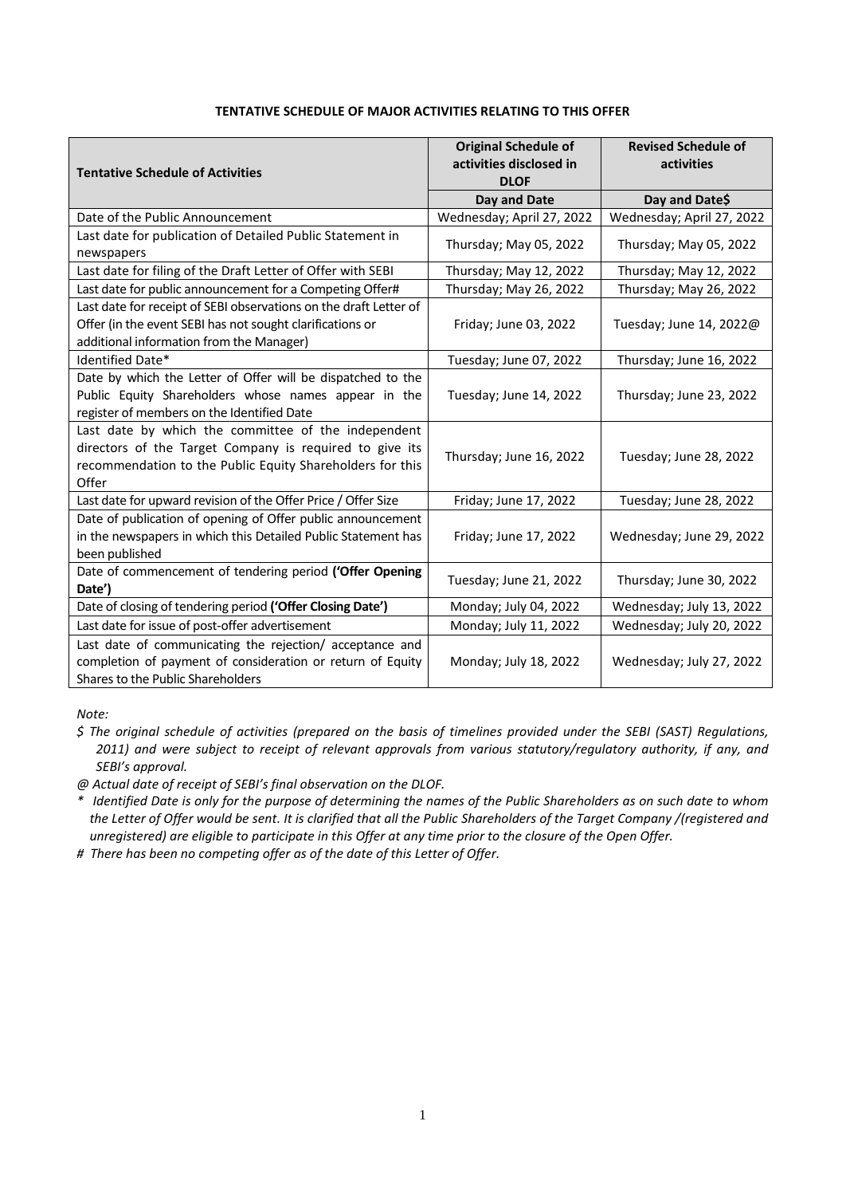**TENTATIVE SCHEDULE OF MAJOR ACTIVITIES RELATING TO THIS OFFER**

| Tentative Schedule of Activities | Original Schedule of activities disclosed in DLOF | Revised Schedule of activities |
|---|---|---|
| | **Day and Date** | **Day and Date$** |
| Date of the Public Announcement | Wednesday; April 27, 2022 | Wednesday; April 27, 2022 |
| Last date for publication of Detailed Public Statement in newspapers | Thursday; May 05, 2022 | Thursday; May 05, 2022 |
| Last date for filing of the Draft Letter of Offer with SEBI | Thursday; May 12, 2022 | Thursday; May 12, 2022 |
| Last date for public announcement for a Competing Offer# | Thursday; May 26, 2022 | Thursday; May 26, 2022 |
| Last date for receipt of SEBI observations on the draft Letter of Offer (in the event SEBI has not sought clarifications or additional information from the Manager) | Friday; June 03, 2022 | Tuesday; June 14, 2022@ |
| Identified Date* | Tuesday; June 07, 2022 | Thursday; June 16, 2022 |
| Date by which the Letter of Offer will be dispatched to the Public Equity Shareholders whose names appear in the register of members on the Identified Date | Tuesday; June 14, 2022 | Thursday; June 23, 2022 |
| Last date by which the committee of the independent directors of the Target Company is required to give its recommendation to the Public Equity Shareholders for this Offer | Thursday; June 16, 2022 | Tuesday; June 28, 2022 |
| Last date for upward revision of the Offer Price / Offer Size | Friday; June 17, 2022 | Tuesday; June 28, 2022 |
| Date of publication of opening of Offer public announcement in the newspapers in which this Detailed Public Statement has been published | Friday; June 17, 2022 | Wednesday; June 29, 2022 |
| Date of commencement of tendering period **('Offer Opening Date')** | Tuesday; June 21, 2022 | Thursday; June 30, 2022 |
| Date of closing of tendering period **('Offer Closing Date')** | Monday; July 04, 2022 | Wednesday; July 13, 2022 |
| Last date for issue of post-offer advertisement | Monday; July 11, 2022 | Wednesday; July 20, 2022 |
| Last date of communicating the rejection/ acceptance and completion of payment of consideration or return of Equity Shares to the Public Shareholders | Monday; July 18, 2022 | Wednesday; July 27, 2022 |

*Note:*

*$ The original schedule of activities (prepared on the basis of timelines provided under the SEBI (SAST) Regulations, 2011) and were subject to receipt of relevant approvals from various statutory/regulatory authority, if any, and SEBI's approval.*

*@ Actual date of receipt of SEBI's final observation on the DLOF.*

*\* Identified Date is only for the purpose of determining the names of the Public Shareholders as on such date to whom the Letter of Offer would be sent. It is clarified that all the Public Shareholders of the Target Company /(registered and unregistered) are eligible to participate in this Offer at any time prior to the closure of the Open Offer.*

*# There has been no competing offer as of the date of this Letter of Offer.*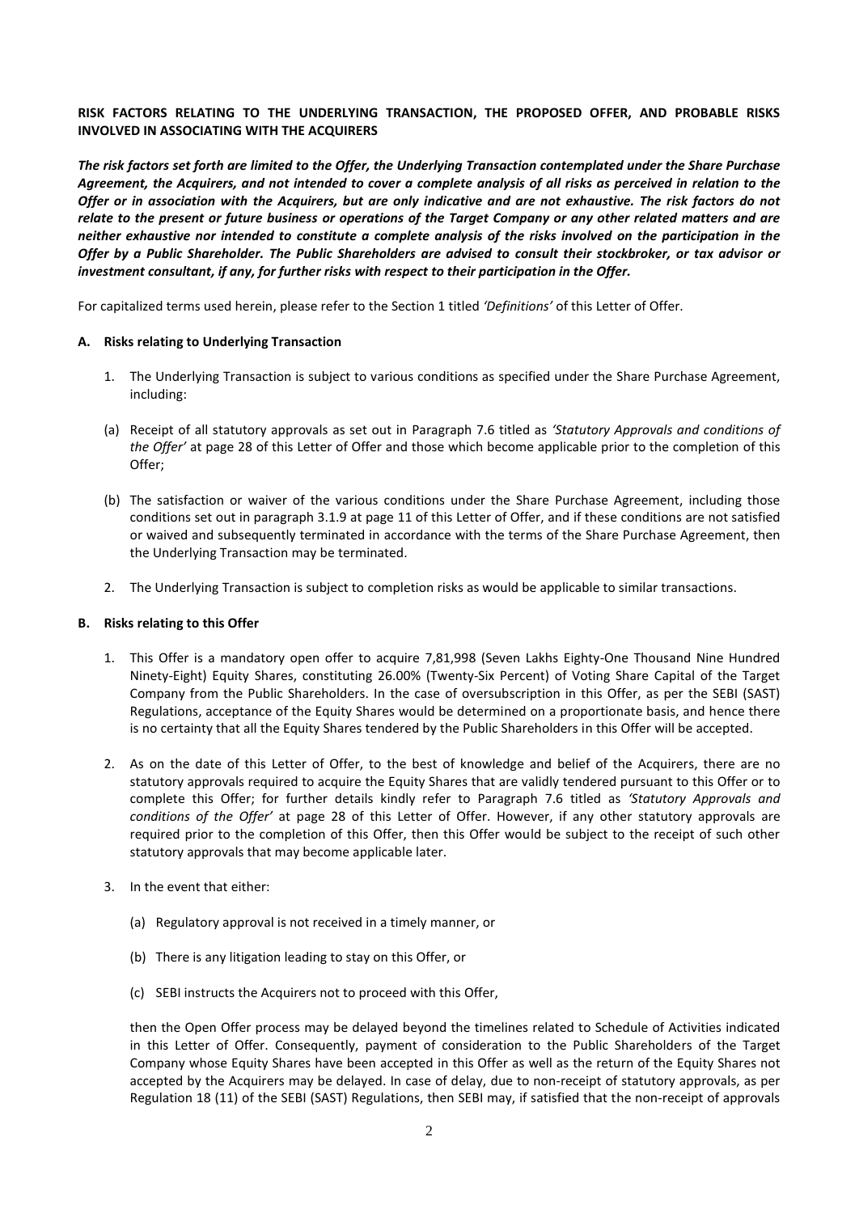**RISK FACTORS RELATING TO THE UNDERLYING TRANSACTION, THE PROPOSED OFFER, AND PROBABLE RISKS INVOLVED IN ASSOCIATING WITH THE ACQUIRERS**

***The risk factors set forth are limited to the Offer, the Underlying Transaction contemplated under the Share Purchase Agreement, the Acquirers, and not intended to cover a complete analysis of all risks as perceived in relation to the Offer or in association with the Acquirers, but are only indicative and are not exhaustive. The risk factors do not relate to the present or future business or operations of the Target Company or any other related matters and are neither exhaustive nor intended to constitute a complete analysis of the risks involved on the participation in the Offer by a Public Shareholder. The Public Shareholders are advised to consult their stockbroker, or tax advisor or investment consultant, if any, for further risks with respect to their participation in the Offer.***

For capitalized terms used herein, please refer to the Section 1 titled *'Definitions'* of this Letter of Offer.

**A. Risks relating to Underlying Transaction**

1. The Underlying Transaction is subject to various conditions as specified under the Share Purchase Agreement, including:

(a) Receipt of all statutory approvals as set out in Paragraph 7.6 titled as *'Statutory Approvals and conditions of the Offer'* at page 28 of this Letter of Offer and those which become applicable prior to the completion of this Offer;

(b) The satisfaction or waiver of the various conditions under the Share Purchase Agreement, including those conditions set out in paragraph 3.1.9 at page 11 of this Letter of Offer, and if these conditions are not satisfied or waived and subsequently terminated in accordance with the terms of the Share Purchase Agreement, then the Underlying Transaction may be terminated.

2. The Underlying Transaction is subject to completion risks as would be applicable to similar transactions.

**B. Risks relating to this Offer**

1. This Offer is a mandatory open offer to acquire 7,81,998 (Seven Lakhs Eighty-One Thousand Nine Hundred Ninety-Eight) Equity Shares, constituting 26.00% (Twenty-Six Percent) of Voting Share Capital of the Target Company from the Public Shareholders. In the case of oversubscription in this Offer, as per the SEBI (SAST) Regulations, acceptance of the Equity Shares would be determined on a proportionate basis, and hence there is no certainty that all the Equity Shares tendered by the Public Shareholders in this Offer will be accepted.

2. As on the date of this Letter of Offer, to the best of knowledge and belief of the Acquirers, there are no statutory approvals required to acquire the Equity Shares that are validly tendered pursuant to this Offer or to complete this Offer; for further details kindly refer to Paragraph 7.6 titled as *'Statutory Approvals and conditions of the Offer'* at page 28 of this Letter of Offer. However, if any other statutory approvals are required prior to the completion of this Offer, then this Offer would be subject to the receipt of such other statutory approvals that may become applicable later.

3. In the event that either:

   (a) Regulatory approval is not received in a timely manner, or

   (b) There is any litigation leading to stay on this Offer, or

   (c) SEBI instructs the Acquirers not to proceed with this Offer,

   then the Open Offer process may be delayed beyond the timelines related to Schedule of Activities indicated in this Letter of Offer. Consequently, payment of consideration to the Public Shareholders of the Target Company whose Equity Shares have been accepted in this Offer as well as the return of the Equity Shares not accepted by the Acquirers may be delayed. In case of delay, due to non-receipt of statutory approvals, as per Regulation 18 (11) of the SEBI (SAST) Regulations, then SEBI may, if satisfied that the non-receipt of approvals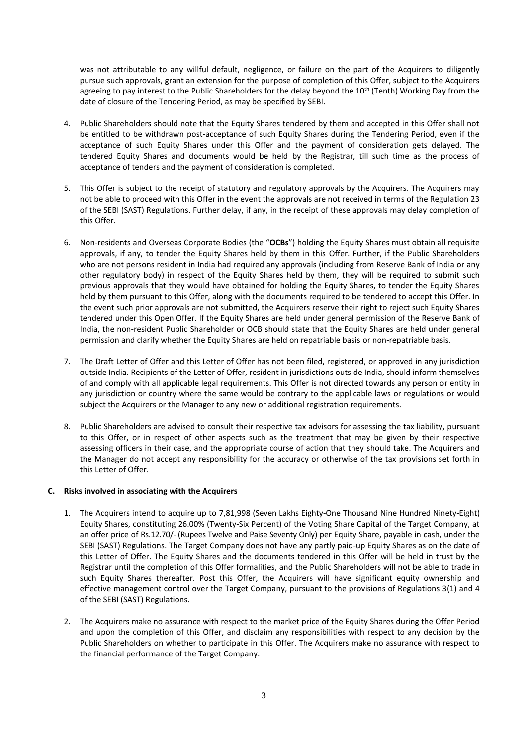was not attributable to any willful default, negligence, or failure on the part of the Acquirers to diligently pursue such approvals, grant an extension for the purpose of completion of this Offer, subject to the Acquirers agreeing to pay interest to the Public Shareholders for the delay beyond the 10th (Tenth) Working Day from the date of closure of the Tendering Period, as may be specified by SEBI.

4. Public Shareholders should note that the Equity Shares tendered by them and accepted in this Offer shall not be entitled to be withdrawn post-acceptance of such Equity Shares during the Tendering Period, even if the acceptance of such Equity Shares under this Offer and the payment of consideration gets delayed. The tendered Equity Shares and documents would be held by the Registrar, till such time as the process of acceptance of tenders and the payment of consideration is completed.

5. This Offer is subject to the receipt of statutory and regulatory approvals by the Acquirers. The Acquirers may not be able to proceed with this Offer in the event the approvals are not received in terms of the Regulation 23 of the SEBI (SAST) Regulations. Further delay, if any, in the receipt of these approvals may delay completion of this Offer.

6. Non-residents and Overseas Corporate Bodies (the "**OCBs**") holding the Equity Shares must obtain all requisite approvals, if any, to tender the Equity Shares held by them in this Offer. Further, if the Public Shareholders who are not persons resident in India had required any approvals (including from Reserve Bank of India or any other regulatory body) in respect of the Equity Shares held by them, they will be required to submit such previous approvals that they would have obtained for holding the Equity Shares, to tender the Equity Shares held by them pursuant to this Offer, along with the documents required to be tendered to accept this Offer. In the event such prior approvals are not submitted, the Acquirers reserve their right to reject such Equity Shares tendered under this Open Offer. If the Equity Shares are held under general permission of the Reserve Bank of India, the non-resident Public Shareholder or OCB should state that the Equity Shares are held under general permission and clarify whether the Equity Shares are held on repatriable basis or non-repatriable basis.

7. The Draft Letter of Offer and this Letter of Offer has not been filed, registered, or approved in any jurisdiction outside India. Recipients of the Letter of Offer, resident in jurisdictions outside India, should inform themselves of and comply with all applicable legal requirements. This Offer is not directed towards any person or entity in any jurisdiction or country where the same would be contrary to the applicable laws or regulations or would subject the Acquirers or the Manager to any new or additional registration requirements.

8. Public Shareholders are advised to consult their respective tax advisors for assessing the tax liability, pursuant to this Offer, or in respect of other aspects such as the treatment that may be given by their respective assessing officers in their case, and the appropriate course of action that they should take. The Acquirers and the Manager do not accept any responsibility for the accuracy or otherwise of the tax provisions set forth in this Letter of Offer.

**C. Risks involved in associating with the Acquirers**

1. The Acquirers intend to acquire up to 7,81,998 (Seven Lakhs Eighty-One Thousand Nine Hundred Ninety-Eight) Equity Shares, constituting 26.00% (Twenty-Six Percent) of the Voting Share Capital of the Target Company, at an offer price of Rs.12.70/- (Rupees Twelve and Paise Seventy Only) per Equity Share, payable in cash, under the SEBI (SAST) Regulations. The Target Company does not have any partly paid-up Equity Shares as on the date of this Letter of Offer. The Equity Shares and the documents tendered in this Offer will be held in trust by the Registrar until the completion of this Offer formalities, and the Public Shareholders will not be able to trade in such Equity Shares thereafter. Post this Offer, the Acquirers will have significant equity ownership and effective management control over the Target Company, pursuant to the provisions of Regulations 3(1) and 4 of the SEBI (SAST) Regulations.

2. The Acquirers make no assurance with respect to the market price of the Equity Shares during the Offer Period and upon the completion of this Offer, and disclaim any responsibilities with respect to any decision by the Public Shareholders on whether to participate in this Offer. The Acquirers make no assurance with respect to the financial performance of the Target Company.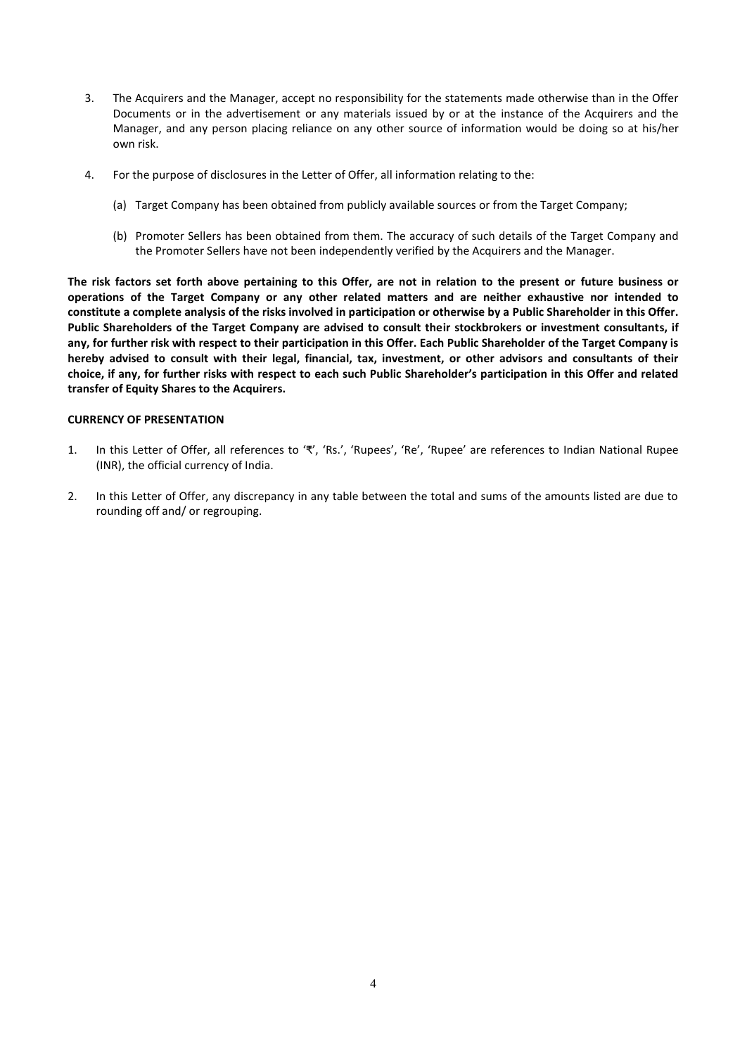3. The Acquirers and the Manager, accept no responsibility for the statements made otherwise than in the Offer Documents or in the advertisement or any materials issued by or at the instance of the Acquirers and the Manager, and any person placing reliance on any other source of information would be doing so at his/her own risk.

4. For the purpose of disclosures in the Letter of Offer, all information relating to the:

   (a) Target Company has been obtained from publicly available sources or from the Target Company;

   (b) Promoter Sellers has been obtained from them. The accuracy of such details of the Target Company and the Promoter Sellers have not been independently verified by the Acquirers and the Manager.

**The risk factors set forth above pertaining to this Offer, are not in relation to the present or future business or operations of the Target Company or any other related matters and are neither exhaustive nor intended to constitute a complete analysis of the risks involved in participation or otherwise by a Public Shareholder in this Offer. Public Shareholders of the Target Company are advised to consult their stockbrokers or investment consultants, if any, for further risk with respect to their participation in this Offer. Each Public Shareholder of the Target Company is hereby advised to consult with their legal, financial, tax, investment, or other advisors and consultants of their choice, if any, for further risks with respect to each such Public Shareholder's participation in this Offer and related transfer of Equity Shares to the Acquirers.**

**CURRENCY OF PRESENTATION**

1. In this Letter of Offer, all references to '₹', 'Rs.', 'Rupees', 'Re', 'Rupee' are references to Indian National Rupee (INR), the official currency of India.

2. In this Letter of Offer, any discrepancy in any table between the total and sums of the amounts listed are due to rounding off and/ or regrouping.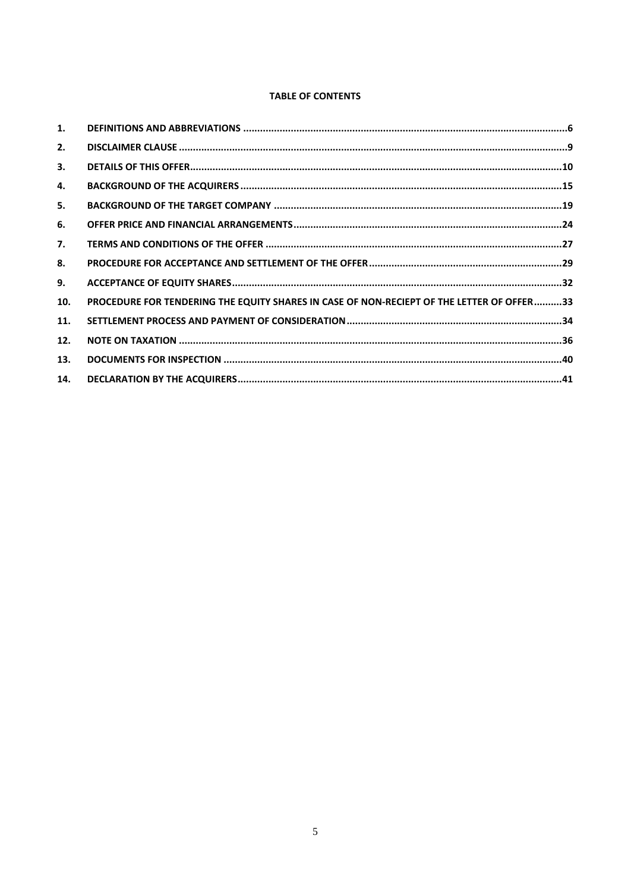**TABLE OF CONTENTS**

| | | |
|---|---|---|
| **1.** | **DEFINITIONS AND ABBREVIATIONS** | **6** |
| **2.** | **DISCLAIMER CLAUSE** | **9** |
| **3.** | **DETAILS OF THIS OFFER** | **10** |
| **4.** | **BACKGROUND OF THE ACQUIRERS** | **15** |
| **5.** | **BACKGROUND OF THE TARGET COMPANY** | **19** |
| **6.** | **OFFER PRICE AND FINANCIAL ARRANGEMENTS** | **24** |
| **7.** | **TERMS AND CONDITIONS OF THE OFFER** | **27** |
| **8.** | **PROCEDURE FOR ACCEPTANCE AND SETTLEMENT OF THE OFFER** | **29** |
| **9.** | **ACCEPTANCE OF EQUITY SHARES** | **32** |
| **10.** | **PROCEDURE FOR TENDERING THE EQUITY SHARES IN CASE OF NON-RECIEPT OF THE LETTER OF OFFER** | **33** |
| **11.** | **SETTLEMENT PROCESS AND PAYMENT OF CONSIDERATION** | **34** |
| **12.** | **NOTE ON TAXATION** | **36** |
| **13.** | **DOCUMENTS FOR INSPECTION** | **40** |
| **14.** | **DECLARATION BY THE ACQUIRERS** | **41** |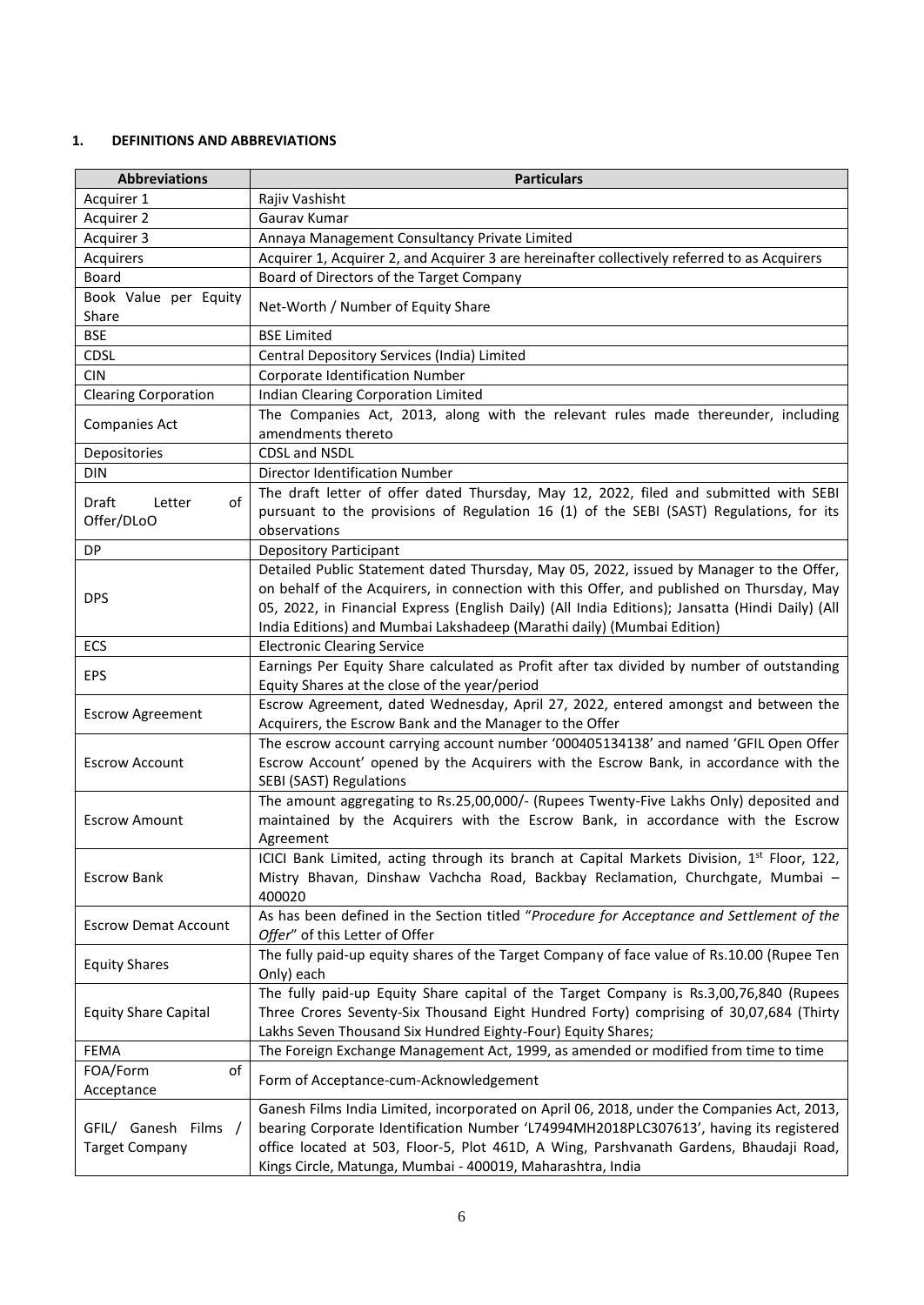## 1. DEFINITIONS AND ABBREVIATIONS

| Abbreviations | Particulars |
|---|---|
| Acquirer 1 | Rajiv Vashisht |
| Acquirer 2 | Gaurav Kumar |
| Acquirer 3 | Annaya Management Consultancy Private Limited |
| Acquirers | Acquirer 1, Acquirer 2, and Acquirer 3 are hereinafter collectively referred to as Acquirers |
| Board | Board of Directors of the Target Company |
| Book Value per Equity Share | Net-Worth / Number of Equity Share |
| BSE | BSE Limited |
| CDSL | Central Depository Services (India) Limited |
| CIN | Corporate Identification Number |
| Clearing Corporation | Indian Clearing Corporation Limited |
| Companies Act | The Companies Act, 2013, along with the relevant rules made thereunder, including amendments thereto |
| Depositories | CDSL and NSDL |
| DIN | Director Identification Number |
| Draft Letter of Offer/DLoO | The draft letter of offer dated Thursday, May 12, 2022, filed and submitted with SEBI pursuant to the provisions of Regulation 16 (1) of the SEBI (SAST) Regulations, for its observations |
| DP | Depository Participant |
| DPS | Detailed Public Statement dated Thursday, May 05, 2022, issued by Manager to the Offer, on behalf of the Acquirers, in connection with this Offer, and published on Thursday, May 05, 2022, in Financial Express (English Daily) (All India Editions); Jansatta (Hindi Daily) (All India Editions) and Mumbai Lakshadeep (Marathi daily) (Mumbai Edition) |
| ECS | Electronic Clearing Service |
| EPS | Earnings Per Equity Share calculated as Profit after tax divided by number of outstanding Equity Shares at the close of the year/period |
| Escrow Agreement | Escrow Agreement, dated Wednesday, April 27, 2022, entered amongst and between the Acquirers, the Escrow Bank and the Manager to the Offer |
| Escrow Account | The escrow account carrying account number '000405134138' and named 'GFIL Open Offer Escrow Account' opened by the Acquirers with the Escrow Bank, in accordance with the SEBI (SAST) Regulations |
| Escrow Amount | The amount aggregating to Rs.25,00,000/- (Rupees Twenty-Five Lakhs Only) deposited and maintained by the Acquirers with the Escrow Bank, in accordance with the Escrow Agreement |
| Escrow Bank | ICICI Bank Limited, acting through its branch at Capital Markets Division, 1st Floor, 122, Mistry Bhavan, Dinshaw Vachcha Road, Backbay Reclamation, Churchgate, Mumbai – 400020 |
| Escrow Demat Account | As has been defined in the Section titled "*Procedure for Acceptance and Settlement of the Offer*" of this Letter of Offer |
| Equity Shares | The fully paid-up equity shares of the Target Company of face value of Rs.10.00 (Rupee Ten Only) each |
| Equity Share Capital | The fully paid-up Equity Share capital of the Target Company is Rs.3,00,76,840 (Rupees Three Crores Seventy-Six Thousand Eight Hundred Forty) comprising of 30,07,684 (Thirty Lakhs Seven Thousand Six Hundred Eighty-Four) Equity Shares; |
| FEMA | The Foreign Exchange Management Act, 1999, as amended or modified from time to time |
| FOA/Form of Acceptance | Form of Acceptance-cum-Acknowledgement |
| GFIL/ Ganesh Films / Target Company | Ganesh Films India Limited, incorporated on April 06, 2018, under the Companies Act, 2013, bearing Corporate Identification Number 'L74994MH2018PLC307613', having its registered office located at 503, Floor-5, Plot 461D, A Wing, Parshvanath Gardens, Bhaudaji Road, Kings Circle, Matunga, Mumbai - 400019, Maharashtra, India |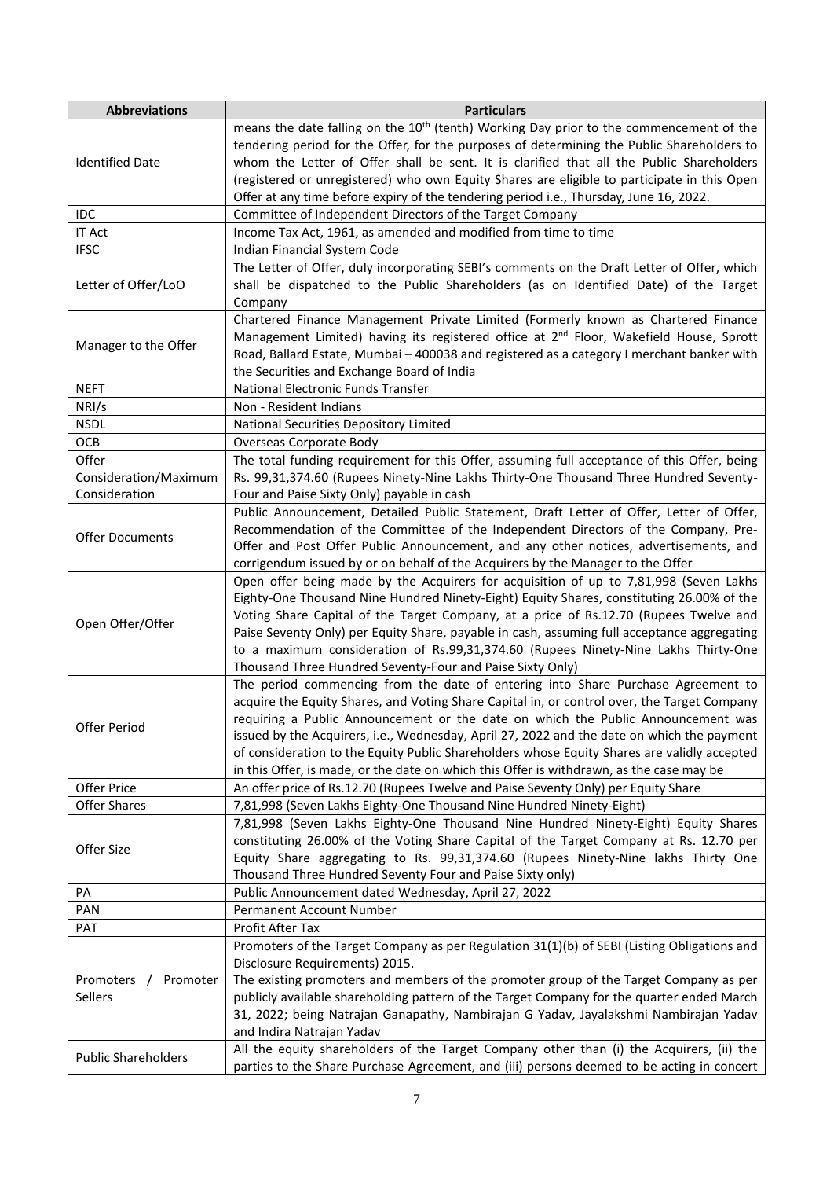| Abbreviations | Particulars |
| --- | --- |
| Identified Date | means the date falling on the 10th (tenth) Working Day prior to the commencement of the tendering period for the Offer, for the purposes of determining the Public Shareholders to whom the Letter of Offer shall be sent. It is clarified that all the Public Shareholders (registered or unregistered) who own Equity Shares are eligible to participate in this Open Offer at any time before expiry of the tendering period i.e., Thursday, June 16, 2022. |
| IDC | Committee of Independent Directors of the Target Company |
| IT Act | Income Tax Act, 1961, as amended and modified from time to time |
| IFSC | Indian Financial System Code |
| Letter of Offer/LoO | The Letter of Offer, duly incorporating SEBI's comments on the Draft Letter of Offer, which shall be dispatched to the Public Shareholders (as on Identified Date) of the Target Company |
| Manager to the Offer | Chartered Finance Management Private Limited (Formerly known as Chartered Finance Management Limited) having its registered office at 2nd Floor, Wakefield House, Sprott Road, Ballard Estate, Mumbai – 400038 and registered as a category I merchant banker with the Securities and Exchange Board of India |
| NEFT | National Electronic Funds Transfer |
| NRI/s | Non - Resident Indians |
| NSDL | National Securities Depository Limited |
| OCB | Overseas Corporate Body |
| Offer Consideration/Maximum Consideration | The total funding requirement for this Offer, assuming full acceptance of this Offer, being Rs. 99,31,374.60 (Rupees Ninety-Nine Lakhs Thirty-One Thousand Three Hundred Seventy-Four and Paise Sixty Only) payable in cash |
| Offer Documents | Public Announcement, Detailed Public Statement, Draft Letter of Offer, Letter of Offer, Recommendation of the Committee of the Independent Directors of the Company, Pre-Offer and Post Offer Public Announcement, and any other notices, advertisements, and corrigendum issued by or on behalf of the Acquirers by the Manager to the Offer |
| Open Offer/Offer | Open offer being made by the Acquirers for acquisition of up to 7,81,998 (Seven Lakhs Eighty-One Thousand Nine Hundred Ninety-Eight) Equity Shares, constituting 26.00% of the Voting Share Capital of the Target Company, at a price of Rs.12.70 (Rupees Twelve and Paise Seventy Only) per Equity Share, payable in cash, assuming full acceptance aggregating to a maximum consideration of Rs.99,31,374.60 (Rupees Ninety-Nine Lakhs Thirty-One Thousand Three Hundred Seventy-Four and Paise Sixty Only) |
| Offer Period | The period commencing from the date of entering into Share Purchase Agreement to acquire the Equity Shares, and Voting Share Capital in, or control over, the Target Company requiring a Public Announcement or the date on which the Public Announcement was issued by the Acquirers, i.e., Wednesday, April 27, 2022 and the date on which the payment of consideration to the Equity Public Shareholders whose Equity Shares are validly accepted in this Offer, is made, or the date on which this Offer is withdrawn, as the case may be |
| Offer Price | An offer price of Rs.12.70 (Rupees Twelve and Paise Seventy Only) per Equity Share |
| Offer Shares | 7,81,998 (Seven Lakhs Eighty-One Thousand Nine Hundred Ninety-Eight) |
| Offer Size | 7,81,998 (Seven Lakhs Eighty-One Thousand Nine Hundred Ninety-Eight) Equity Shares constituting 26.00% of the Voting Share Capital of the Target Company at Rs. 12.70 per Equity Share aggregating to Rs. 99,31,374.60 (Rupees Ninety-Nine lakhs Thirty One Thousand Three Hundred Seventy Four and Paise Sixty only) |
| PA | Public Announcement dated Wednesday, April 27, 2022 |
| PAN | Permanent Account Number |
| PAT | Profit After Tax |
| Promoters / Promoter Sellers | Promoters of the Target Company as per Regulation 31(1)(b) of SEBI (Listing Obligations and Disclosure Requirements) 2015.<br>The existing promoters and members of the promoter group of the Target Company as per publicly available shareholding pattern of the Target Company for the quarter ended March 31, 2022; being Natrajan Ganapathy, Nambirajan G Yadav, Jayalakshmi Nambirajan Yadav and Indira Natrajan Yadav |
| Public Shareholders | All the equity shareholders of the Target Company other than (i) the Acquirers, (ii) the parties to the Share Purchase Agreement, and (iii) persons deemed to be acting in concert |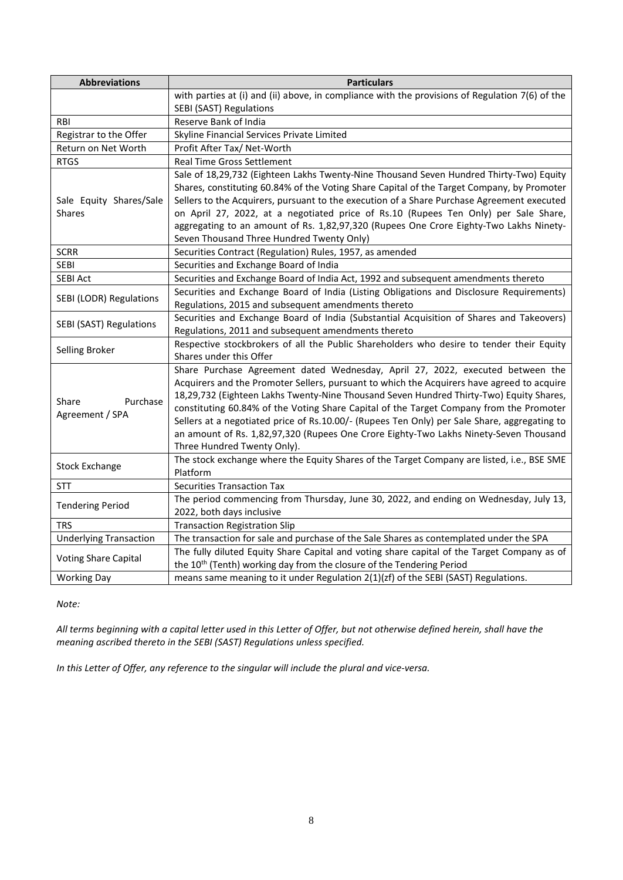| Abbreviations | Particulars |
|---|---|
| | with parties at (i) and (ii) above, in compliance with the provisions of Regulation 7(6) of the SEBI (SAST) Regulations |
| RBI | Reserve Bank of India |
| Registrar to the Offer | Skyline Financial Services Private Limited |
| Return on Net Worth | Profit After Tax/ Net-Worth |
| RTGS | Real Time Gross Settlement |
| Sale Equity Shares/Sale Shares | Sale of 18,29,732 (Eighteen Lakhs Twenty-Nine Thousand Seven Hundred Thirty-Two) Equity Shares, constituting 60.84% of the Voting Share Capital of the Target Company, by Promoter Sellers to the Acquirers, pursuant to the execution of a Share Purchase Agreement executed on April 27, 2022, at a negotiated price of Rs.10 (Rupees Ten Only) per Sale Share, aggregating to an amount of Rs. 1,82,97,320 (Rupees One Crore Eighty-Two Lakhs Ninety-Seven Thousand Three Hundred Twenty Only) |
| SCRR | Securities Contract (Regulation) Rules, 1957, as amended |
| SEBI | Securities and Exchange Board of India |
| SEBI Act | Securities and Exchange Board of India Act, 1992 and subsequent amendments thereto |
| SEBI (LODR) Regulations | Securities and Exchange Board of India (Listing Obligations and Disclosure Requirements) Regulations, 2015 and subsequent amendments thereto |
| SEBI (SAST) Regulations | Securities and Exchange Board of India (Substantial Acquisition of Shares and Takeovers) Regulations, 2011 and subsequent amendments thereto |
| Selling Broker | Respective stockbrokers of all the Public Shareholders who desire to tender their Equity Shares under this Offer |
| Share Purchase Agreement / SPA | Share Purchase Agreement dated Wednesday, April 27, 2022, executed between the Acquirers and the Promoter Sellers, pursuant to which the Acquirers have agreed to acquire 18,29,732 (Eighteen Lakhs Twenty-Nine Thousand Seven Hundred Thirty-Two) Equity Shares, constituting 60.84% of the Voting Share Capital of the Target Company from the Promoter Sellers at a negotiated price of Rs.10.00/- (Rupees Ten Only) per Sale Share, aggregating to an amount of Rs. 1,82,97,320 (Rupees One Crore Eighty-Two Lakhs Ninety-Seven Thousand Three Hundred Twenty Only). |
| Stock Exchange | The stock exchange where the Equity Shares of the Target Company are listed, i.e., BSE SME Platform |
| STT | Securities Transaction Tax |
| Tendering Period | The period commencing from Thursday, June 30, 2022, and ending on Wednesday, July 13, 2022, both days inclusive |
| TRS | Transaction Registration Slip |
| Underlying Transaction | The transaction for sale and purchase of the Sale Shares as contemplated under the SPA |
| Voting Share Capital | The fully diluted Equity Share Capital and voting share capital of the Target Company as of the 10th (Tenth) working day from the closure of the Tendering Period |
| Working Day | means same meaning to it under Regulation 2(1)(zf) of the SEBI (SAST) Regulations. |

*Note:*

*All terms beginning with a capital letter used in this Letter of Offer, but not otherwise defined herein, shall have the meaning ascribed thereto in the SEBI (SAST) Regulations unless specified.*

*In this Letter of Offer, any reference to the singular will include the plural and vice-versa.*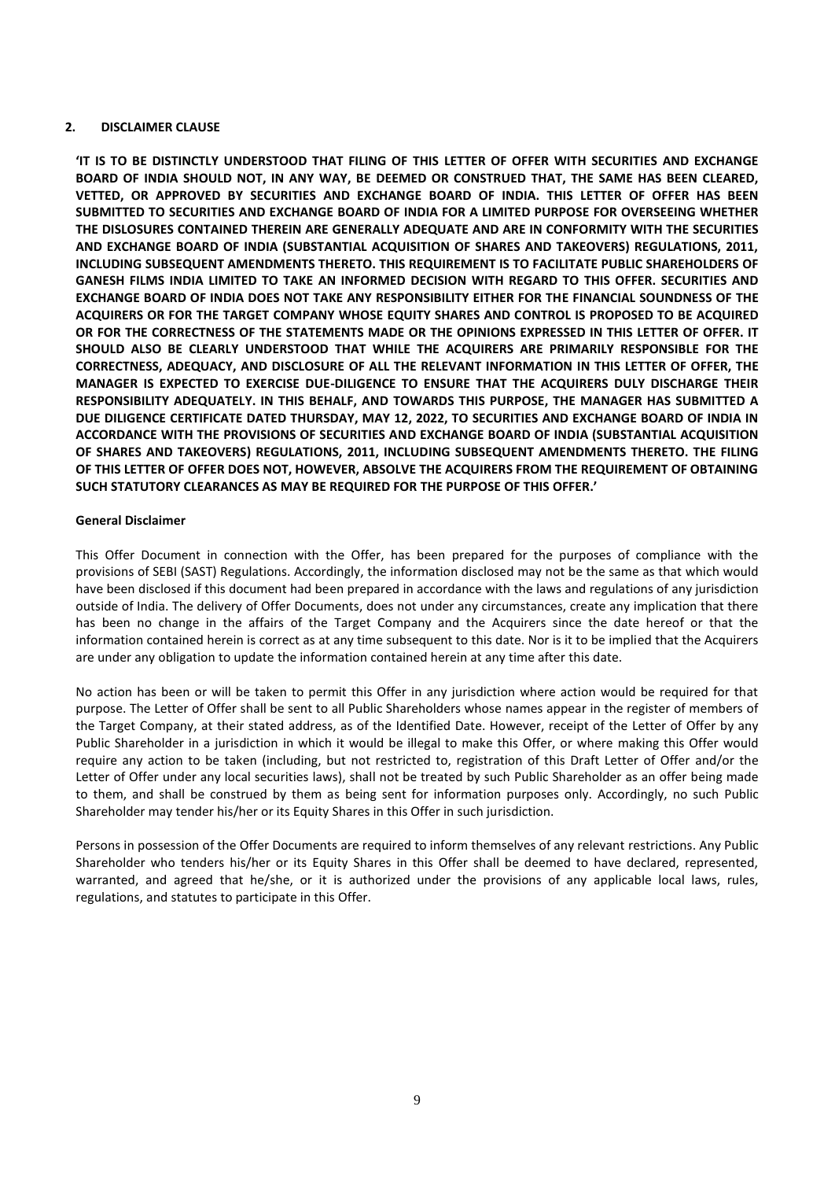## 2. DISCLAIMER CLAUSE

**'IT IS TO BE DISTINCTLY UNDERSTOOD THAT FILING OF THIS LETTER OF OFFER WITH SECURITIES AND EXCHANGE BOARD OF INDIA SHOULD NOT, IN ANY WAY, BE DEEMED OR CONSTRUED THAT, THE SAME HAS BEEN CLEARED, VETTED, OR APPROVED BY SECURITIES AND EXCHANGE BOARD OF INDIA. THIS LETTER OF OFFER HAS BEEN SUBMITTED TO SECURITIES AND EXCHANGE BOARD OF INDIA FOR A LIMITED PURPOSE FOR OVERSEEING WHETHER THE DISLOSURES CONTAINED THEREIN ARE GENERALLY ADEQUATE AND ARE IN CONFORMITY WITH THE SECURITIES AND EXCHANGE BOARD OF INDIA (SUBSTANTIAL ACQUISITION OF SHARES AND TAKEOVERS) REGULATIONS, 2011, INCLUDING SUBSEQUENT AMENDMENTS THERETO. THIS REQUIREMENT IS TO FACILITATE PUBLIC SHAREHOLDERS OF GANESH FILMS INDIA LIMITED TO TAKE AN INFORMED DECISION WITH REGARD TO THIS OFFER. SECURITIES AND EXCHANGE BOARD OF INDIA DOES NOT TAKE ANY RESPONSIBILITY EITHER FOR THE FINANCIAL SOUNDNESS OF THE ACQUIRERS OR FOR THE TARGET COMPANY WHOSE EQUITY SHARES AND CONTROL IS PROPOSED TO BE ACQUIRED OR FOR THE CORRECTNESS OF THE STATEMENTS MADE OR THE OPINIONS EXPRESSED IN THIS LETTER OF OFFER. IT SHOULD ALSO BE CLEARLY UNDERSTOOD THAT WHILE THE ACQUIRERS ARE PRIMARILY RESPONSIBLE FOR THE CORRECTNESS, ADEQUACY, AND DISCLOSURE OF ALL THE RELEVANT INFORMATION IN THIS LETTER OF OFFER, THE MANAGER IS EXPECTED TO EXERCISE DUE-DILIGENCE TO ENSURE THAT THE ACQUIRERS DULY DISCHARGE THEIR RESPONSIBILITY ADEQUATELY. IN THIS BEHALF, AND TOWARDS THIS PURPOSE, THE MANAGER HAS SUBMITTED A DUE DILIGENCE CERTIFICATE DATED THURSDAY, MAY 12, 2022, TO SECURITIES AND EXCHANGE BOARD OF INDIA IN ACCORDANCE WITH THE PROVISIONS OF SECURITIES AND EXCHANGE BOARD OF INDIA (SUBSTANTIAL ACQUISITION OF SHARES AND TAKEOVERS) REGULATIONS, 2011, INCLUDING SUBSEQUENT AMENDMENTS THERETO. THE FILING OF THIS LETTER OF OFFER DOES NOT, HOWEVER, ABSOLVE THE ACQUIRERS FROM THE REQUIREMENT OF OBTAINING SUCH STATUTORY CLEARANCES AS MAY BE REQUIRED FOR THE PURPOSE OF THIS OFFER.'**

**General Disclaimer**

This Offer Document in connection with the Offer, has been prepared for the purposes of compliance with the provisions of SEBI (SAST) Regulations. Accordingly, the information disclosed may not be the same as that which would have been disclosed if this document had been prepared in accordance with the laws and regulations of any jurisdiction outside of India. The delivery of Offer Documents, does not under any circumstances, create any implication that there has been no change in the affairs of the Target Company and the Acquirers since the date hereof or that the information contained herein is correct as at any time subsequent to this date. Nor is it to be implied that the Acquirers are under any obligation to update the information contained herein at any time after this date.

No action has been or will be taken to permit this Offer in any jurisdiction where action would be required for that purpose. The Letter of Offer shall be sent to all Public Shareholders whose names appear in the register of members of the Target Company, at their stated address, as of the Identified Date. However, receipt of the Letter of Offer by any Public Shareholder in a jurisdiction in which it would be illegal to make this Offer, or where making this Offer would require any action to be taken (including, but not restricted to, registration of this Draft Letter of Offer and/or the Letter of Offer under any local securities laws), shall not be treated by such Public Shareholder as an offer being made to them, and shall be construed by them as being sent for information purposes only. Accordingly, no such Public Shareholder may tender his/her or its Equity Shares in this Offer in such jurisdiction.

Persons in possession of the Offer Documents are required to inform themselves of any relevant restrictions. Any Public Shareholder who tenders his/her or its Equity Shares in this Offer shall be deemed to have declared, represented, warranted, and agreed that he/she, or it is authorized under the provisions of any applicable local laws, rules, regulations, and statutes to participate in this Offer.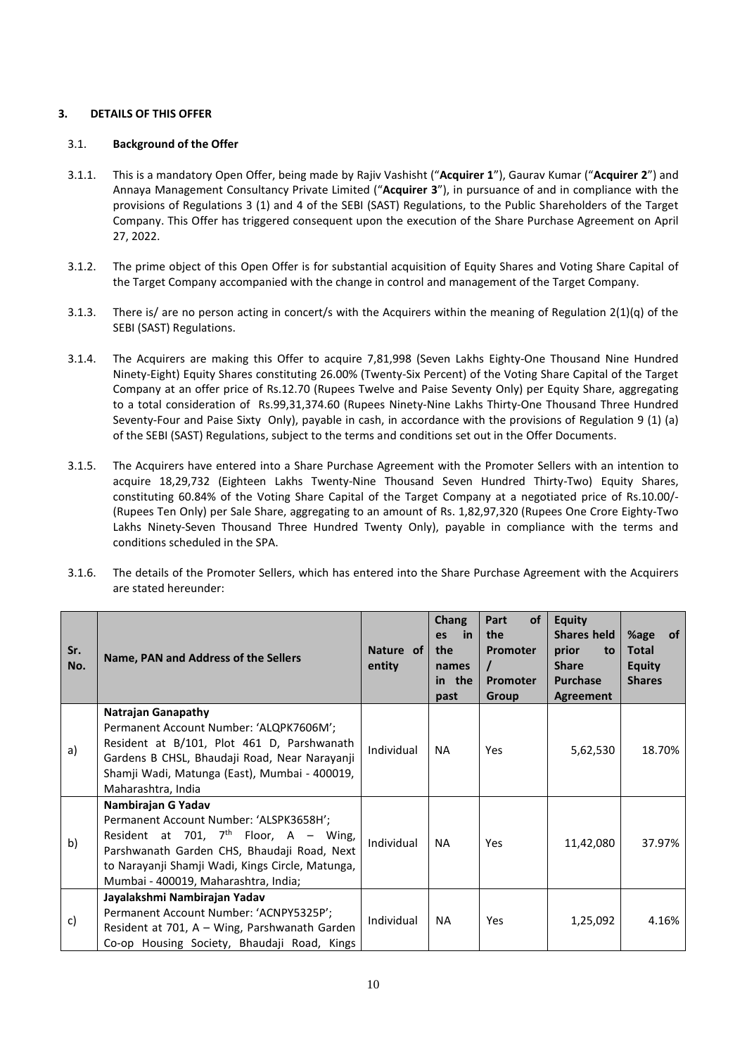## 3. DETAILS OF THIS OFFER

### 3.1. Background of the Offer

3.1.1. This is a mandatory Open Offer, being made by Rajiv Vashisht ("**Acquirer 1**"), Gaurav Kumar ("**Acquirer 2**") and Annaya Management Consultancy Private Limited ("**Acquirer 3**"), in pursuance of and in compliance with the provisions of Regulations 3 (1) and 4 of the SEBI (SAST) Regulations, to the Public Shareholders of the Target Company. This Offer has triggered consequent upon the execution of the Share Purchase Agreement on April 27, 2022.

3.1.2. The prime object of this Open Offer is for substantial acquisition of Equity Shares and Voting Share Capital of the Target Company accompanied with the change in control and management of the Target Company.

3.1.3. There is/ are no person acting in concert/s with the Acquirers within the meaning of Regulation 2(1)(q) of the SEBI (SAST) Regulations.

3.1.4. The Acquirers are making this Offer to acquire 7,81,998 (Seven Lakhs Eighty-One Thousand Nine Hundred Ninety-Eight) Equity Shares constituting 26.00% (Twenty-Six Percent) of the Voting Share Capital of the Target Company at an offer price of Rs.12.70 (Rupees Twelve and Paise Seventy Only) per Equity Share, aggregating to a total consideration of Rs.99,31,374.60 (Rupees Ninety-Nine Lakhs Thirty-One Thousand Three Hundred Seventy-Four and Paise Sixty Only), payable in cash, in accordance with the provisions of Regulation 9 (1) (a) of the SEBI (SAST) Regulations, subject to the terms and conditions set out in the Offer Documents.

3.1.5. The Acquirers have entered into a Share Purchase Agreement with the Promoter Sellers with an intention to acquire 18,29,732 (Eighteen Lakhs Twenty-Nine Thousand Seven Hundred Thirty-Two) Equity Shares, constituting 60.84% of the Voting Share Capital of the Target Company at a negotiated price of Rs.10.00/- (Rupees Ten Only) per Sale Share, aggregating to an amount of Rs. 1,82,97,320 (Rupees One Crore Eighty-Two Lakhs Ninety-Seven Thousand Three Hundred Twenty Only), payable in compliance with the terms and conditions scheduled in the SPA.

3.1.6. The details of the Promoter Sellers, which has entered into the Share Purchase Agreement with the Acquirers are stated hereunder:

| Sr. No. | Name, PAN and Address of the Sellers | Nature of entity | Changes in the names in the past | Part of the Promoter / Promoter Group | Equity Shares held prior to Share Purchase Agreement | %age of Total Equity Shares |
|---|---|---|---|---|---|---|
| a) | **Natrajan Ganapathy**<br>Permanent Account Number: 'ALQPK7606M';<br>Resident at B/101, Plot 461 D, Parshwanath Gardens B CHSL, Bhaudaji Road, Near Narayanji Shamji Wadi, Matunga (East), Mumbai - 400019, Maharashtra, India | Individual | NA | Yes | 5,62,530 | 18.70% |
| b) | **Nambirajan G Yadav**<br>Permanent Account Number: 'ALSPK3658H';<br>Resident at 701, 7th Floor, A – Wing, Parshwanath Garden CHS, Bhaudaji Road, Next to Narayanji Shamji Wadi, Kings Circle, Matunga, Mumbai - 400019, Maharashtra, India; | Individual | NA | Yes | 11,42,080 | 37.97% |
| c) | **Jayalakshmi Nambirajan Yadav**<br>Permanent Account Number: 'ACNPY5325P';<br>Resident at 701, A – Wing, Parshwanath Garden Co-op Housing Society, Bhaudaji Road, Kings | Individual | NA | Yes | 1,25,092 | 4.16% |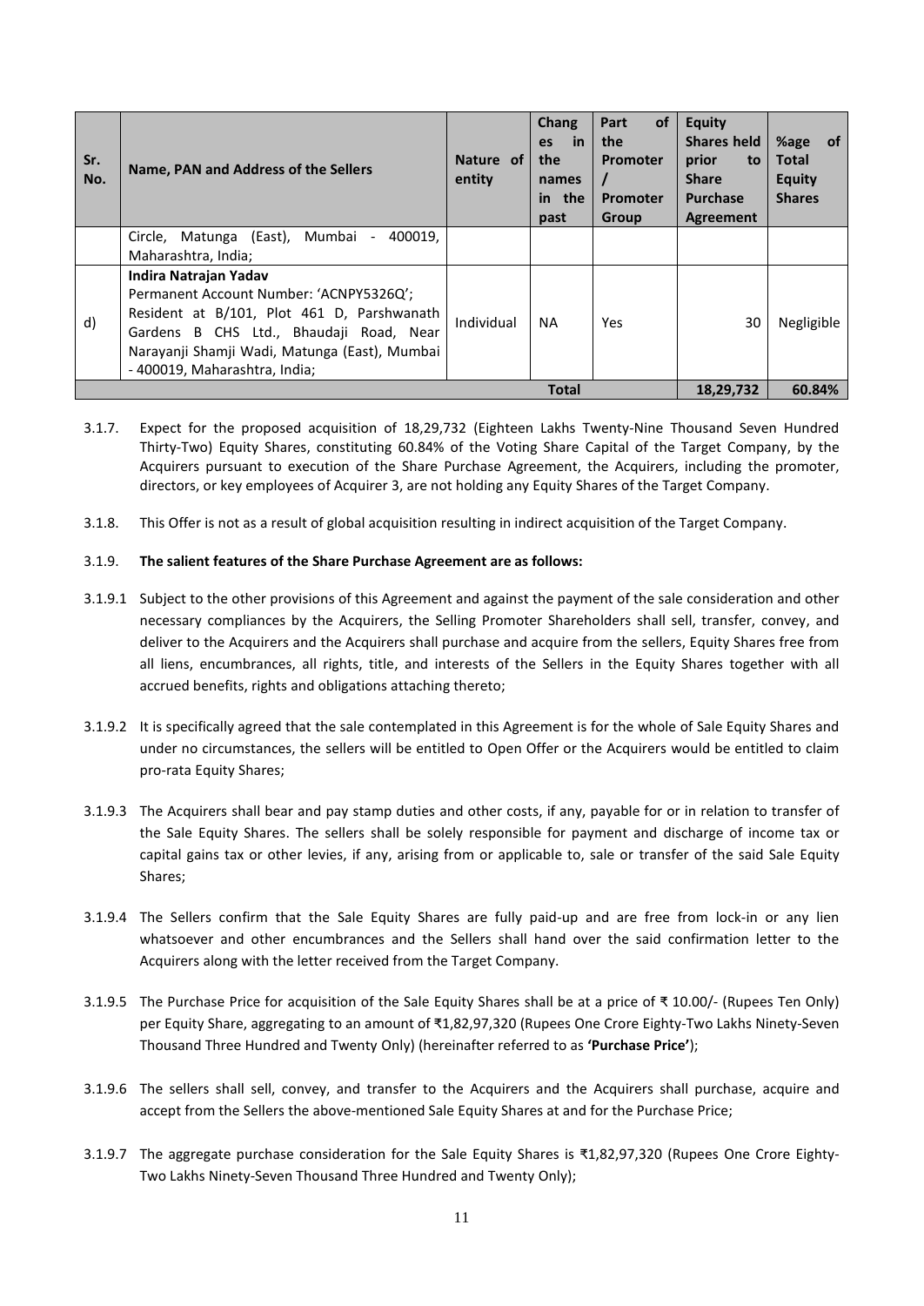| Sr. No. | Name, PAN and Address of the Sellers | Nature of entity | Changes in the names in the past | Part of the Promoter / Promoter Group | Equity Shares held prior to Share Purchase Agreement | %age of Total Equity Shares |
|---|---|---|---|---|---|---|
| | Circle, Matunga (East), Mumbai - 400019, Maharashtra, India; | | | | | |
| d) | **Indira Natrajan Yadav** Permanent Account Number: 'ACNPY5326Q'; Resident at B/101, Plot 461 D, Parshwanath Gardens B CHS Ltd., Bhaudaji Road, Near Narayanji Shamji Wadi, Matunga (East), Mumbai - 400019, Maharashtra, India; | Individual | NA | Yes | 30 | Negligible |
| | | | **Total** | | **18,29,732** | **60.84%** |

3.1.7. Expect for the proposed acquisition of 18,29,732 (Eighteen Lakhs Twenty-Nine Thousand Seven Hundred Thirty-Two) Equity Shares, constituting 60.84% of the Voting Share Capital of the Target Company, by the Acquirers pursuant to execution of the Share Purchase Agreement, the Acquirers, including the promoter, directors, or key employees of Acquirer 3, are not holding any Equity Shares of the Target Company.

3.1.8. This Offer is not as a result of global acquisition resulting in indirect acquisition of the Target Company.

3.1.9. **The salient features of the Share Purchase Agreement are as follows:**

3.1.9.1 Subject to the other provisions of this Agreement and against the payment of the sale consideration and other necessary compliances by the Acquirers, the Selling Promoter Shareholders shall sell, transfer, convey, and deliver to the Acquirers and the Acquirers shall purchase and acquire from the sellers, Equity Shares free from all liens, encumbrances, all rights, title, and interests of the Sellers in the Equity Shares together with all accrued benefits, rights and obligations attaching thereto;

3.1.9.2 It is specifically agreed that the sale contemplated in this Agreement is for the whole of Sale Equity Shares and under no circumstances, the sellers will be entitled to Open Offer or the Acquirers would be entitled to claim pro-rata Equity Shares;

3.1.9.3 The Acquirers shall bear and pay stamp duties and other costs, if any, payable for or in relation to transfer of the Sale Equity Shares. The sellers shall be solely responsible for payment and discharge of income tax or capital gains tax or other levies, if any, arising from or applicable to, sale or transfer of the said Sale Equity Shares;

3.1.9.4 The Sellers confirm that the Sale Equity Shares are fully paid-up and are free from lock-in or any lien whatsoever and other encumbrances and the Sellers shall hand over the said confirmation letter to the Acquirers along with the letter received from the Target Company.

3.1.9.5 The Purchase Price for acquisition of the Sale Equity Shares shall be at a price of ₹ 10.00/- (Rupees Ten Only) per Equity Share, aggregating to an amount of ₹1,82,97,320 (Rupees One Crore Eighty-Two Lakhs Ninety-Seven Thousand Three Hundred and Twenty Only) (hereinafter referred to as **'Purchase Price'**);

3.1.9.6 The sellers shall sell, convey, and transfer to the Acquirers and the Acquirers shall purchase, acquire and accept from the Sellers the above-mentioned Sale Equity Shares at and for the Purchase Price;

3.1.9.7 The aggregate purchase consideration for the Sale Equity Shares is ₹1,82,97,320 (Rupees One Crore Eighty-Two Lakhs Ninety-Seven Thousand Three Hundred and Twenty Only);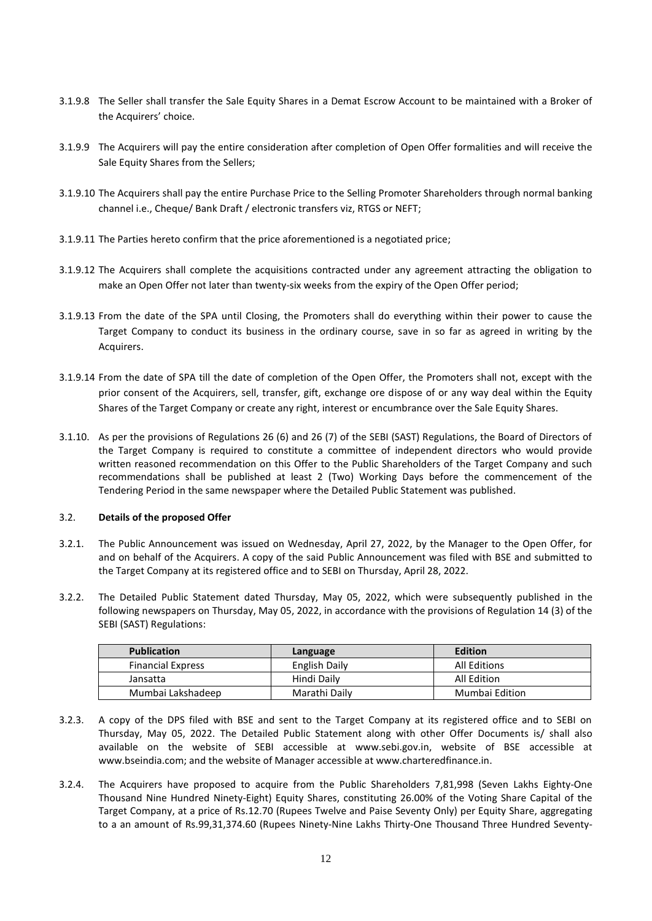3.1.9.8 The Seller shall transfer the Sale Equity Shares in a Demat Escrow Account to be maintained with a Broker of the Acquirers' choice.

3.1.9.9 The Acquirers will pay the entire consideration after completion of Open Offer formalities and will receive the Sale Equity Shares from the Sellers;

3.1.9.10 The Acquirers shall pay the entire Purchase Price to the Selling Promoter Shareholders through normal banking channel i.e., Cheque/ Bank Draft / electronic transfers viz, RTGS or NEFT;

3.1.9.11 The Parties hereto confirm that the price aforementioned is a negotiated price;

3.1.9.12 The Acquirers shall complete the acquisitions contracted under any agreement attracting the obligation to make an Open Offer not later than twenty-six weeks from the expiry of the Open Offer period;

3.1.9.13 From the date of the SPA until Closing, the Promoters shall do everything within their power to cause the Target Company to conduct its business in the ordinary course, save in so far as agreed in writing by the Acquirers.

3.1.9.14 From the date of SPA till the date of completion of the Open Offer, the Promoters shall not, except with the prior consent of the Acquirers, sell, transfer, gift, exchange ore dispose of or any way deal within the Equity Shares of the Target Company or create any right, interest or encumbrance over the Sale Equity Shares.

3.1.10. As per the provisions of Regulations 26 (6) and 26 (7) of the SEBI (SAST) Regulations, the Board of Directors of the Target Company is required to constitute a committee of independent directors who would provide written reasoned recommendation on this Offer to the Public Shareholders of the Target Company and such recommendations shall be published at least 2 (Two) Working Days before the commencement of the Tendering Period in the same newspaper where the Detailed Public Statement was published.

3.2. **Details of the proposed Offer**

3.2.1. The Public Announcement was issued on Wednesday, April 27, 2022, by the Manager to the Open Offer, for and on behalf of the Acquirers. A copy of the said Public Announcement was filed with BSE and submitted to the Target Company at its registered office and to SEBI on Thursday, April 28, 2022.

3.2.2. The Detailed Public Statement dated Thursday, May 05, 2022, which were subsequently published in the following newspapers on Thursday, May 05, 2022, in accordance with the provisions of Regulation 14 (3) of the SEBI (SAST) Regulations:

| Publication | Language | Edition |
|---|---|---|
| Financial Express | English Daily | All Editions |
| Jansatta | Hindi Daily | All Edition |
| Mumbai Lakshadeep | Marathi Daily | Mumbai Edition |

3.2.3. A copy of the DPS filed with BSE and sent to the Target Company at its registered office and to SEBI on Thursday, May 05, 2022. The Detailed Public Statement along with other Offer Documents is/ shall also available on the website of SEBI accessible at www.sebi.gov.in, website of BSE accessible at www.bseindia.com; and the website of Manager accessible at www.charteredfinance.in.

3.2.4. The Acquirers have proposed to acquire from the Public Shareholders 7,81,998 (Seven Lakhs Eighty-One Thousand Nine Hundred Ninety-Eight) Equity Shares, constituting 26.00% of the Voting Share Capital of the Target Company, at a price of Rs.12.70 (Rupees Twelve and Paise Seventy Only) per Equity Share, aggregating to a an amount of Rs.99,31,374.60 (Rupees Ninety-Nine Lakhs Thirty-One Thousand Three Hundred Seventy-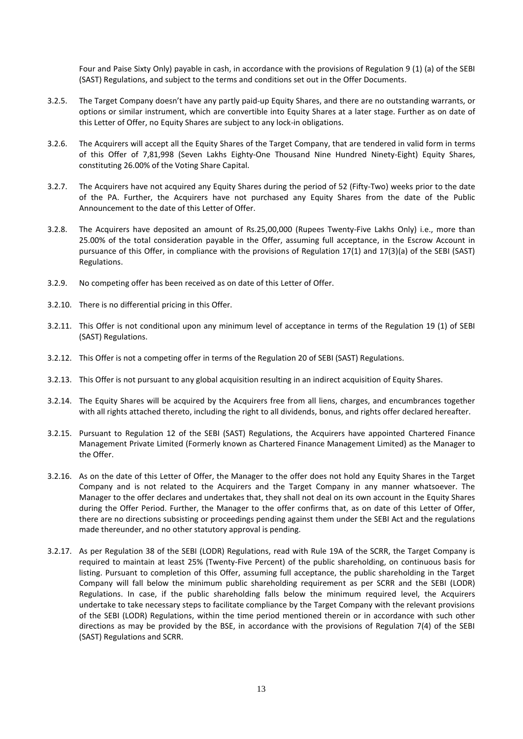Four and Paise Sixty Only) payable in cash, in accordance with the provisions of Regulation 9 (1) (a) of the SEBI (SAST) Regulations, and subject to the terms and conditions set out in the Offer Documents.

3.2.5. The Target Company doesn't have any partly paid-up Equity Shares, and there are no outstanding warrants, or options or similar instrument, which are convertible into Equity Shares at a later stage. Further as on date of this Letter of Offer, no Equity Shares are subject to any lock-in obligations.

3.2.6. The Acquirers will accept all the Equity Shares of the Target Company, that are tendered in valid form in terms of this Offer of 7,81,998 (Seven Lakhs Eighty-One Thousand Nine Hundred Ninety-Eight) Equity Shares, constituting 26.00% of the Voting Share Capital.

3.2.7. The Acquirers have not acquired any Equity Shares during the period of 52 (Fifty-Two) weeks prior to the date of the PA. Further, the Acquirers have not purchased any Equity Shares from the date of the Public Announcement to the date of this Letter of Offer.

3.2.8. The Acquirers have deposited an amount of Rs.25,00,000 (Rupees Twenty-Five Lakhs Only) i.e., more than 25.00% of the total consideration payable in the Offer, assuming full acceptance, in the Escrow Account in pursuance of this Offer, in compliance with the provisions of Regulation 17(1) and 17(3)(a) of the SEBI (SAST) Regulations.

3.2.9. No competing offer has been received as on date of this Letter of Offer.

3.2.10. There is no differential pricing in this Offer.

3.2.11. This Offer is not conditional upon any minimum level of acceptance in terms of the Regulation 19 (1) of SEBI (SAST) Regulations.

3.2.12. This Offer is not a competing offer in terms of the Regulation 20 of SEBI (SAST) Regulations.

3.2.13. This Offer is not pursuant to any global acquisition resulting in an indirect acquisition of Equity Shares.

3.2.14. The Equity Shares will be acquired by the Acquirers free from all liens, charges, and encumbrances together with all rights attached thereto, including the right to all dividends, bonus, and rights offer declared hereafter.

3.2.15. Pursuant to Regulation 12 of the SEBI (SAST) Regulations, the Acquirers have appointed Chartered Finance Management Private Limited (Formerly known as Chartered Finance Management Limited) as the Manager to the Offer.

3.2.16. As on the date of this Letter of Offer, the Manager to the offer does not hold any Equity Shares in the Target Company and is not related to the Acquirers and the Target Company in any manner whatsoever. The Manager to the offer declares and undertakes that, they shall not deal on its own account in the Equity Shares during the Offer Period. Further, the Manager to the offer confirms that, as on date of this Letter of Offer, there are no directions subsisting or proceedings pending against them under the SEBI Act and the regulations made thereunder, and no other statutory approval is pending.

3.2.17. As per Regulation 38 of the SEBI (LODR) Regulations, read with Rule 19A of the SCRR, the Target Company is required to maintain at least 25% (Twenty-Five Percent) of the public shareholding, on continuous basis for listing. Pursuant to completion of this Offer, assuming full acceptance, the public shareholding in the Target Company will fall below the minimum public shareholding requirement as per SCRR and the SEBI (LODR) Regulations. In case, if the public shareholding falls below the minimum required level, the Acquirers undertake to take necessary steps to facilitate compliance by the Target Company with the relevant provisions of the SEBI (LODR) Regulations, within the time period mentioned therein or in accordance with such other directions as may be provided by the BSE, in accordance with the provisions of Regulation 7(4) of the SEBI (SAST) Regulations and SCRR.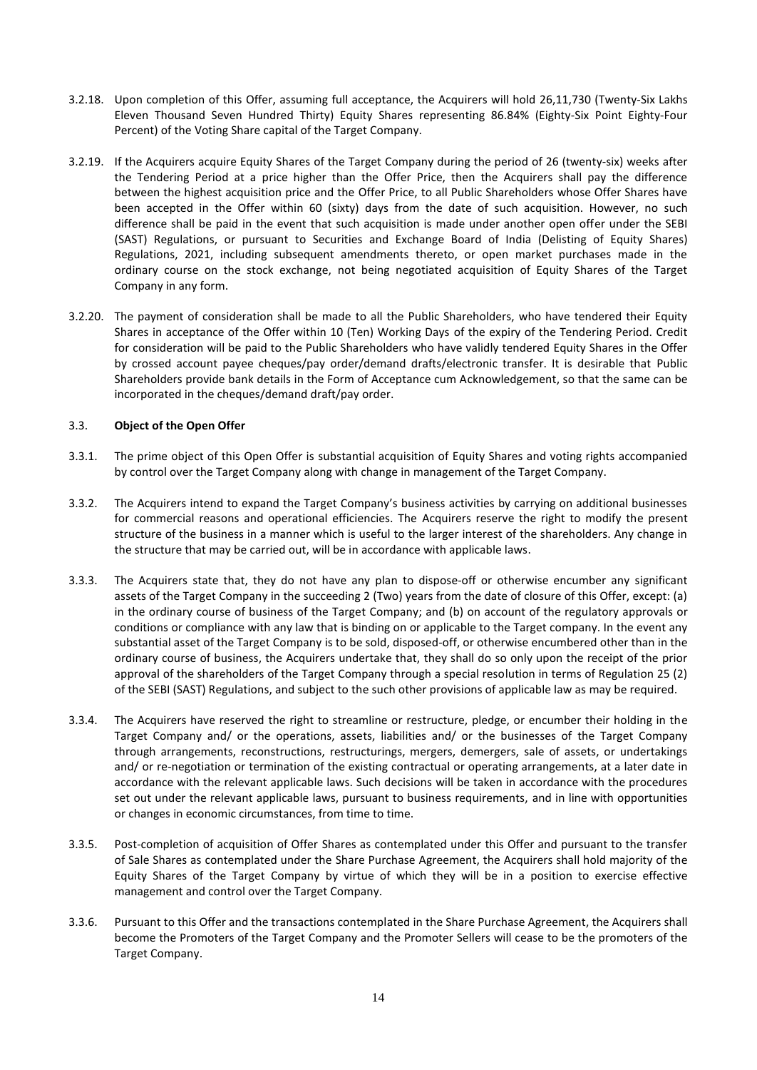3.2.18. Upon completion of this Offer, assuming full acceptance, the Acquirers will hold 26,11,730 (Twenty-Six Lakhs Eleven Thousand Seven Hundred Thirty) Equity Shares representing 86.84% (Eighty-Six Point Eighty-Four Percent) of the Voting Share capital of the Target Company.

3.2.19. If the Acquirers acquire Equity Shares of the Target Company during the period of 26 (twenty-six) weeks after the Tendering Period at a price higher than the Offer Price, then the Acquirers shall pay the difference between the highest acquisition price and the Offer Price, to all Public Shareholders whose Offer Shares have been accepted in the Offer within 60 (sixty) days from the date of such acquisition. However, no such difference shall be paid in the event that such acquisition is made under another open offer under the SEBI (SAST) Regulations, or pursuant to Securities and Exchange Board of India (Delisting of Equity Shares) Regulations, 2021, including subsequent amendments thereto, or open market purchases made in the ordinary course on the stock exchange, not being negotiated acquisition of Equity Shares of the Target Company in any form.

3.2.20. The payment of consideration shall be made to all the Public Shareholders, who have tendered their Equity Shares in acceptance of the Offer within 10 (Ten) Working Days of the expiry of the Tendering Period. Credit for consideration will be paid to the Public Shareholders who have validly tendered Equity Shares in the Offer by crossed account payee cheques/pay order/demand drafts/electronic transfer. It is desirable that Public Shareholders provide bank details in the Form of Acceptance cum Acknowledgement, so that the same can be incorporated in the cheques/demand draft/pay order.

### 3.3. **Object of the Open Offer**

3.3.1. The prime object of this Open Offer is substantial acquisition of Equity Shares and voting rights accompanied by control over the Target Company along with change in management of the Target Company.

3.3.2. The Acquirers intend to expand the Target Company's business activities by carrying on additional businesses for commercial reasons and operational efficiencies. The Acquirers reserve the right to modify the present structure of the business in a manner which is useful to the larger interest of the shareholders. Any change in the structure that may be carried out, will be in accordance with applicable laws.

3.3.3. The Acquirers state that, they do not have any plan to dispose-off or otherwise encumber any significant assets of the Target Company in the succeeding 2 (Two) years from the date of closure of this Offer, except: (a) in the ordinary course of business of the Target Company; and (b) on account of the regulatory approvals or conditions or compliance with any law that is binding on or applicable to the Target company. In the event any substantial asset of the Target Company is to be sold, disposed-off, or otherwise encumbered other than in the ordinary course of business, the Acquirers undertake that, they shall do so only upon the receipt of the prior approval of the shareholders of the Target Company through a special resolution in terms of Regulation 25 (2) of the SEBI (SAST) Regulations, and subject to the such other provisions of applicable law as may be required.

3.3.4. The Acquirers have reserved the right to streamline or restructure, pledge, or encumber their holding in the Target Company and/ or the operations, assets, liabilities and/ or the businesses of the Target Company through arrangements, reconstructions, restructurings, mergers, demergers, sale of assets, or undertakings and/ or re-negotiation or termination of the existing contractual or operating arrangements, at a later date in accordance with the relevant applicable laws. Such decisions will be taken in accordance with the procedures set out under the relevant applicable laws, pursuant to business requirements, and in line with opportunities or changes in economic circumstances, from time to time.

3.3.5. Post-completion of acquisition of Offer Shares as contemplated under this Offer and pursuant to the transfer of Sale Shares as contemplated under the Share Purchase Agreement, the Acquirers shall hold majority of the Equity Shares of the Target Company by virtue of which they will be in a position to exercise effective management and control over the Target Company.

3.3.6. Pursuant to this Offer and the transactions contemplated in the Share Purchase Agreement, the Acquirers shall become the Promoters of the Target Company and the Promoter Sellers will cease to be the promoters of the Target Company.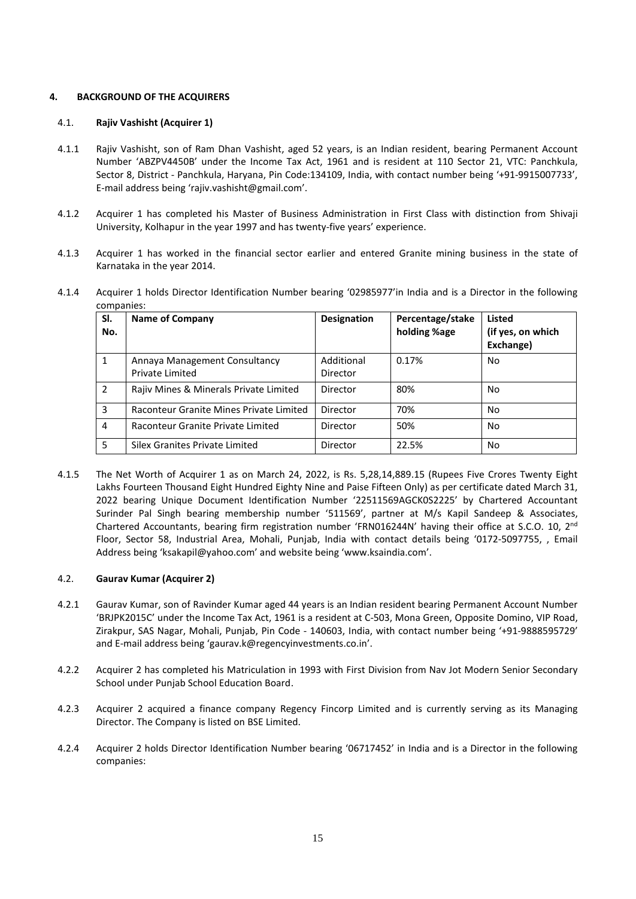## 4. BACKGROUND OF THE ACQUIRERS

### 4.1. Rajiv Vashisht (Acquirer 1)

4.1.1 Rajiv Vashisht, son of Ram Dhan Vashisht, aged 52 years, is an Indian resident, bearing Permanent Account Number 'ABZPV4450B' under the Income Tax Act, 1961 and is resident at 110 Sector 21, VTC: Panchkula, Sector 8, District - Panchkula, Haryana, Pin Code:134109, India, with contact number being '+91-9915007733', E-mail address being 'rajiv.vashisht@gmail.com'.

4.1.2 Acquirer 1 has completed his Master of Business Administration in First Class with distinction from Shivaji University, Kolhapur in the year 1997 and has twenty-five years' experience.

4.1.3 Acquirer 1 has worked in the financial sector earlier and entered Granite mining business in the state of Karnataka in the year 2014.

4.1.4 Acquirer 1 holds Director Identification Number bearing '02985977'in India and is a Director in the following companies:

| Sl. No. | Name of Company | Designation | Percentage/stake holding %age | Listed (if yes, on which Exchange) |
|---|---|---|---|---|
| 1 | Annaya Management Consultancy Private Limited | Additional Director | 0.17% | No |
| 2 | Rajiv Mines & Minerals Private Limited | Director | 80% | No |
| 3 | Raconteur Granite Mines Private Limited | Director | 70% | No |
| 4 | Raconteur Granite Private Limited | Director | 50% | No |
| 5 | Silex Granites Private Limited | Director | 22.5% | No |

4.1.5 The Net Worth of Acquirer 1 as on March 24, 2022, is Rs. 5,28,14,889.15 (Rupees Five Crores Twenty Eight Lakhs Fourteen Thousand Eight Hundred Eighty Nine and Paise Fifteen Only) as per certificate dated March 31, 2022 bearing Unique Document Identification Number '22511569AGCK0S2225' by Chartered Accountant Surinder Pal Singh bearing membership number '511569', partner at M/s Kapil Sandeep & Associates, Chartered Accountants, bearing firm registration number 'FRN016244N' having their office at S.C.O. 10, 2nd Floor, Sector 58, Industrial Area, Mohali, Punjab, India with contact details being '0172-5097755, , Email Address being 'ksakapil@yahoo.com' and website being 'www.ksaindia.com'.

### 4.2. Gaurav Kumar (Acquirer 2)

4.2.1 Gaurav Kumar, son of Ravinder Kumar aged 44 years is an Indian resident bearing Permanent Account Number 'BRJPK2015C' under the Income Tax Act, 1961 is a resident at C-503, Mona Green, Opposite Domino, VIP Road, Zirakpur, SAS Nagar, Mohali, Punjab, Pin Code - 140603, India, with contact number being '+91-9888595729' and E-mail address being 'gaurav.k@regencyinvestments.co.in'.

4.2.2 Acquirer 2 has completed his Matriculation in 1993 with First Division from Nav Jot Modern Senior Secondary School under Punjab School Education Board.

4.2.3 Acquirer 2 acquired a finance company Regency Fincorp Limited and is currently serving as its Managing Director. The Company is listed on BSE Limited.

4.2.4 Acquirer 2 holds Director Identification Number bearing '06717452' in India and is a Director in the following companies: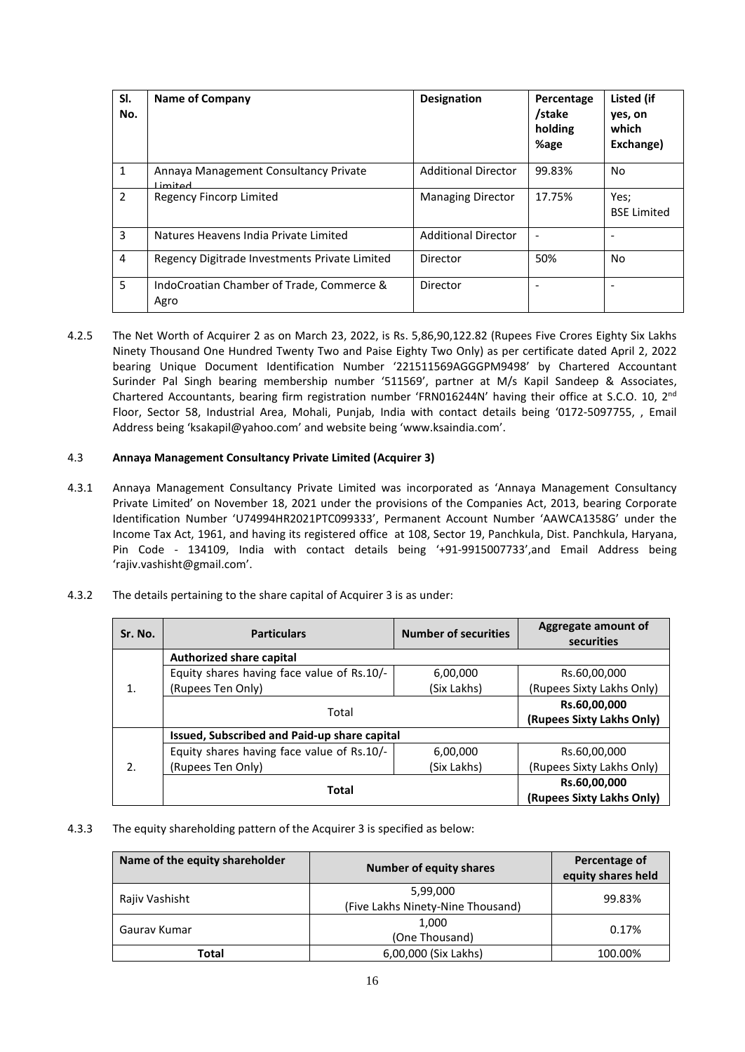| Sl. No. | Name of Company | Designation | Percentage /stake holding %age | Listed (if yes, on which Exchange) |
|---|---|---|---|---|
| 1 | Annaya Management Consultancy Private Limited | Additional Director | 99.83% | No |
| 2 | Regency Fincorp Limited | Managing Director | 17.75% | Yes; BSE Limited |
| 3 | Natures Heavens India Private Limited | Additional Director | - | - |
| 4 | Regency Digitrade Investments Private Limited | Director | 50% | No |
| 5 | IndoCroatian Chamber of Trade, Commerce & Agro | Director | - | - |

4.2.5 The Net Worth of Acquirer 2 as on March 23, 2022, is Rs. 5,86,90,122.82 (Rupees Five Crores Eighty Six Lakhs Ninety Thousand One Hundred Twenty Two and Paise Eighty Two Only) as per certificate dated April 2, 2022 bearing Unique Document Identification Number '221511569AGGGPM9498' by Chartered Accountant Surinder Pal Singh bearing membership number '511569', partner at M/s Kapil Sandeep & Associates, Chartered Accountants, bearing firm registration number 'FRN016244N' having their office at S.C.O. 10, 2nd Floor, Sector 58, Industrial Area, Mohali, Punjab, India with contact details being '0172-5097755, , Email Address being 'ksakapil@yahoo.com' and website being 'www.ksaindia.com'.

### 4.3 **Annaya Management Consultancy Private Limited (Acquirer 3)**

4.3.1 Annaya Management Consultancy Private Limited was incorporated as 'Annaya Management Consultancy Private Limited' on November 18, 2021 under the provisions of the Companies Act, 2013, bearing Corporate Identification Number 'U74994HR2021PTC099333', Permanent Account Number 'AAWCA1358G' under the Income Tax Act, 1961, and having its registered office at 108, Sector 19, Panchkula, Dist. Panchkula, Haryana, Pin Code - 134109, India with contact details being '+91-9915007733',and Email Address being 'rajiv.vashisht@gmail.com'.

4.3.2 The details pertaining to the share capital of Acquirer 3 is as under:

| Sr. No. | Particulars | Number of securities | Aggregate amount of securities |
|---|---|---|---|
| 1. | **Authorized share capital** | | |
| | Equity shares having face value of Rs.10/- (Rupees Ten Only) | 6,00,000 (Six Lakhs) | Rs.60,00,000 (Rupees Sixty Lakhs Only) |
| | Total | | **Rs.60,00,000 (Rupees Sixty Lakhs Only)** |
| 2. | **Issued, Subscribed and Paid-up share capital** | | |
| | Equity shares having face value of Rs.10/- (Rupees Ten Only) | 6,00,000 (Six Lakhs) | Rs.60,00,000 (Rupees Sixty Lakhs Only) |
| | **Total** | | **Rs.60,00,000 (Rupees Sixty Lakhs Only)** |

4.3.3 The equity shareholding pattern of the Acquirer 3 is specified as below:

| Name of the equity shareholder | Number of equity shares | Percentage of equity shares held |
|---|---|---|
| Rajiv Vashisht | 5,99,000 (Five Lakhs Ninety-Nine Thousand) | 99.83% |
| Gaurav Kumar | 1,000 (One Thousand) | 0.17% |
| **Total** | 6,00,000 (Six Lakhs) | 100.00% |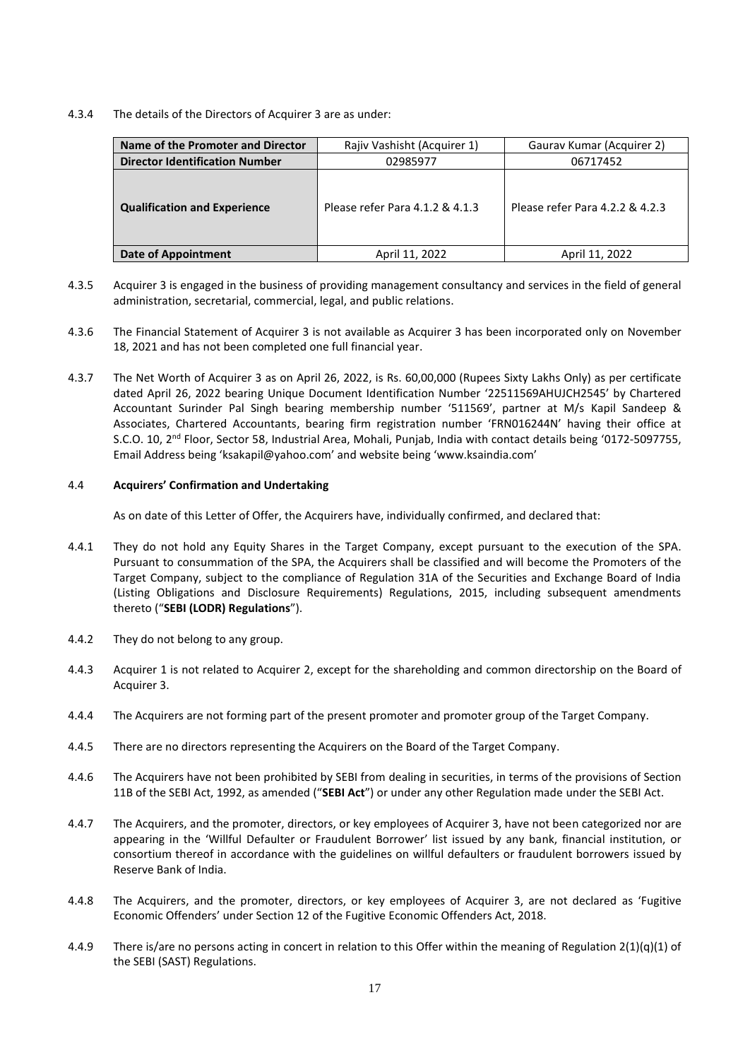4.3.4 The details of the Directors of Acquirer 3 are as under:

| Name of the Promoter and Director | Rajiv Vashisht (Acquirer 1) | Gaurav Kumar (Acquirer 2) |
|---|---|---|
| **Director Identification Number** | 02985977 | 06717452 |
| **Qualification and Experience** | Please refer Para 4.1.2 & 4.1.3 | Please refer Para 4.2.2 & 4.2.3 |
| **Date of Appointment** | April 11, 2022 | April 11, 2022 |

4.3.5 Acquirer 3 is engaged in the business of providing management consultancy and services in the field of general administration, secretarial, commercial, legal, and public relations.

4.3.6 The Financial Statement of Acquirer 3 is not available as Acquirer 3 has been incorporated only on November 18, 2021 and has not been completed one full financial year.

4.3.7 The Net Worth of Acquirer 3 as on April 26, 2022, is Rs. 60,00,000 (Rupees Sixty Lakhs Only) as per certificate dated April 26, 2022 bearing Unique Document Identification Number '22511569AHUJCH2545' by Chartered Accountant Surinder Pal Singh bearing membership number '511569', partner at M/s Kapil Sandeep & Associates, Chartered Accountants, bearing firm registration number 'FRN016244N' having their office at S.C.O. 10, 2nd Floor, Sector 58, Industrial Area, Mohali, Punjab, India with contact details being '0172-5097755, Email Address being 'ksakapil@yahoo.com' and website being 'www.ksaindia.com'

### 4.4 Acquirers' Confirmation and Undertaking

As on date of this Letter of Offer, the Acquirers have, individually confirmed, and declared that:

4.4.1 They do not hold any Equity Shares in the Target Company, except pursuant to the execution of the SPA. Pursuant to consummation of the SPA, the Acquirers shall be classified and will become the Promoters of the Target Company, subject to the compliance of Regulation 31A of the Securities and Exchange Board of India (Listing Obligations and Disclosure Requirements) Regulations, 2015, including subsequent amendments thereto ("**SEBI (LODR) Regulations**").

4.4.2 They do not belong to any group.

4.4.3 Acquirer 1 is not related to Acquirer 2, except for the shareholding and common directorship on the Board of Acquirer 3.

4.4.4 The Acquirers are not forming part of the present promoter and promoter group of the Target Company.

4.4.5 There are no directors representing the Acquirers on the Board of the Target Company.

4.4.6 The Acquirers have not been prohibited by SEBI from dealing in securities, in terms of the provisions of Section 11B of the SEBI Act, 1992, as amended ("**SEBI Act**") or under any other Regulation made under the SEBI Act.

4.4.7 The Acquirers, and the promoter, directors, or key employees of Acquirer 3, have not been categorized nor are appearing in the 'Willful Defaulter or Fraudulent Borrower' list issued by any bank, financial institution, or consortium thereof in accordance with the guidelines on willful defaulters or fraudulent borrowers issued by Reserve Bank of India.

4.4.8 The Acquirers, and the promoter, directors, or key employees of Acquirer 3, are not declared as 'Fugitive Economic Offenders' under Section 12 of the Fugitive Economic Offenders Act, 2018.

4.4.9 There is/are no persons acting in concert in relation to this Offer within the meaning of Regulation 2(1)(q)(1) of the SEBI (SAST) Regulations.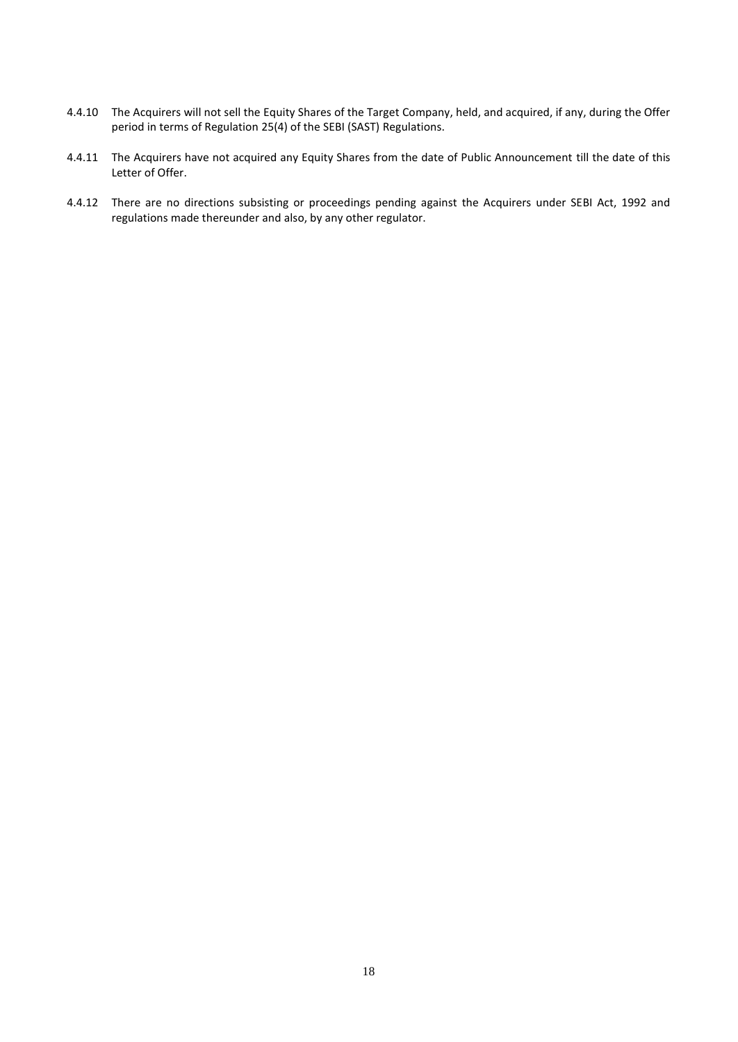4.4.10 The Acquirers will not sell the Equity Shares of the Target Company, held, and acquired, if any, during the Offer period in terms of Regulation 25(4) of the SEBI (SAST) Regulations.

4.4.11 The Acquirers have not acquired any Equity Shares from the date of Public Announcement till the date of this Letter of Offer.

4.4.12 There are no directions subsisting or proceedings pending against the Acquirers under SEBI Act, 1992 and regulations made thereunder and also, by any other regulator.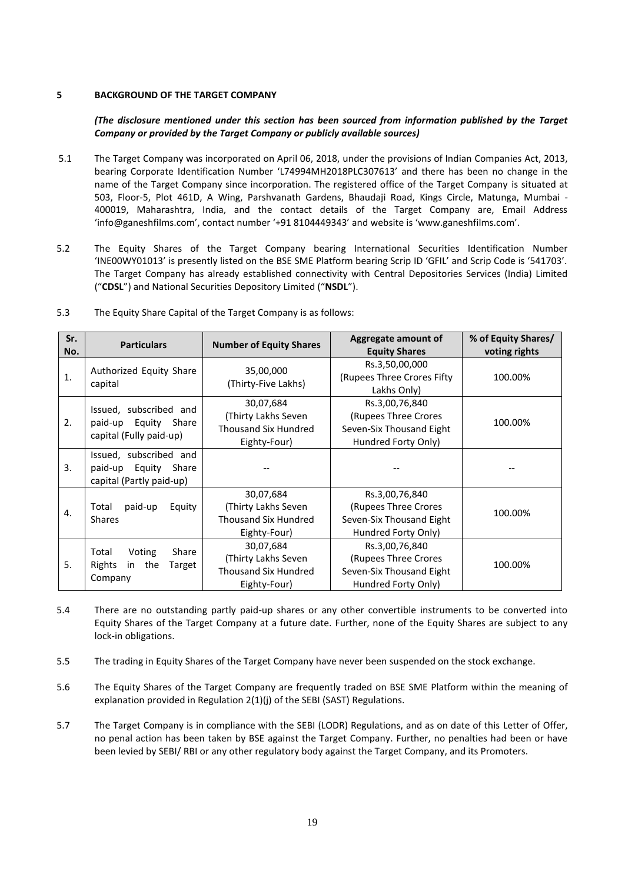## 5 BACKGROUND OF THE TARGET COMPANY

***(The disclosure mentioned under this section has been sourced from information published by the Target Company or provided by the Target Company or publicly available sources)***

5.1 The Target Company was incorporated on April 06, 2018, under the provisions of Indian Companies Act, 2013, bearing Corporate Identification Number 'L74994MH2018PLC307613' and there has been no change in the name of the Target Company since incorporation. The registered office of the Target Company is situated at 503, Floor-5, Plot 461D, A Wing, Parshvanath Gardens, Bhaudaji Road, Kings Circle, Matunga, Mumbai - 400019, Maharashtra, India, and the contact details of the Target Company are, Email Address 'info@ganeshfilms.com', contact number '+91 8104449343' and website is 'www.ganeshfilms.com'.

5.2 The Equity Shares of the Target Company bearing International Securities Identification Number 'INE0OWY01013' is presently listed on the BSE SME Platform bearing Scrip ID 'GFIL' and Scrip Code is '541703'. The Target Company has already established connectivity with Central Depositories Services (India) Limited ("**CDSL**") and National Securities Depository Limited ("**NSDL**").

5.3 The Equity Share Capital of the Target Company is as follows:

| Sr. No. | Particulars | Number of Equity Shares | Aggregate amount of Equity Shares | % of Equity Shares/ voting rights |
|---|---|---|---|---|
| 1. | Authorized Equity Share capital | 35,00,000 (Thirty-Five Lakhs) | Rs.3,50,00,000 (Rupees Three Crores Fifty Lakhs Only) | 100.00% |
| 2. | Issued, subscribed and paid-up Equity Share capital (Fully paid-up) | 30,07,684 (Thirty Lakhs Seven Thousand Six Hundred Eighty-Four) | Rs.3,00,76,840 (Rupees Three Crores Seven-Six Thousand Eight Hundred Forty Only) | 100.00% |
| 3. | Issued, subscribed and paid-up Equity Share capital (Partly paid-up) | -- | -- | -- |
| 4. | Total paid-up Equity Shares | 30,07,684 (Thirty Lakhs Seven Thousand Six Hundred Eighty-Four) | Rs.3,00,76,840 (Rupees Three Crores Seven-Six Thousand Eight Hundred Forty Only) | 100.00% |
| 5. | Total Voting Share Rights in the Target Company | 30,07,684 (Thirty Lakhs Seven Thousand Six Hundred Eighty-Four) | Rs.3,00,76,840 (Rupees Three Crores Seven-Six Thousand Eight Hundred Forty Only) | 100.00% |

5.4 There are no outstanding partly paid-up shares or any other convertible instruments to be converted into Equity Shares of the Target Company at a future date. Further, none of the Equity Shares are subject to any lock-in obligations.

5.5 The trading in Equity Shares of the Target Company have never been suspended on the stock exchange.

5.6 The Equity Shares of the Target Company are frequently traded on BSE SME Platform within the meaning of explanation provided in Regulation 2(1)(j) of the SEBI (SAST) Regulations.

5.7 The Target Company is in compliance with the SEBI (LODR) Regulations, and as on date of this Letter of Offer, no penal action has been taken by BSE against the Target Company. Further, no penalties had been or have been levied by SEBI/ RBI or any other regulatory body against the Target Company, and its Promoters.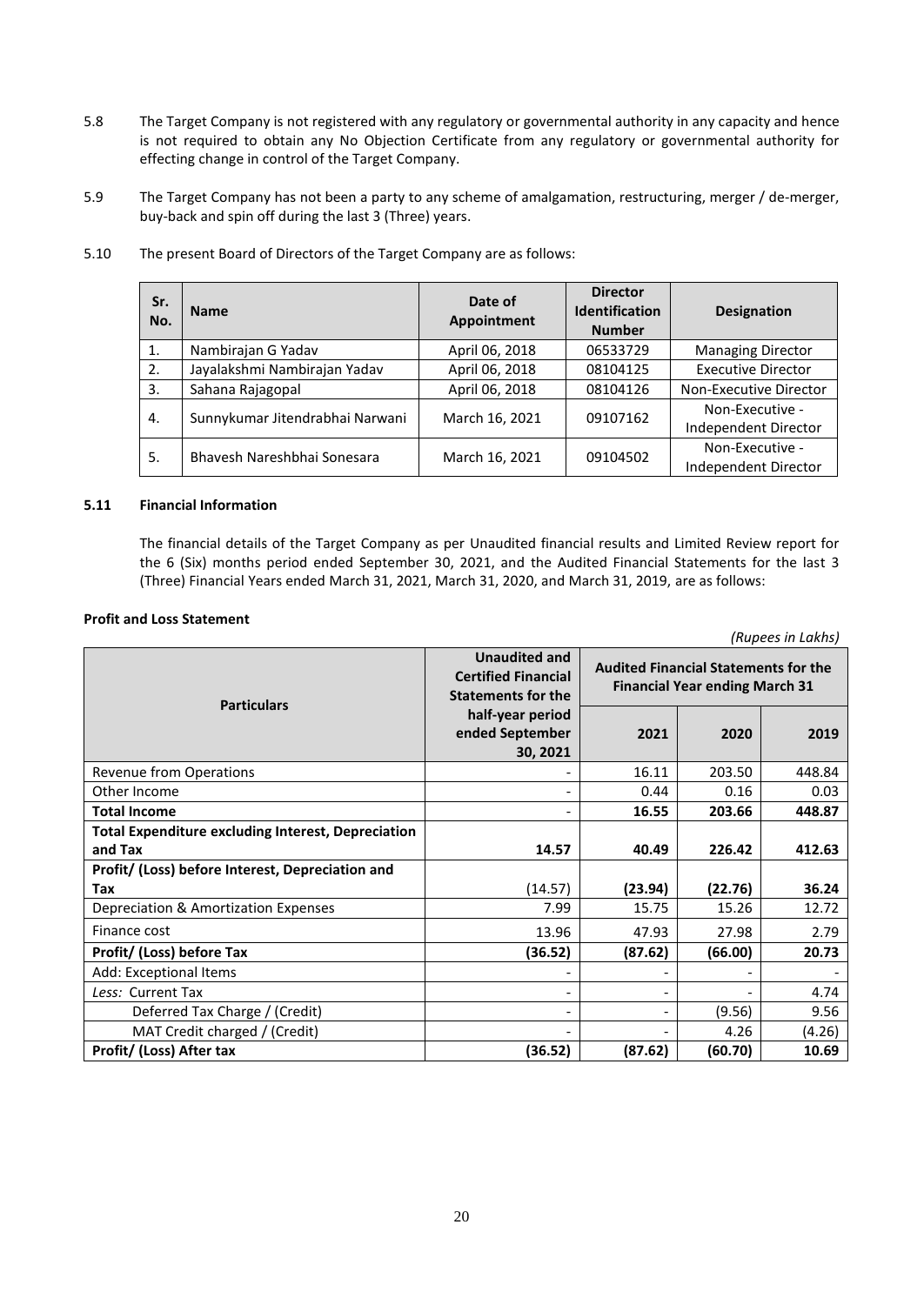5.8 The Target Company is not registered with any regulatory or governmental authority in any capacity and hence is not required to obtain any No Objection Certificate from any regulatory or governmental authority for effecting change in control of the Target Company.

5.9 The Target Company has not been a party to any scheme of amalgamation, restructuring, merger / de-merger, buy-back and spin off during the last 3 (Three) years.

5.10 The present Board of Directors of the Target Company are as follows:

| Sr. No. | Name | Date of Appointment | Director Identification Number | Designation |
|---|---|---|---|---|
| 1. | Nambirajan G Yadav | April 06, 2018 | 06533729 | Managing Director |
| 2. | Jayalakshmi Nambirajan Yadav | April 06, 2018 | 08104125 | Executive Director |
| 3. | Sahana Rajagopal | April 06, 2018 | 08104126 | Non-Executive Director |
| 4. | Sunnykumar Jitendrabhai Narwani | March 16, 2021 | 09107162 | Non-Executive - Independent Director |
| 5. | Bhavesh Nareshbhai Sonesara | March 16, 2021 | 09104502 | Non-Executive - Independent Director |

**5.11 Financial Information**

The financial details of the Target Company as per Unaudited financial results and Limited Review report for the 6 (Six) months period ended September 30, 2021, and the Audited Financial Statements for the last 3 (Three) Financial Years ended March 31, 2021, March 31, 2020, and March 31, 2019, are as follows:

**Profit and Loss Statement**

*(Rupees in Lakhs)*

| Particulars | Unaudited and Certified Financial Statements for the half-year period ended September 30, 2021 | Audited Financial Statements for the Financial Year ending March 31 | | |
|---|---|---|---|---|
| | | 2021 | 2020 | 2019 |
| Revenue from Operations | - | 16.11 | 203.50 | 448.84 |
| Other Income | - | 0.44 | 0.16 | 0.03 |
| **Total Income** | - | **16.55** | **203.66** | **448.87** |
| **Total Expenditure excluding Interest, Depreciation and Tax** | **14.57** | **40.49** | **226.42** | **412.63** |
| **Profit/ (Loss) before Interest, Depreciation and Tax** | (14.57) | **(23.94)** | **(22.76)** | **36.24** |
| Depreciation & Amortization Expenses | 7.99 | 15.75 | 15.26 | 12.72 |
| Finance cost | 13.96 | 47.93 | 27.98 | 2.79 |
| **Profit/ (Loss) before Tax** | **(36.52)** | **(87.62)** | **(66.00)** | **20.73** |
| Add: Exceptional Items | - | - | - | - |
| *Less:* Current Tax | - | - | - | 4.74 |
| Deferred Tax Charge / (Credit) | - | - | (9.56) | 9.56 |
| MAT Credit charged / (Credit) | - | - | 4.26 | (4.26) |
| **Profit/ (Loss) After tax** | **(36.52)** | **(87.62)** | **(60.70)** | **10.69** |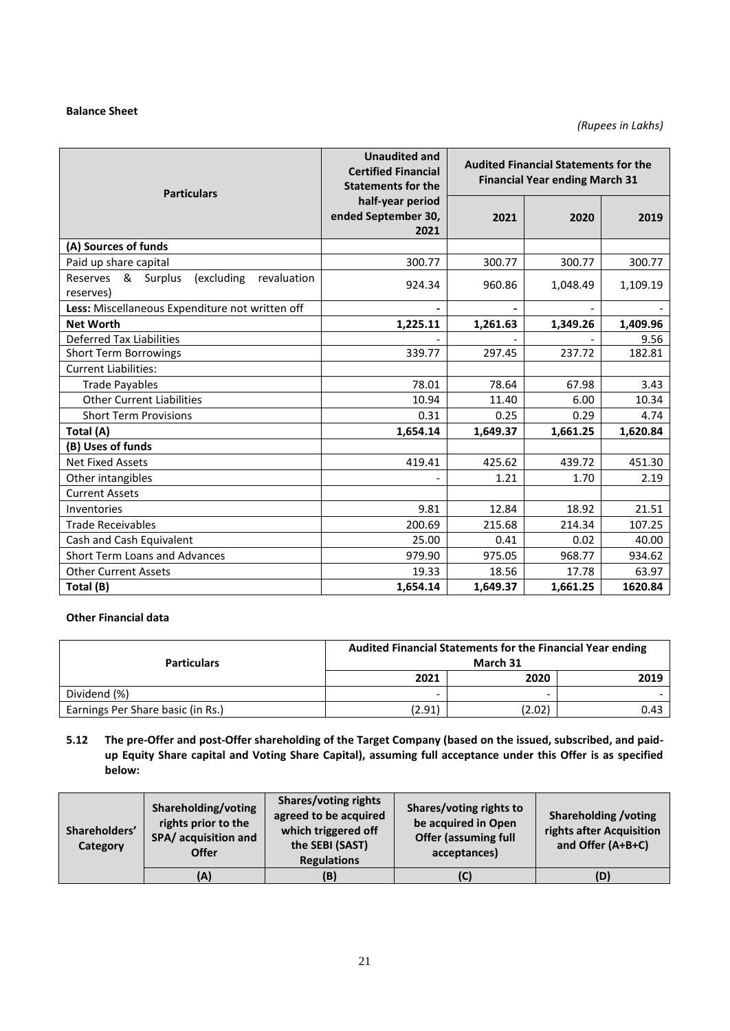**Balance Sheet**

*(Rupees in Lakhs)*

| Particulars | Unaudited and Certified Financial Statements for the half-year period ended September 30, 2021 | Audited Financial Statements for the Financial Year ending March 31 | | |
|---|---|---|---|---|
| | | 2021 | 2020 | 2019 |
| **(A) Sources of funds** | | | | |
| Paid up share capital | 300.77 | 300.77 | 300.77 | 300.77 |
| Reserves & Surplus (excluding revaluation reserves) | 924.34 | 960.86 | 1,048.49 | 1,109.19 |
| **Less:** Miscellaneous Expenditure not written off | - | - | - | - |
| **Net Worth** | **1,225.11** | **1,261.63** | **1,349.26** | **1,409.96** |
| Deferred Tax Liabilities | - | - | - | 9.56 |
| Short Term Borrowings | 339.77 | 297.45 | 237.72 | 182.81 |
| Current Liabilities: | | | | |
| Trade Payables | 78.01 | 78.64 | 67.98 | 3.43 |
| Other Current Liabilities | 10.94 | 11.40 | 6.00 | 10.34 |
| Short Term Provisions | 0.31 | 0.25 | 0.29 | 4.74 |
| **Total (A)** | **1,654.14** | **1,649.37** | **1,661.25** | **1,620.84** |
| **(B) Uses of funds** | | | | |
| Net Fixed Assets | 419.41 | 425.62 | 439.72 | 451.30 |
| Other intangibles | - | 1.21 | 1.70 | 2.19 |
| Current Assets | | | | |
| Inventories | 9.81 | 12.84 | 18.92 | 21.51 |
| Trade Receivables | 200.69 | 215.68 | 214.34 | 107.25 |
| Cash and Cash Equivalent | 25.00 | 0.41 | 0.02 | 40.00 |
| Short Term Loans and Advances | 979.90 | 975.05 | 968.77 | 934.62 |
| Other Current Assets | 19.33 | 18.56 | 17.78 | 63.97 |
| **Total (B)** | **1,654.14** | **1,649.37** | **1,661.25** | **1620.84** |

**Other Financial data**

| Particulars | Audited Financial Statements for the Financial Year ending March 31 | | |
|---|---|---|---|
| | 2021 | 2020 | 2019 |
| Dividend (%) | - | - | - |
| Earnings Per Share basic (in Rs.) | (2.91) | (2.02) | 0.43 |

**5.12 The pre-Offer and post-Offer shareholding of the Target Company (based on the issued, subscribed, and paid-up Equity Share capital and Voting Share Capital), assuming full acceptance under this Offer is as specified below:**

| Shareholders' Category | Shareholding/voting rights prior to the SPA/ acquisition and Offer | Shares/voting rights agreed to be acquired which triggered off the SEBI (SAST) Regulations | Shares/voting rights to be acquired in Open Offer (assuming full acceptances) | Shareholding /voting rights after Acquisition and Offer (A+B+C) |
|---|---|---|---|---|
| | (A) | (B) | (C) | (D) |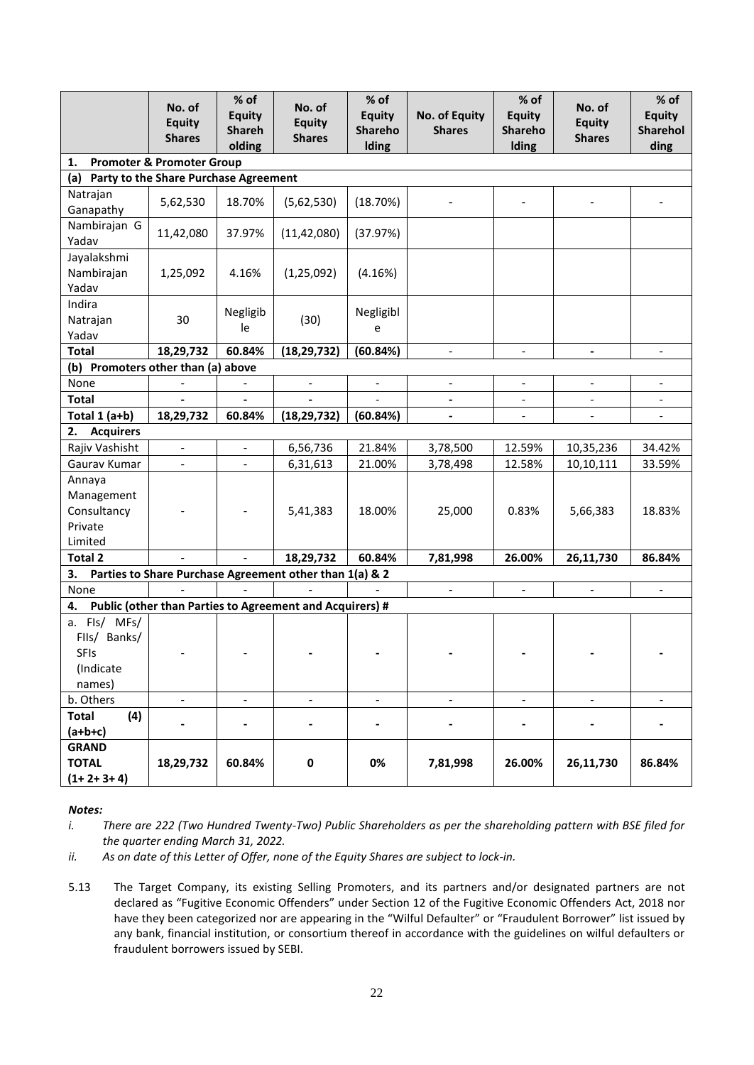| | No. of Equity Shares | % of Equity Shareholding | No. of Equity Shares | % of Equity Shareholding | No. of Equity Shares | % of Equity Shareholding | No. of Equity Shares | % of Equity Shareholding |
|---|---|---|---|---|---|---|---|---|
| **1. Promoter & Promoter Group** | | | | | | | | |
| **(a) Party to the Share Purchase Agreement** | | | | | | | | |
| Natrajan Ganapathy | 5,62,530 | 18.70% | (5,62,530) | (18.70%) | - | - | - | - |
| Nambirajan G Yadav | 11,42,080 | 37.97% | (11,42,080) | (37.97%) | | | | |
| Jayalakshmi Nambirajan Yadav | 1,25,092 | 4.16% | (1,25,092) | (4.16%) | | | | |
| Indira Natrajan Yadav | 30 | Negligible | (30) | Negligible | | | | |
| **Total** | **18,29,732** | **60.84%** | **(18,29,732)** | **(60.84%)** | - | - | - | - |
| **(b) Promoters other than (a) above** | | | | | | | | |
| None | - | - | - | - | - | - | - | - |
| **Total** | **-** | **-** | **-** | - | **-** | - | - | - |
| **Total 1 (a+b)** | **18,29,732** | **60.84%** | **(18,29,732)** | **(60.84%)** | **-** | - | - | - |
| **2. Acquirers** | | | | | | | | |
| Rajiv Vashisht | - | - | 6,56,736 | 21.84% | 3,78,500 | 12.59% | 10,35,236 | 34.42% |
| Gaurav Kumar | - | - | 6,31,613 | 21.00% | 3,78,498 | 12.58% | 10,10,111 | 33.59% |
| Annaya Management Consultancy Private Limited | - | - | 5,41,383 | 18.00% | 25,000 | 0.83% | 5,66,383 | 18.83% |
| **Total 2** | - | - | **18,29,732** | **60.84%** | **7,81,998** | **26.00%** | **26,11,730** | **86.84%** |
| **3. Parties to Share Purchase Agreement other than 1(a) & 2** | | | | | | | | |
| None | - | - | - | - | - | - | - | - |
| **4. Public (other than Parties to Agreement and Acquirers) #** | | | | | | | | |
| a. FIs/ MFs/ FIIs/ Banks/ SFIs (Indicate names) | - | - | **-** | **-** | **-** | **-** | **-** | **-** |
| b. Others | - | - | - | - | - | - | - | - |
| **Total (4) (a+b+c)** | **-** | **-** | **-** | **-** | **-** | **-** | **-** | **-** |
| **GRAND TOTAL (1+ 2+ 3+ 4)** | **18,29,732** | **60.84%** | **0** | **0%** | **7,81,998** | **26.00%** | **26,11,730** | **86.84%** |

***Notes:***

*i. There are 222 (Two Hundred Twenty-Two) Public Shareholders as per the shareholding pattern with BSE filed for the quarter ending March 31, 2022.*

*ii. As on date of this Letter of Offer, none of the Equity Shares are subject to lock-in.*

5.13 The Target Company, its existing Selling Promoters, and its partners and/or designated partners are not declared as "Fugitive Economic Offenders" under Section 12 of the Fugitive Economic Offenders Act, 2018 nor have they been categorized nor are appearing in the "Wilful Defaulter" or "Fraudulent Borrower" list issued by any bank, financial institution, or consortium thereof in accordance with the guidelines on wilful defaulters or fraudulent borrowers issued by SEBI.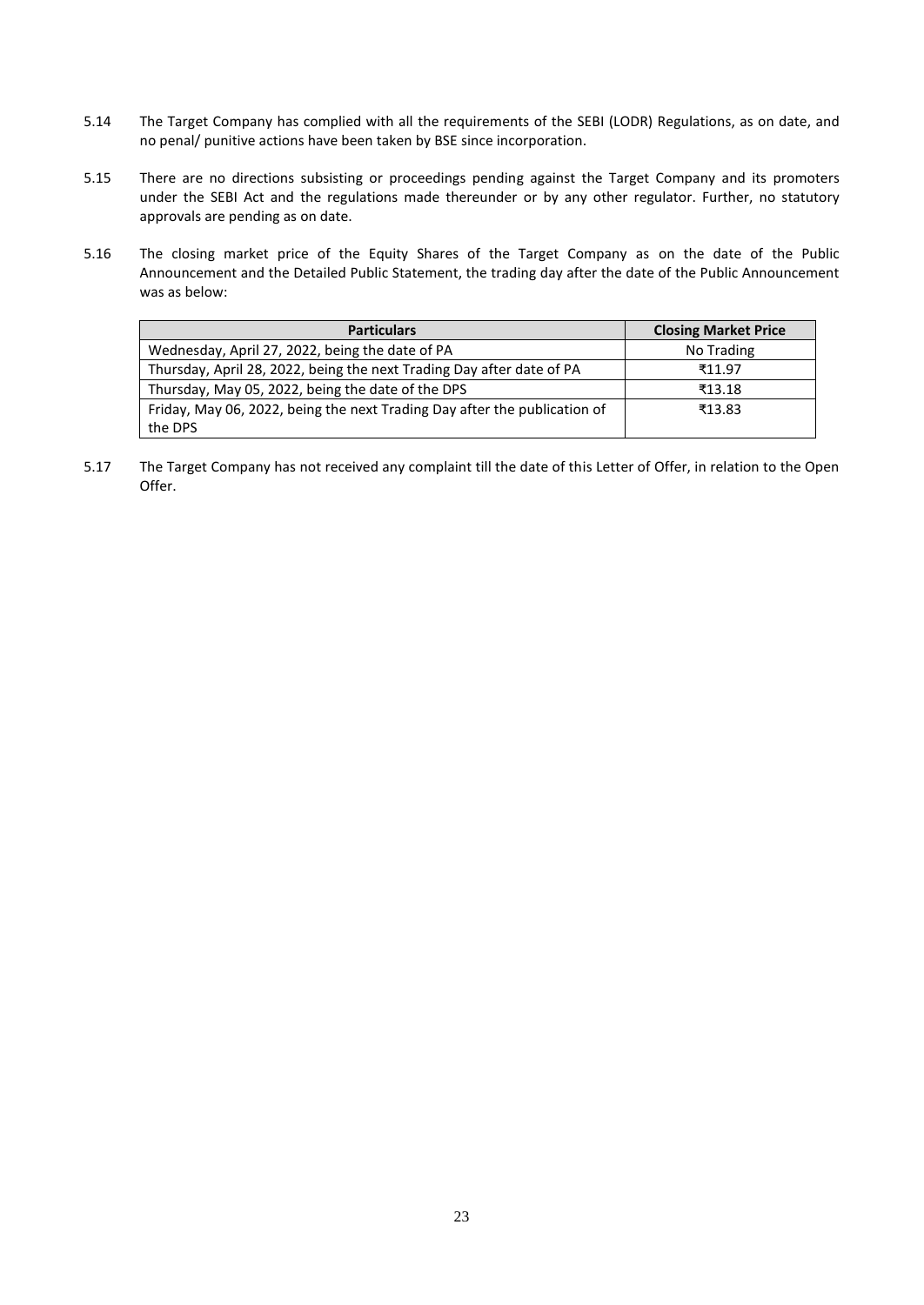5.14 The Target Company has complied with all the requirements of the SEBI (LODR) Regulations, as on date, and no penal/ punitive actions have been taken by BSE since incorporation.

5.15 There are no directions subsisting or proceedings pending against the Target Company and its promoters under the SEBI Act and the regulations made thereunder or by any other regulator. Further, no statutory approvals are pending as on date.

5.16 The closing market price of the Equity Shares of the Target Company as on the date of the Public Announcement and the Detailed Public Statement, the trading day after the date of the Public Announcement was as below:

| Particulars | Closing Market Price |
|---|---|
| Wednesday, April 27, 2022, being the date of PA | No Trading |
| Thursday, April 28, 2022, being the next Trading Day after date of PA | ₹11.97 |
| Thursday, May 05, 2022, being the date of the DPS | ₹13.18 |
| Friday, May 06, 2022, being the next Trading Day after the publication of the DPS | ₹13.83 |

5.17 The Target Company has not received any complaint till the date of this Letter of Offer, in relation to the Open Offer.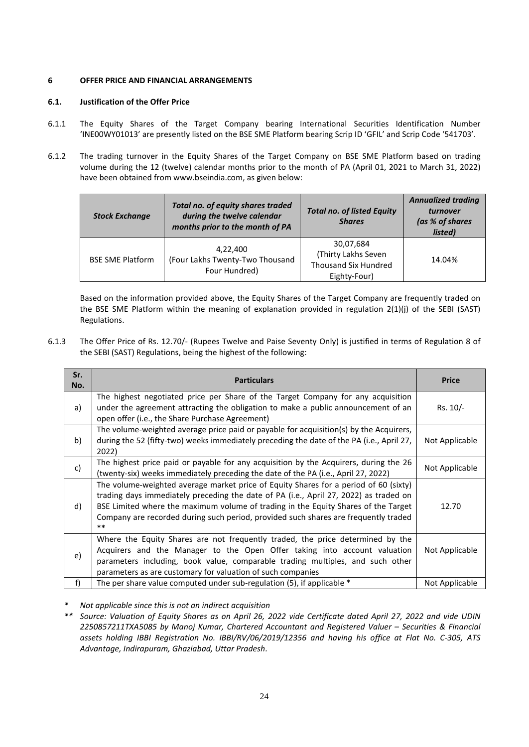## 6 OFFER PRICE AND FINANCIAL ARRANGEMENTS

### 6.1. Justification of the Offer Price

6.1.1 The Equity Shares of the Target Company bearing International Securities Identification Number 'INE00WY01013' are presently listed on the BSE SME Platform bearing Scrip ID 'GFIL' and Scrip Code '541703'.

6.1.2 The trading turnover in the Equity Shares of the Target Company on BSE SME Platform based on trading volume during the 12 (twelve) calendar months prior to the month of PA (April 01, 2021 to March 31, 2022) have been obtained from www.bseindia.com, as given below:

| ***Stock Exchange*** | ***Total no. of equity shares traded during the twelve calendar months prior to the month of PA*** | ***Total no. of listed Equity Shares*** | ***Annualized trading turnover (as % of shares listed)*** |
|---|---|---|---|
| BSE SME Platform | 4,22,400 (Four Lakhs Twenty-Two Thousand Four Hundred) | 30,07,684 (Thirty Lakhs Seven Thousand Six Hundred Eighty-Four) | 14.04% |

Based on the information provided above, the Equity Shares of the Target Company are frequently traded on the BSE SME Platform within the meaning of explanation provided in regulation 2(1)(j) of the SEBI (SAST) Regulations.

6.1.3 The Offer Price of Rs. 12.70/- (Rupees Twelve and Paise Seventy Only) is justified in terms of Regulation 8 of the SEBI (SAST) Regulations, being the highest of the following:

| Sr. No. | Particulars | Price |
|---|---|---|
| a) | The highest negotiated price per Share of the Target Company for any acquisition under the agreement attracting the obligation to make a public announcement of an open offer (i.e., the Share Purchase Agreement) | Rs. 10/- |
| b) | The volume-weighted average price paid or payable for acquisition(s) by the Acquirers, during the 52 (fifty-two) weeks immediately preceding the date of the PA (i.e., April 27, 2022) | Not Applicable |
| c) | The highest price paid or payable for any acquisition by the Acquirers, during the 26 (twenty-six) weeks immediately preceding the date of the PA (i.e., April 27, 2022) | Not Applicable |
| d) | The volume-weighted average market price of Equity Shares for a period of 60 (sixty) trading days immediately preceding the date of PA (i.e., April 27, 2022) as traded on BSE Limited where the maximum volume of trading in the Equity Shares of the Target Company are recorded during such period, provided such shares are frequently traded ** | 12.70 |
| e) | Where the Equity Shares are not frequently traded, the price determined by the Acquirers and the Manager to the Open Offer taking into account valuation parameters including, book value, comparable trading multiples, and such other parameters as are customary for valuation of such companies | Not Applicable |
| f) | The per share value computed under sub-regulation (5), if applicable * | Not Applicable |

*\* Not applicable since this is not an indirect acquisition*

*\*\* Source: Valuation of Equity Shares as on April 26, 2022 vide Certificate dated April 27, 2022 and vide UDIN 2250857211TXA5085 by Manoj Kumar, Chartered Accountant and Registered Valuer – Securities & Financial assets holding IBBI Registration No. IBBI/RV/06/2019/12356 and having his office at Flat No. C-305, ATS Advantage, Indirapuram, Ghaziabad, Uttar Pradesh.*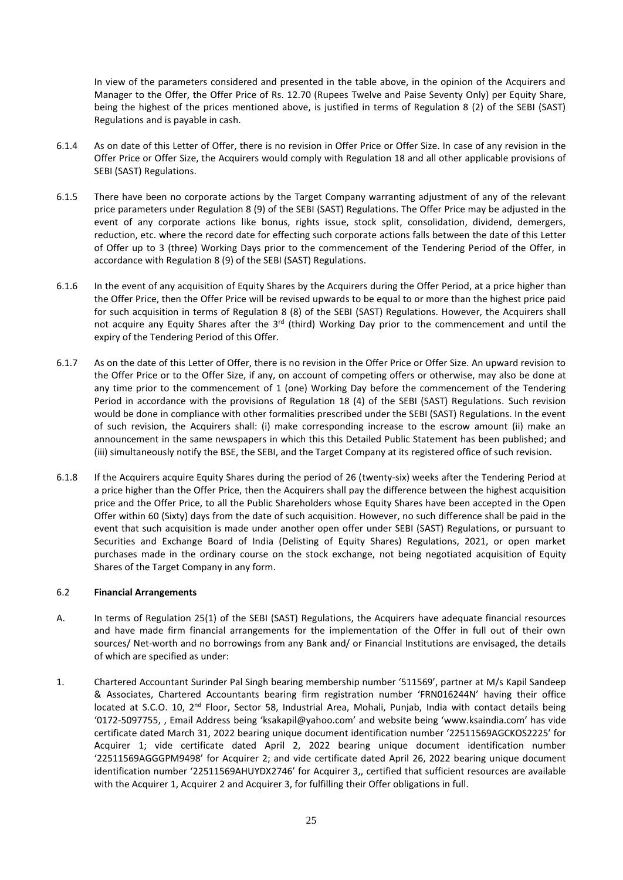In view of the parameters considered and presented in the table above, in the opinion of the Acquirers and Manager to the Offer, the Offer Price of Rs. 12.70 (Rupees Twelve and Paise Seventy Only) per Equity Share, being the highest of the prices mentioned above, is justified in terms of Regulation 8 (2) of the SEBI (SAST) Regulations and is payable in cash.

6.1.4 As on date of this Letter of Offer, there is no revision in Offer Price or Offer Size. In case of any revision in the Offer Price or Offer Size, the Acquirers would comply with Regulation 18 and all other applicable provisions of SEBI (SAST) Regulations.

6.1.5 There have been no corporate actions by the Target Company warranting adjustment of any of the relevant price parameters under Regulation 8 (9) of the SEBI (SAST) Regulations. The Offer Price may be adjusted in the event of any corporate actions like bonus, rights issue, stock split, consolidation, dividend, demergers, reduction, etc. where the record date for effecting such corporate actions falls between the date of this Letter of Offer up to 3 (three) Working Days prior to the commencement of the Tendering Period of the Offer, in accordance with Regulation 8 (9) of the SEBI (SAST) Regulations.

6.1.6 In the event of any acquisition of Equity Shares by the Acquirers during the Offer Period, at a price higher than the Offer Price, then the Offer Price will be revised upwards to be equal to or more than the highest price paid for such acquisition in terms of Regulation 8 (8) of the SEBI (SAST) Regulations. However, the Acquirers shall not acquire any Equity Shares after the 3rd (third) Working Day prior to the commencement and until the expiry of the Tendering Period of this Offer.

6.1.7 As on the date of this Letter of Offer, there is no revision in the Offer Price or Offer Size. An upward revision to the Offer Price or to the Offer Size, if any, on account of competing offers or otherwise, may also be done at any time prior to the commencement of 1 (one) Working Day before the commencement of the Tendering Period in accordance with the provisions of Regulation 18 (4) of the SEBI (SAST) Regulations. Such revision would be done in compliance with other formalities prescribed under the SEBI (SAST) Regulations. In the event of such revision, the Acquirers shall: (i) make corresponding increase to the escrow amount (ii) make an announcement in the same newspapers in which this this Detailed Public Statement has been published; and (iii) simultaneously notify the BSE, the SEBI, and the Target Company at its registered office of such revision.

6.1.8 If the Acquirers acquire Equity Shares during the period of 26 (twenty-six) weeks after the Tendering Period at a price higher than the Offer Price, then the Acquirers shall pay the difference between the highest acquisition price and the Offer Price, to all the Public Shareholders whose Equity Shares have been accepted in the Open Offer within 60 (Sixty) days from the date of such acquisition. However, no such difference shall be paid in the event that such acquisition is made under another open offer under SEBI (SAST) Regulations, or pursuant to Securities and Exchange Board of India (Delisting of Equity Shares) Regulations, 2021, or open market purchases made in the ordinary course on the stock exchange, not being negotiated acquisition of Equity Shares of the Target Company in any form.

6.2 **Financial Arrangements**

A. In terms of Regulation 25(1) of the SEBI (SAST) Regulations, the Acquirers have adequate financial resources and have made firm financial arrangements for the implementation of the Offer in full out of their own sources/ Net-worth and no borrowings from any Bank and/ or Financial Institutions are envisaged, the details of which are specified as under:

1. Chartered Accountant Surinder Pal Singh bearing membership number '511569', partner at M/s Kapil Sandeep & Associates, Chartered Accountants bearing firm registration number 'FRN016244N' having their office located at S.C.O. 10, 2nd Floor, Sector 58, Industrial Area, Mohali, Punjab, India with contact details being '0172-5097755, , Email Address being 'ksakapil@yahoo.com' and website being 'www.ksaindia.com' has vide certificate dated March 31, 2022 bearing unique document identification number '22511569AGCKOS2225' for Acquirer 1; vide certificate dated April 2, 2022 bearing unique document identification number '22511569AGGGPM9498' for Acquirer 2; and vide certificate dated April 26, 2022 bearing unique document identification number '22511569AHUYDX2746' for Acquirer 3,, certified that sufficient resources are available with the Acquirer 1, Acquirer 2 and Acquirer 3, for fulfilling their Offer obligations in full.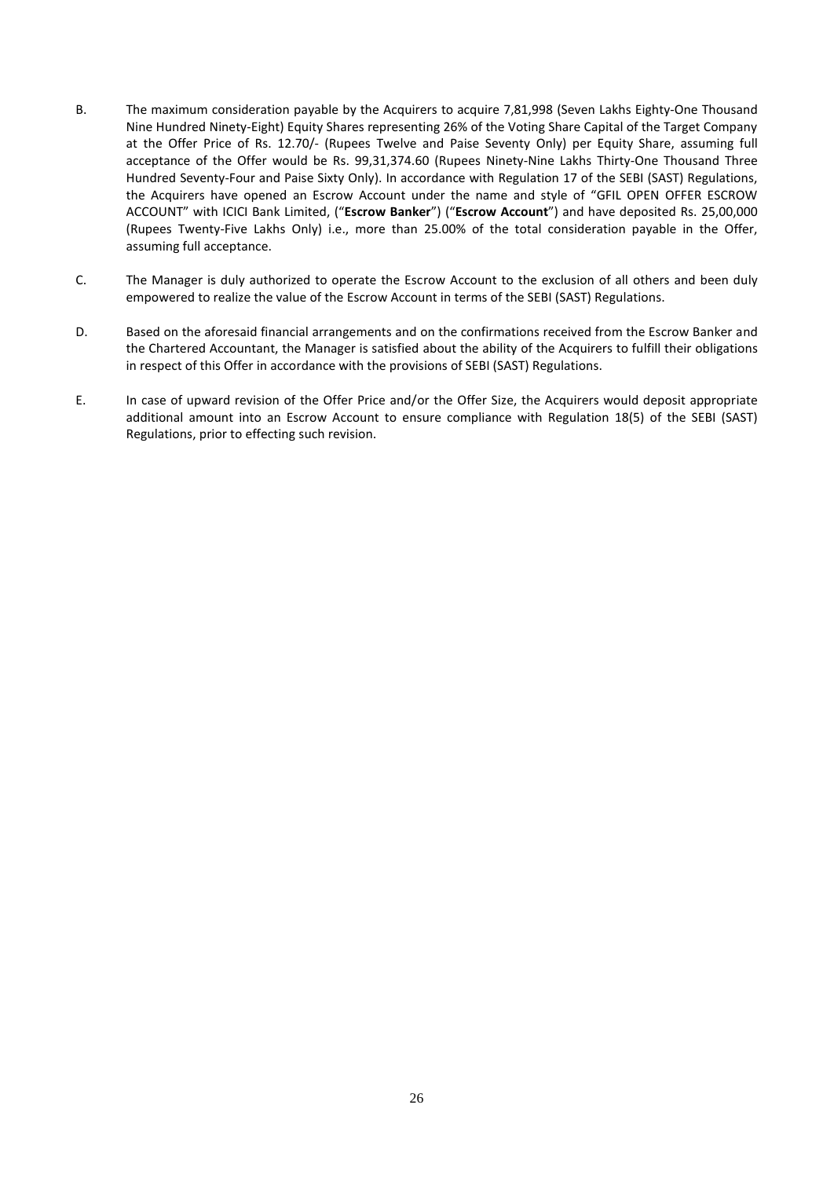B. The maximum consideration payable by the Acquirers to acquire 7,81,998 (Seven Lakhs Eighty-One Thousand Nine Hundred Ninety-Eight) Equity Shares representing 26% of the Voting Share Capital of the Target Company at the Offer Price of Rs. 12.70/- (Rupees Twelve and Paise Seventy Only) per Equity Share, assuming full acceptance of the Offer would be Rs. 99,31,374.60 (Rupees Ninety-Nine Lakhs Thirty-One Thousand Three Hundred Seventy-Four and Paise Sixty Only). In accordance with Regulation 17 of the SEBI (SAST) Regulations, the Acquirers have opened an Escrow Account under the name and style of "GFIL OPEN OFFER ESCROW ACCOUNT" with ICICI Bank Limited, ("**Escrow Banker**") ("**Escrow Account**") and have deposited Rs. 25,00,000 (Rupees Twenty-Five Lakhs Only) i.e., more than 25.00% of the total consideration payable in the Offer, assuming full acceptance.

C. The Manager is duly authorized to operate the Escrow Account to the exclusion of all others and been duly empowered to realize the value of the Escrow Account in terms of the SEBI (SAST) Regulations.

D. Based on the aforesaid financial arrangements and on the confirmations received from the Escrow Banker and the Chartered Accountant, the Manager is satisfied about the ability of the Acquirers to fulfill their obligations in respect of this Offer in accordance with the provisions of SEBI (SAST) Regulations.

E. In case of upward revision of the Offer Price and/or the Offer Size, the Acquirers would deposit appropriate additional amount into an Escrow Account to ensure compliance with Regulation 18(5) of the SEBI (SAST) Regulations, prior to effecting such revision.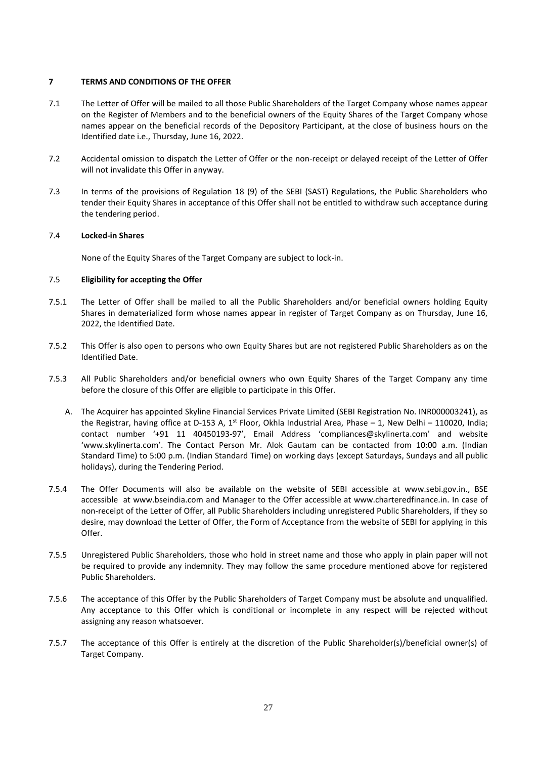## 7 TERMS AND CONDITIONS OF THE OFFER

7.1 The Letter of Offer will be mailed to all those Public Shareholders of the Target Company whose names appear on the Register of Members and to the beneficial owners of the Equity Shares of the Target Company whose names appear on the beneficial records of the Depository Participant, at the close of business hours on the Identified date i.e., Thursday, June 16, 2022.

7.2 Accidental omission to dispatch the Letter of Offer or the non-receipt or delayed receipt of the Letter of Offer will not invalidate this Offer in anyway.

7.3 In terms of the provisions of Regulation 18 (9) of the SEBI (SAST) Regulations, the Public Shareholders who tender their Equity Shares in acceptance of this Offer shall not be entitled to withdraw such acceptance during the tendering period.

### 7.4 Locked-in Shares

None of the Equity Shares of the Target Company are subject to lock-in.

### 7.5 Eligibility for accepting the Offer

7.5.1 The Letter of Offer shall be mailed to all the Public Shareholders and/or beneficial owners holding Equity Shares in dematerialized form whose names appear in register of Target Company as on Thursday, June 16, 2022, the Identified Date.

7.5.2 This Offer is also open to persons who own Equity Shares but are not registered Public Shareholders as on the Identified Date.

7.5.3 All Public Shareholders and/or beneficial owners who own Equity Shares of the Target Company any time before the closure of this Offer are eligible to participate in this Offer.

A. The Acquirer has appointed Skyline Financial Services Private Limited (SEBI Registration No. INR000003241), as the Registrar, having office at D-153 A, 1st Floor, Okhla Industrial Area, Phase – 1, New Delhi – 110020, India; contact number '+91 11 40450193-97', Email Address 'compliances@skylinerta.com' and website 'www.skylinerta.com'. The Contact Person Mr. Alok Gautam can be contacted from 10:00 a.m. (Indian Standard Time) to 5:00 p.m. (Indian Standard Time) on working days (except Saturdays, Sundays and all public holidays), during the Tendering Period.

7.5.4 The Offer Documents will also be available on the website of SEBI accessible at www.sebi.gov.in., BSE accessible at www.bseindia.com and Manager to the Offer accessible at www.charteredfinance.in. In case of non-receipt of the Letter of Offer, all Public Shareholders including unregistered Public Shareholders, if they so desire, may download the Letter of Offer, the Form of Acceptance from the website of SEBI for applying in this Offer.

7.5.5 Unregistered Public Shareholders, those who hold in street name and those who apply in plain paper will not be required to provide any indemnity. They may follow the same procedure mentioned above for registered Public Shareholders.

7.5.6 The acceptance of this Offer by the Public Shareholders of Target Company must be absolute and unqualified. Any acceptance to this Offer which is conditional or incomplete in any respect will be rejected without assigning any reason whatsoever.

7.5.7 The acceptance of this Offer is entirely at the discretion of the Public Shareholder(s)/beneficial owner(s) of Target Company.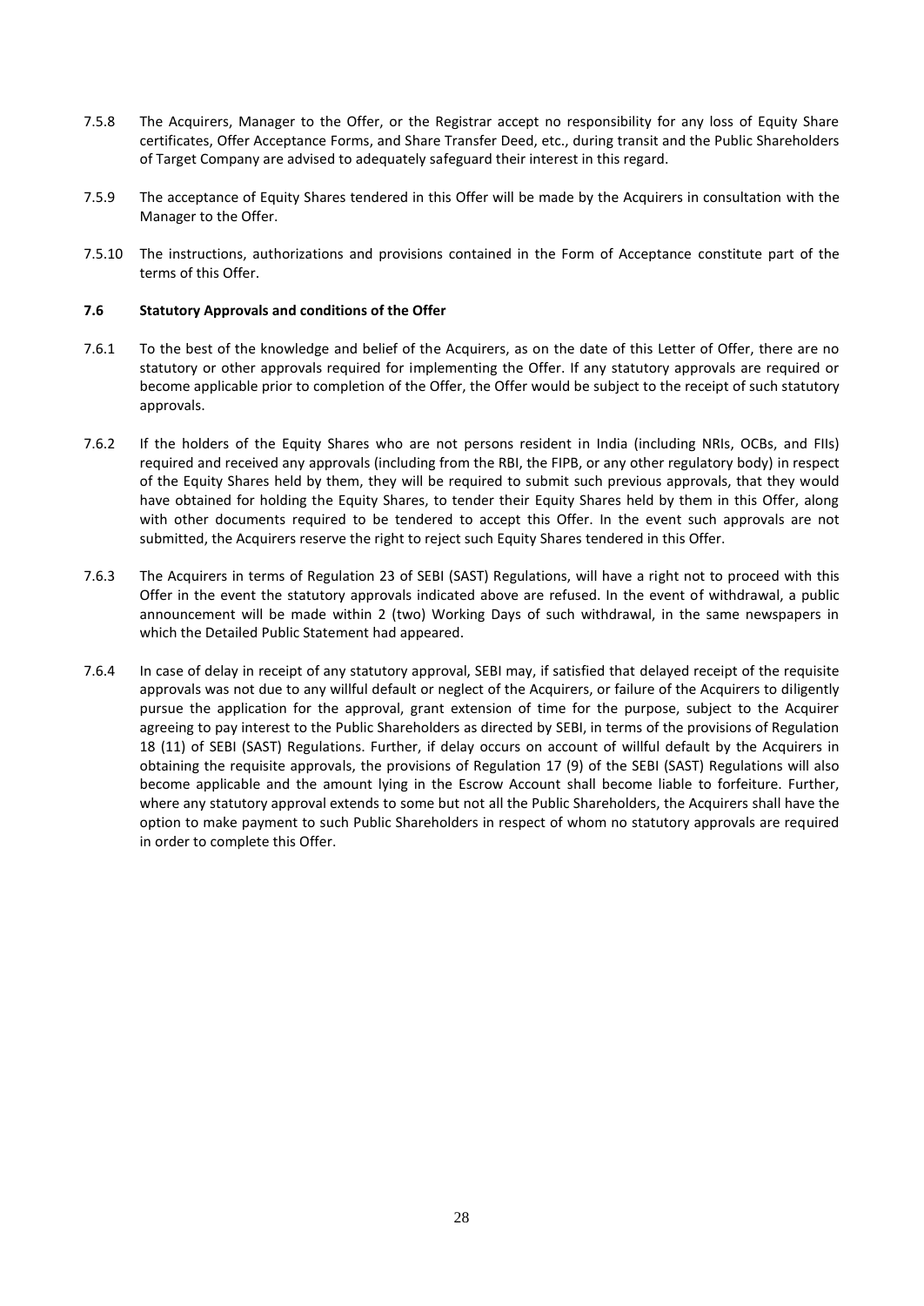7.5.8 The Acquirers, Manager to the Offer, or the Registrar accept no responsibility for any loss of Equity Share certificates, Offer Acceptance Forms, and Share Transfer Deed, etc., during transit and the Public Shareholders of Target Company are advised to adequately safeguard their interest in this regard.

7.5.9 The acceptance of Equity Shares tendered in this Offer will be made by the Acquirers in consultation with the Manager to the Offer.

7.5.10 The instructions, authorizations and provisions contained in the Form of Acceptance constitute part of the terms of this Offer.

**7.6 Statutory Approvals and conditions of the Offer**

7.6.1 To the best of the knowledge and belief of the Acquirers, as on the date of this Letter of Offer, there are no statutory or other approvals required for implementing the Offer. If any statutory approvals are required or become applicable prior to completion of the Offer, the Offer would be subject to the receipt of such statutory approvals.

7.6.2 If the holders of the Equity Shares who are not persons resident in India (including NRIs, OCBs, and FIIs) required and received any approvals (including from the RBI, the FIPB, or any other regulatory body) in respect of the Equity Shares held by them, they will be required to submit such previous approvals, that they would have obtained for holding the Equity Shares, to tender their Equity Shares held by them in this Offer, along with other documents required to be tendered to accept this Offer. In the event such approvals are not submitted, the Acquirers reserve the right to reject such Equity Shares tendered in this Offer.

7.6.3 The Acquirers in terms of Regulation 23 of SEBI (SAST) Regulations, will have a right not to proceed with this Offer in the event the statutory approvals indicated above are refused. In the event of withdrawal, a public announcement will be made within 2 (two) Working Days of such withdrawal, in the same newspapers in which the Detailed Public Statement had appeared.

7.6.4 In case of delay in receipt of any statutory approval, SEBI may, if satisfied that delayed receipt of the requisite approvals was not due to any willful default or neglect of the Acquirers, or failure of the Acquirers to diligently pursue the application for the approval, grant extension of time for the purpose, subject to the Acquirer agreeing to pay interest to the Public Shareholders as directed by SEBI, in terms of the provisions of Regulation 18 (11) of SEBI (SAST) Regulations. Further, if delay occurs on account of willful default by the Acquirers in obtaining the requisite approvals, the provisions of Regulation 17 (9) of the SEBI (SAST) Regulations will also become applicable and the amount lying in the Escrow Account shall become liable to forfeiture. Further, where any statutory approval extends to some but not all the Public Shareholders, the Acquirers shall have the option to make payment to such Public Shareholders in respect of whom no statutory approvals are required in order to complete this Offer.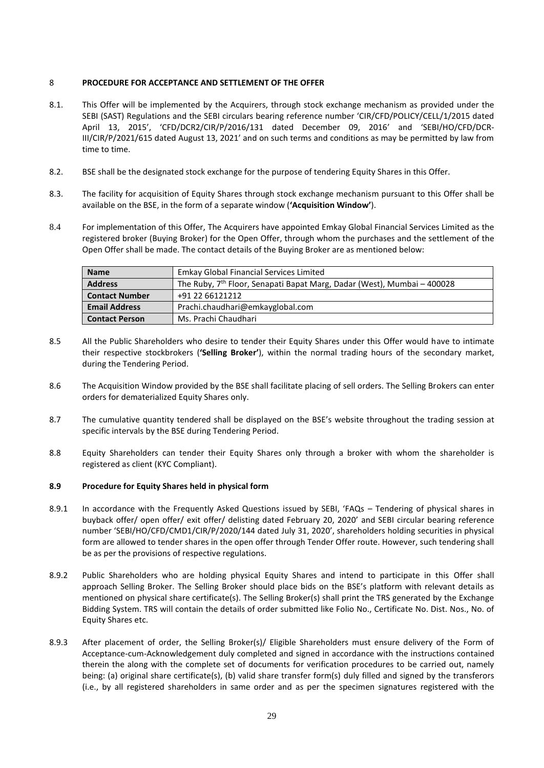## 8 PROCEDURE FOR ACCEPTANCE AND SETTLEMENT OF THE OFFER

8.1. This Offer will be implemented by the Acquirers, through stock exchange mechanism as provided under the SEBI (SAST) Regulations and the SEBI circulars bearing reference number 'CIR/CFD/POLICY/CELL/1/2015 dated April 13, 2015', 'CFD/DCR2/CIR/P/2016/131 dated December 09, 2016' and 'SEBI/HO/CFD/DCR-III/CIR/P/2021/615 dated August 13, 2021' and on such terms and conditions as may be permitted by law from time to time.

8.2. BSE shall be the designated stock exchange for the purpose of tendering Equity Shares in this Offer.

8.3. The facility for acquisition of Equity Shares through stock exchange mechanism pursuant to this Offer shall be available on the BSE, in the form of a separate window (**'Acquisition Window'**).

8.4 For implementation of this Offer, The Acquirers have appointed Emkay Global Financial Services Limited as the registered broker (Buying Broker) for the Open Offer, through whom the purchases and the settlement of the Open Offer shall be made. The contact details of the Buying Broker are as mentioned below:

| **Name** | Emkay Global Financial Services Limited |
|---|---|
| **Address** | The Ruby, 7th Floor, Senapati Bapat Marg, Dadar (West), Mumbai – 400028 |
| **Contact Number** | +91 22 66121212 |
| **Email Address** | Prachi.chaudhari@emkayglobal.com |
| **Contact Person** | Ms. Prachi Chaudhari |

8.5 All the Public Shareholders who desire to tender their Equity Shares under this Offer would have to intimate their respective stockbrokers (**'Selling Broker'**), within the normal trading hours of the secondary market, during the Tendering Period.

8.6 The Acquisition Window provided by the BSE shall facilitate placing of sell orders. The Selling Brokers can enter orders for dematerialized Equity Shares only.

8.7 The cumulative quantity tendered shall be displayed on the BSE's website throughout the trading session at specific intervals by the BSE during Tendering Period.

8.8 Equity Shareholders can tender their Equity Shares only through a broker with whom the shareholder is registered as client (KYC Compliant).

### 8.9 Procedure for Equity Shares held in physical form

8.9.1 In accordance with the Frequently Asked Questions issued by SEBI, 'FAQs – Tendering of physical shares in buyback offer/ open offer/ exit offer/ delisting dated February 20, 2020' and SEBI circular bearing reference number 'SEBI/HO/CFD/CMD1/CIR/P/2020/144 dated July 31, 2020', shareholders holding securities in physical form are allowed to tender shares in the open offer through Tender Offer route. However, such tendering shall be as per the provisions of respective regulations.

8.9.2 Public Shareholders who are holding physical Equity Shares and intend to participate in this Offer shall approach Selling Broker. The Selling Broker should place bids on the BSE's platform with relevant details as mentioned on physical share certificate(s). The Selling Broker(s) shall print the TRS generated by the Exchange Bidding System. TRS will contain the details of order submitted like Folio No., Certificate No. Dist. Nos., No. of Equity Shares etc.

8.9.3 After placement of order, the Selling Broker(s)/ Eligible Shareholders must ensure delivery of the Form of Acceptance-cum-Acknowledgement duly completed and signed in accordance with the instructions contained therein the along with the complete set of documents for verification procedures to be carried out, namely being: (a) original share certificate(s), (b) valid share transfer form(s) duly filled and signed by the transferors (i.e., by all registered shareholders in same order and as per the specimen signatures registered with the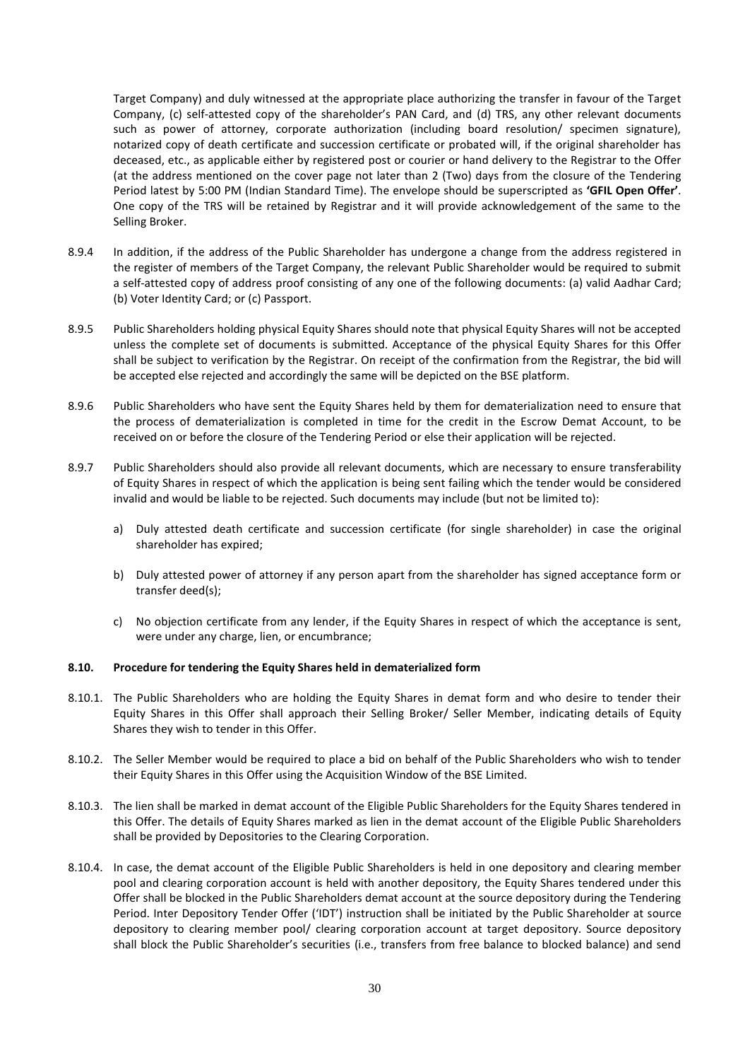Target Company) and duly witnessed at the appropriate place authorizing the transfer in favour of the Target Company, (c) self-attested copy of the shareholder's PAN Card, and (d) TRS, any other relevant documents such as power of attorney, corporate authorization (including board resolution/ specimen signature), notarized copy of death certificate and succession certificate or probated will, if the original shareholder has deceased, etc., as applicable either by registered post or courier or hand delivery to the Registrar to the Offer (at the address mentioned on the cover page not later than 2 (Two) days from the closure of the Tendering Period latest by 5:00 PM (Indian Standard Time). The envelope should be superscripted as **'GFIL Open Offer'**. One copy of the TRS will be retained by Registrar and it will provide acknowledgement of the same to the Selling Broker.

8.9.4 In addition, if the address of the Public Shareholder has undergone a change from the address registered in the register of members of the Target Company, the relevant Public Shareholder would be required to submit a self-attested copy of address proof consisting of any one of the following documents: (a) valid Aadhar Card; (b) Voter Identity Card; or (c) Passport.

8.9.5 Public Shareholders holding physical Equity Shares should note that physical Equity Shares will not be accepted unless the complete set of documents is submitted. Acceptance of the physical Equity Shares for this Offer shall be subject to verification by the Registrar. On receipt of the confirmation from the Registrar, the bid will be accepted else rejected and accordingly the same will be depicted on the BSE platform.

8.9.6 Public Shareholders who have sent the Equity Shares held by them for dematerialization need to ensure that the process of dematerialization is completed in time for the credit in the Escrow Demat Account, to be received on or before the closure of the Tendering Period or else their application will be rejected.

8.9.7 Public Shareholders should also provide all relevant documents, which are necessary to ensure transferability of Equity Shares in respect of which the application is being sent failing which the tender would be considered invalid and would be liable to be rejected. Such documents may include (but not be limited to):

a) Duly attested death certificate and succession certificate (for single shareholder) in case the original shareholder has expired;

b) Duly attested power of attorney if any person apart from the shareholder has signed acceptance form or transfer deed(s);

c) No objection certificate from any lender, if the Equity Shares in respect of which the acceptance is sent, were under any charge, lien, or encumbrance;

**8.10. Procedure for tendering the Equity Shares held in dematerialized form**

8.10.1. The Public Shareholders who are holding the Equity Shares in demat form and who desire to tender their Equity Shares in this Offer shall approach their Selling Broker/ Seller Member, indicating details of Equity Shares they wish to tender in this Offer.

8.10.2. The Seller Member would be required to place a bid on behalf of the Public Shareholders who wish to tender their Equity Shares in this Offer using the Acquisition Window of the BSE Limited.

8.10.3. The lien shall be marked in demat account of the Eligible Public Shareholders for the Equity Shares tendered in this Offer. The details of Equity Shares marked as lien in the demat account of the Eligible Public Shareholders shall be provided by Depositories to the Clearing Corporation.

8.10.4. In case, the demat account of the Eligible Public Shareholders is held in one depository and clearing member pool and clearing corporation account is held with another depository, the Equity Shares tendered under this Offer shall be blocked in the Public Shareholders demat account at the source depository during the Tendering Period. Inter Depository Tender Offer ('IDT') instruction shall be initiated by the Public Shareholder at source depository to clearing member pool/ clearing corporation account at target depository. Source depository shall block the Public Shareholder's securities (i.e., transfers from free balance to blocked balance) and send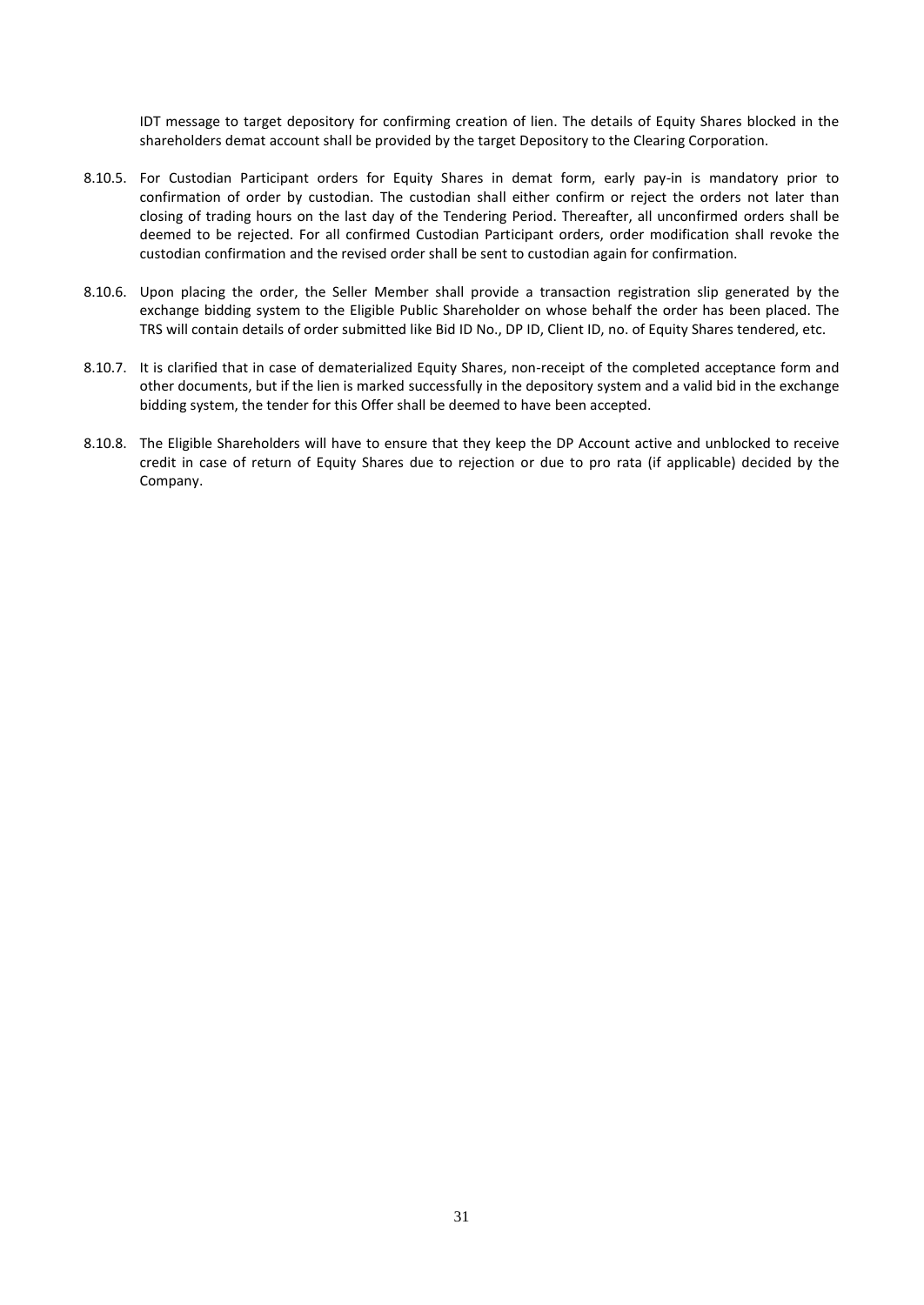IDT message to target depository for confirming creation of lien. The details of Equity Shares blocked in the shareholders demat account shall be provided by the target Depository to the Clearing Corporation.

8.10.5. For Custodian Participant orders for Equity Shares in demat form, early pay-in is mandatory prior to confirmation of order by custodian. The custodian shall either confirm or reject the orders not later than closing of trading hours on the last day of the Tendering Period. Thereafter, all unconfirmed orders shall be deemed to be rejected. For all confirmed Custodian Participant orders, order modification shall revoke the custodian confirmation and the revised order shall be sent to custodian again for confirmation.

8.10.6. Upon placing the order, the Seller Member shall provide a transaction registration slip generated by the exchange bidding system to the Eligible Public Shareholder on whose behalf the order has been placed. The TRS will contain details of order submitted like Bid ID No., DP ID, Client ID, no. of Equity Shares tendered, etc.

8.10.7. It is clarified that in case of dematerialized Equity Shares, non-receipt of the completed acceptance form and other documents, but if the lien is marked successfully in the depository system and a valid bid in the exchange bidding system, the tender for this Offer shall be deemed to have been accepted.

8.10.8. The Eligible Shareholders will have to ensure that they keep the DP Account active and unblocked to receive credit in case of return of Equity Shares due to rejection or due to pro rata (if applicable) decided by the Company.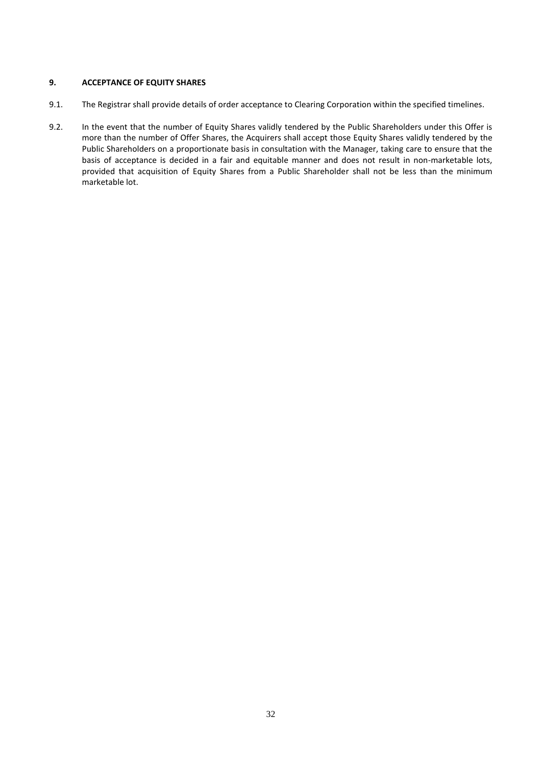## 9. ACCEPTANCE OF EQUITY SHARES

9.1. The Registrar shall provide details of order acceptance to Clearing Corporation within the specified timelines.

9.2. In the event that the number of Equity Shares validly tendered by the Public Shareholders under this Offer is more than the number of Offer Shares, the Acquirers shall accept those Equity Shares validly tendered by the Public Shareholders on a proportionate basis in consultation with the Manager, taking care to ensure that the basis of acceptance is decided in a fair and equitable manner and does not result in non-marketable lots, provided that acquisition of Equity Shares from a Public Shareholder shall not be less than the minimum marketable lot.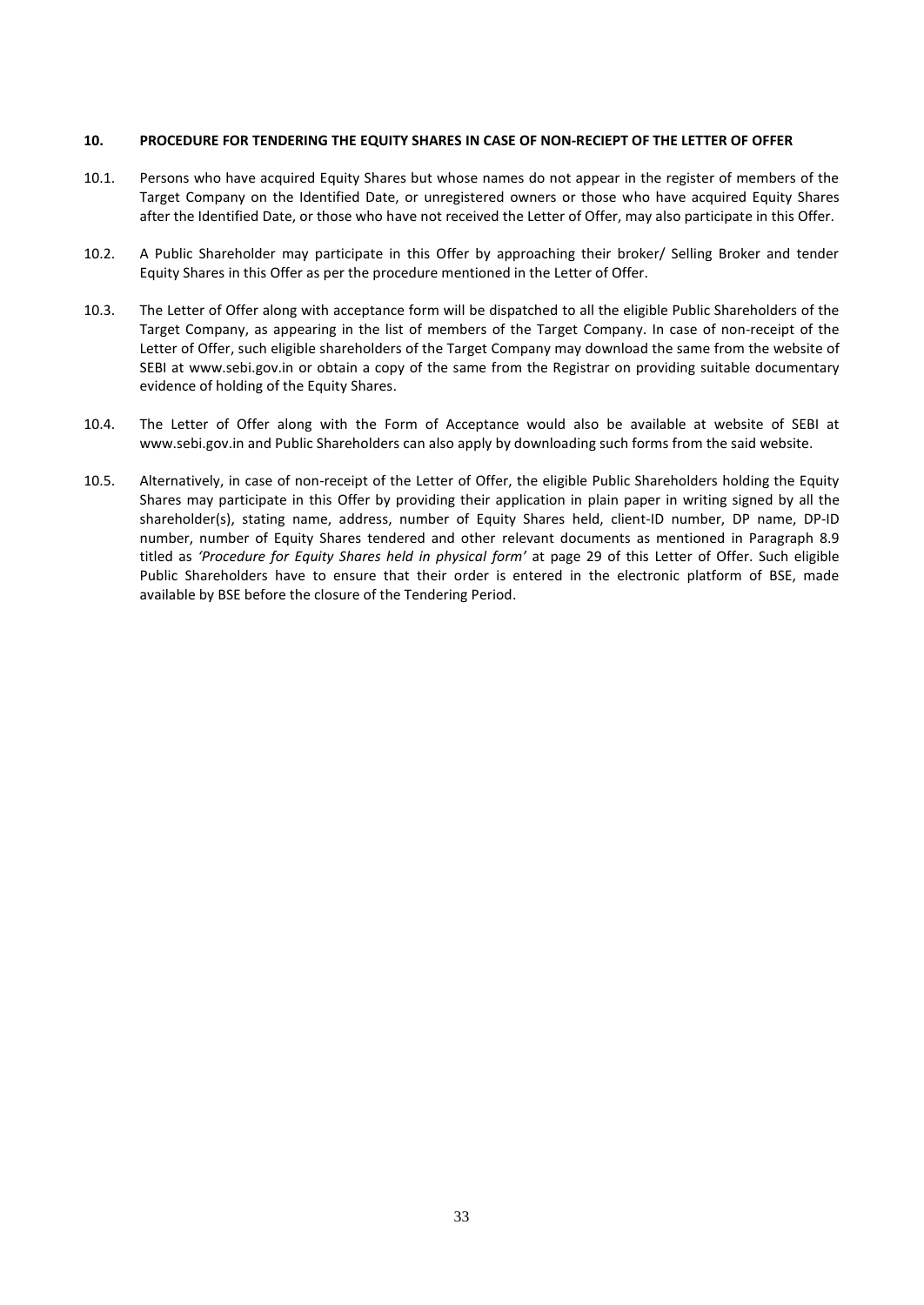## 10. PROCEDURE FOR TENDERING THE EQUITY SHARES IN CASE OF NON-RECIEPT OF THE LETTER OF OFFER

10.1. Persons who have acquired Equity Shares but whose names do not appear in the register of members of the Target Company on the Identified Date, or unregistered owners or those who have acquired Equity Shares after the Identified Date, or those who have not received the Letter of Offer, may also participate in this Offer.

10.2. A Public Shareholder may participate in this Offer by approaching their broker/ Selling Broker and tender Equity Shares in this Offer as per the procedure mentioned in the Letter of Offer.

10.3. The Letter of Offer along with acceptance form will be dispatched to all the eligible Public Shareholders of the Target Company, as appearing in the list of members of the Target Company. In case of non-receipt of the Letter of Offer, such eligible shareholders of the Target Company may download the same from the website of SEBI at www.sebi.gov.in or obtain a copy of the same from the Registrar on providing suitable documentary evidence of holding of the Equity Shares.

10.4. The Letter of Offer along with the Form of Acceptance would also be available at website of SEBI at www.sebi.gov.in and Public Shareholders can also apply by downloading such forms from the said website.

10.5. Alternatively, in case of non-receipt of the Letter of Offer, the eligible Public Shareholders holding the Equity Shares may participate in this Offer by providing their application in plain paper in writing signed by all the shareholder(s), stating name, address, number of Equity Shares held, client-ID number, DP name, DP-ID number, number of Equity Shares tendered and other relevant documents as mentioned in Paragraph 8.9 titled as *'Procedure for Equity Shares held in physical form'* at page 29 of this Letter of Offer. Such eligible Public Shareholders have to ensure that their order is entered in the electronic platform of BSE, made available by BSE before the closure of the Tendering Period.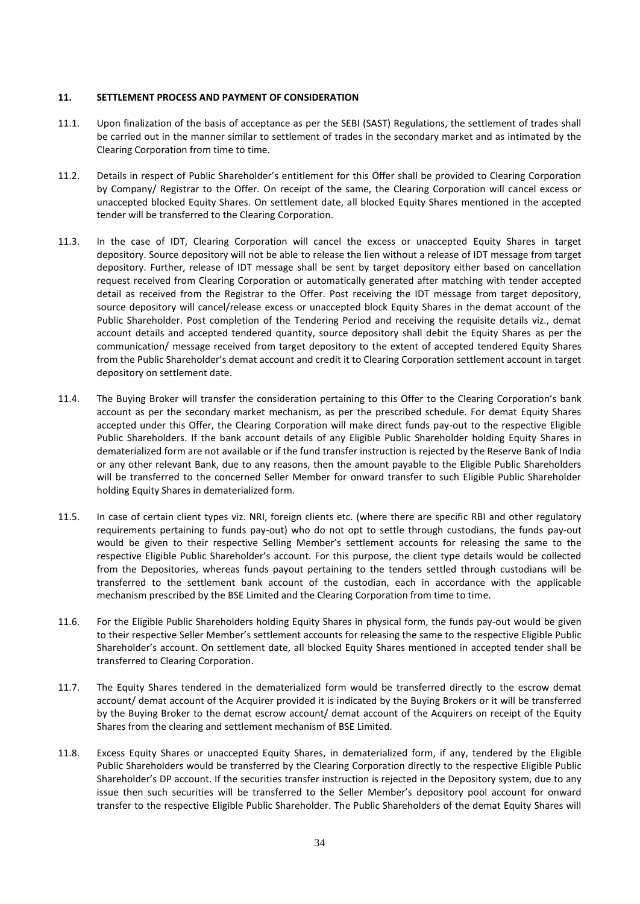## 11. SETTLEMENT PROCESS AND PAYMENT OF CONSIDERATION

11.1. Upon finalization of the basis of acceptance as per the SEBI (SAST) Regulations, the settlement of trades shall be carried out in the manner similar to settlement of trades in the secondary market and as intimated by the Clearing Corporation from time to time.

11.2. Details in respect of Public Shareholder's entitlement for this Offer shall be provided to Clearing Corporation by Company/ Registrar to the Offer. On receipt of the same, the Clearing Corporation will cancel excess or unaccepted blocked Equity Shares. On settlement date, all blocked Equity Shares mentioned in the accepted tender will be transferred to the Clearing Corporation.

11.3. In the case of IDT, Clearing Corporation will cancel the excess or unaccepted Equity Shares in target depository. Source depository will not be able to release the lien without a release of IDT message from target depository. Further, release of IDT message shall be sent by target depository either based on cancellation request received from Clearing Corporation or automatically generated after matching with tender accepted detail as received from the Registrar to the Offer. Post receiving the IDT message from target depository, source depository will cancel/release excess or unaccepted block Equity Shares in the demat account of the Public Shareholder. Post completion of the Tendering Period and receiving the requisite details viz., demat account details and accepted tendered quantity, source depository shall debit the Equity Shares as per the communication/ message received from target depository to the extent of accepted tendered Equity Shares from the Public Shareholder's demat account and credit it to Clearing Corporation settlement account in target depository on settlement date.

11.4. The Buying Broker will transfer the consideration pertaining to this Offer to the Clearing Corporation's bank account as per the secondary market mechanism, as per the prescribed schedule. For demat Equity Shares accepted under this Offer, the Clearing Corporation will make direct funds pay-out to the respective Eligible Public Shareholders. If the bank account details of any Eligible Public Shareholder holding Equity Shares in dematerialized form are not available or if the fund transfer instruction is rejected by the Reserve Bank of India or any other relevant Bank, due to any reasons, then the amount payable to the Eligible Public Shareholders will be transferred to the concerned Seller Member for onward transfer to such Eligible Public Shareholder holding Equity Shares in dematerialized form.

11.5. In case of certain client types viz. NRI, foreign clients etc. (where there are specific RBI and other regulatory requirements pertaining to funds pay-out) who do not opt to settle through custodians, the funds pay-out would be given to their respective Selling Member's settlement accounts for releasing the same to the respective Eligible Public Shareholder's account. For this purpose, the client type details would be collected from the Depositories, whereas funds payout pertaining to the tenders settled through custodians will be transferred to the settlement bank account of the custodian, each in accordance with the applicable mechanism prescribed by the BSE Limited and the Clearing Corporation from time to time.

11.6. For the Eligible Public Shareholders holding Equity Shares in physical form, the funds pay-out would be given to their respective Seller Member's settlement accounts for releasing the same to the respective Eligible Public Shareholder's account. On settlement date, all blocked Equity Shares mentioned in accepted tender shall be transferred to Clearing Corporation.

11.7. The Equity Shares tendered in the dematerialized form would be transferred directly to the escrow demat account/ demat account of the Acquirer provided it is indicated by the Buying Brokers or it will be transferred by the Buying Broker to the demat escrow account/ demat account of the Acquirers on receipt of the Equity Shares from the clearing and settlement mechanism of BSE Limited.

11.8. Excess Equity Shares or unaccepted Equity Shares, in dematerialized form, if any, tendered by the Eligible Public Shareholders would be transferred by the Clearing Corporation directly to the respective Eligible Public Shareholder's DP account. If the securities transfer instruction is rejected in the Depository system, due to any issue then such securities will be transferred to the Seller Member's depository pool account for onward transfer to the respective Eligible Public Shareholder. The Public Shareholders of the demat Equity Shares will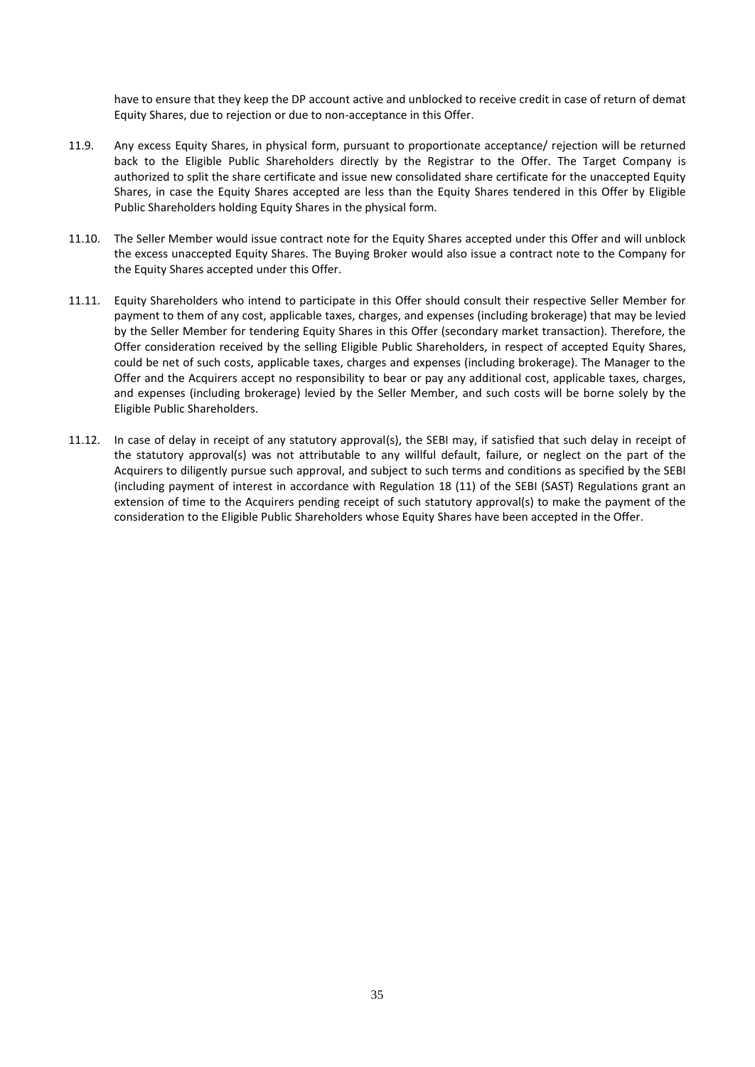have to ensure that they keep the DP account active and unblocked to receive credit in case of return of demat Equity Shares, due to rejection or due to non-acceptance in this Offer.

11.9. Any excess Equity Shares, in physical form, pursuant to proportionate acceptance/ rejection will be returned back to the Eligible Public Shareholders directly by the Registrar to the Offer. The Target Company is authorized to split the share certificate and issue new consolidated share certificate for the unaccepted Equity Shares, in case the Equity Shares accepted are less than the Equity Shares tendered in this Offer by Eligible Public Shareholders holding Equity Shares in the physical form.

11.10. The Seller Member would issue contract note for the Equity Shares accepted under this Offer and will unblock the excess unaccepted Equity Shares. The Buying Broker would also issue a contract note to the Company for the Equity Shares accepted under this Offer.

11.11. Equity Shareholders who intend to participate in this Offer should consult their respective Seller Member for payment to them of any cost, applicable taxes, charges, and expenses (including brokerage) that may be levied by the Seller Member for tendering Equity Shares in this Offer (secondary market transaction). Therefore, the Offer consideration received by the selling Eligible Public Shareholders, in respect of accepted Equity Shares, could be net of such costs, applicable taxes, charges and expenses (including brokerage). The Manager to the Offer and the Acquirers accept no responsibility to bear or pay any additional cost, applicable taxes, charges, and expenses (including brokerage) levied by the Seller Member, and such costs will be borne solely by the Eligible Public Shareholders.

11.12. In case of delay in receipt of any statutory approval(s), the SEBI may, if satisfied that such delay in receipt of the statutory approval(s) was not attributable to any willful default, failure, or neglect on the part of the Acquirers to diligently pursue such approval, and subject to such terms and conditions as specified by the SEBI (including payment of interest in accordance with Regulation 18 (11) of the SEBI (SAST) Regulations grant an extension of time to the Acquirers pending receipt of such statutory approval(s) to make the payment of the consideration to the Eligible Public Shareholders whose Equity Shares have been accepted in the Offer.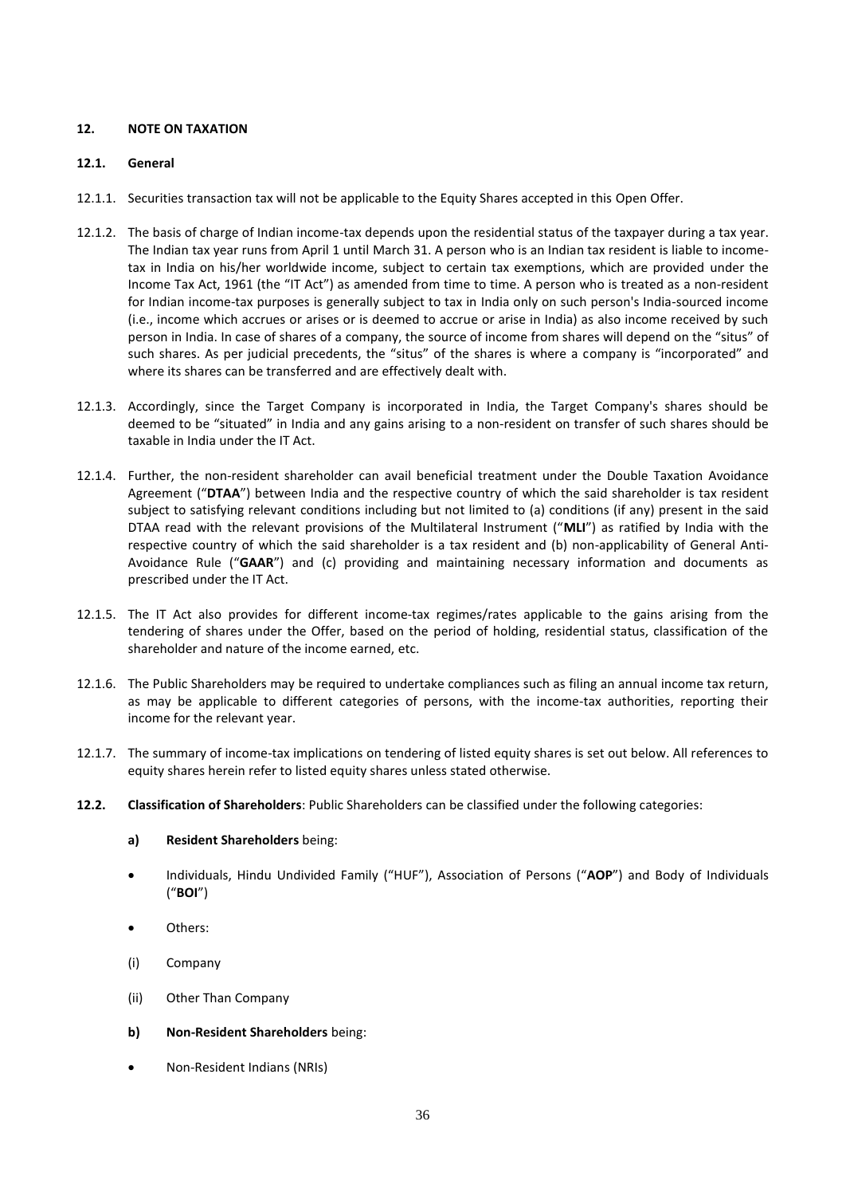## 12. NOTE ON TAXATION

### 12.1. General

12.1.1. Securities transaction tax will not be applicable to the Equity Shares accepted in this Open Offer.

12.1.2. The basis of charge of Indian income-tax depends upon the residential status of the taxpayer during a tax year. The Indian tax year runs from April 1 until March 31. A person who is an Indian tax resident is liable to income-tax in India on his/her worldwide income, subject to certain tax exemptions, which are provided under the Income Tax Act, 1961 (the "IT Act") as amended from time to time. A person who is treated as a non-resident for Indian income-tax purposes is generally subject to tax in India only on such person's India-sourced income (i.e., income which accrues or arises or is deemed to accrue or arise in India) as also income received by such person in India. In case of shares of a company, the source of income from shares will depend on the "situs" of such shares. As per judicial precedents, the "situs" of the shares is where a company is "incorporated" and where its shares can be transferred and are effectively dealt with.

12.1.3. Accordingly, since the Target Company is incorporated in India, the Target Company's shares should be deemed to be "situated" in India and any gains arising to a non-resident on transfer of such shares should be taxable in India under the IT Act.

12.1.4. Further, the non-resident shareholder can avail beneficial treatment under the Double Taxation Avoidance Agreement ("**DTAA**") between India and the respective country of which the said shareholder is tax resident subject to satisfying relevant conditions including but not limited to (a) conditions (if any) present in the said DTAA read with the relevant provisions of the Multilateral Instrument ("**MLI**") as ratified by India with the respective country of which the said shareholder is a tax resident and (b) non-applicability of General Anti-Avoidance Rule ("**GAAR**") and (c) providing and maintaining necessary information and documents as prescribed under the IT Act.

12.1.5. The IT Act also provides for different income-tax regimes/rates applicable to the gains arising from the tendering of shares under the Offer, based on the period of holding, residential status, classification of the shareholder and nature of the income earned, etc.

12.1.6. The Public Shareholders may be required to undertake compliances such as filing an annual income tax return, as may be applicable to different categories of persons, with the income-tax authorities, reporting their income for the relevant year.

12.1.7. The summary of income-tax implications on tendering of listed equity shares is set out below. All references to equity shares herein refer to listed equity shares unless stated otherwise.

**12.2. Classification of Shareholders**: Public Shareholders can be classified under the following categories:

**a) Resident Shareholders** being:

- Individuals, Hindu Undivided Family ("HUF"), Association of Persons ("**AOP**") and Body of Individuals ("**BOI**")
- Others:

(i) Company

(ii) Other Than Company

**b) Non-Resident Shareholders** being:

- Non-Resident Indians (NRIs)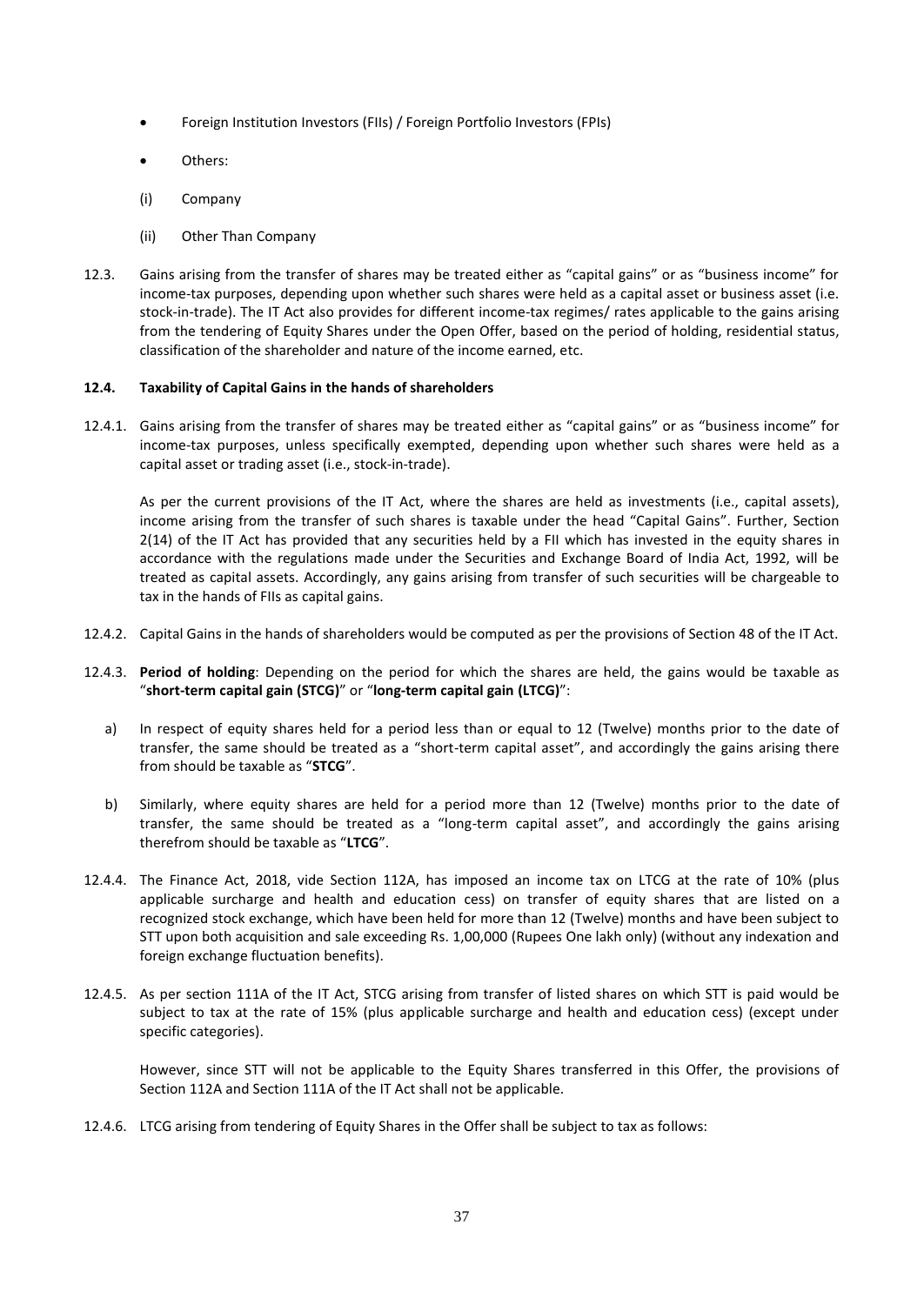- Foreign Institution Investors (FIIs) / Foreign Portfolio Investors (FPIs)
- Others:

(i) Company

(ii) Other Than Company

12.3. Gains arising from the transfer of shares may be treated either as "capital gains" or as "business income" for income-tax purposes, depending upon whether such shares were held as a capital asset or business asset (i.e. stock-in-trade). The IT Act also provides for different income-tax regimes/ rates applicable to the gains arising from the tendering of Equity Shares under the Open Offer, based on the period of holding, residential status, classification of the shareholder and nature of the income earned, etc.

**12.4. Taxability of Capital Gains in the hands of shareholders**

12.4.1. Gains arising from the transfer of shares may be treated either as "capital gains" or as "business income" for income-tax purposes, unless specifically exempted, depending upon whether such shares were held as a capital asset or trading asset (i.e., stock-in-trade).

As per the current provisions of the IT Act, where the shares are held as investments (i.e., capital assets), income arising from the transfer of such shares is taxable under the head "Capital Gains". Further, Section 2(14) of the IT Act has provided that any securities held by a FII which has invested in the equity shares in accordance with the regulations made under the Securities and Exchange Board of India Act, 1992, will be treated as capital assets. Accordingly, any gains arising from transfer of such securities will be chargeable to tax in the hands of FIIs as capital gains.

12.4.2. Capital Gains in the hands of shareholders would be computed as per the provisions of Section 48 of the IT Act.

12.4.3. **Period of holding**: Depending on the period for which the shares are held, the gains would be taxable as "**short-term capital gain (STCG)**" or "**long-term capital gain (LTCG)**":

a) In respect of equity shares held for a period less than or equal to 12 (Twelve) months prior to the date of transfer, the same should be treated as a "short-term capital asset", and accordingly the gains arising there from should be taxable as "**STCG**".

b) Similarly, where equity shares are held for a period more than 12 (Twelve) months prior to the date of transfer, the same should be treated as a "long-term capital asset", and accordingly the gains arising therefrom should be taxable as "**LTCG**".

12.4.4. The Finance Act, 2018, vide Section 112A, has imposed an income tax on LTCG at the rate of 10% (plus applicable surcharge and health and education cess) on transfer of equity shares that are listed on a recognized stock exchange, which have been held for more than 12 (Twelve) months and have been subject to STT upon both acquisition and sale exceeding Rs. 1,00,000 (Rupees One lakh only) (without any indexation and foreign exchange fluctuation benefits).

12.4.5. As per section 111A of the IT Act, STCG arising from transfer of listed shares on which STT is paid would be subject to tax at the rate of 15% (plus applicable surcharge and health and education cess) (except under specific categories).

However, since STT will not be applicable to the Equity Shares transferred in this Offer, the provisions of Section 112A and Section 111A of the IT Act shall not be applicable.

12.4.6. LTCG arising from tendering of Equity Shares in the Offer shall be subject to tax as follows: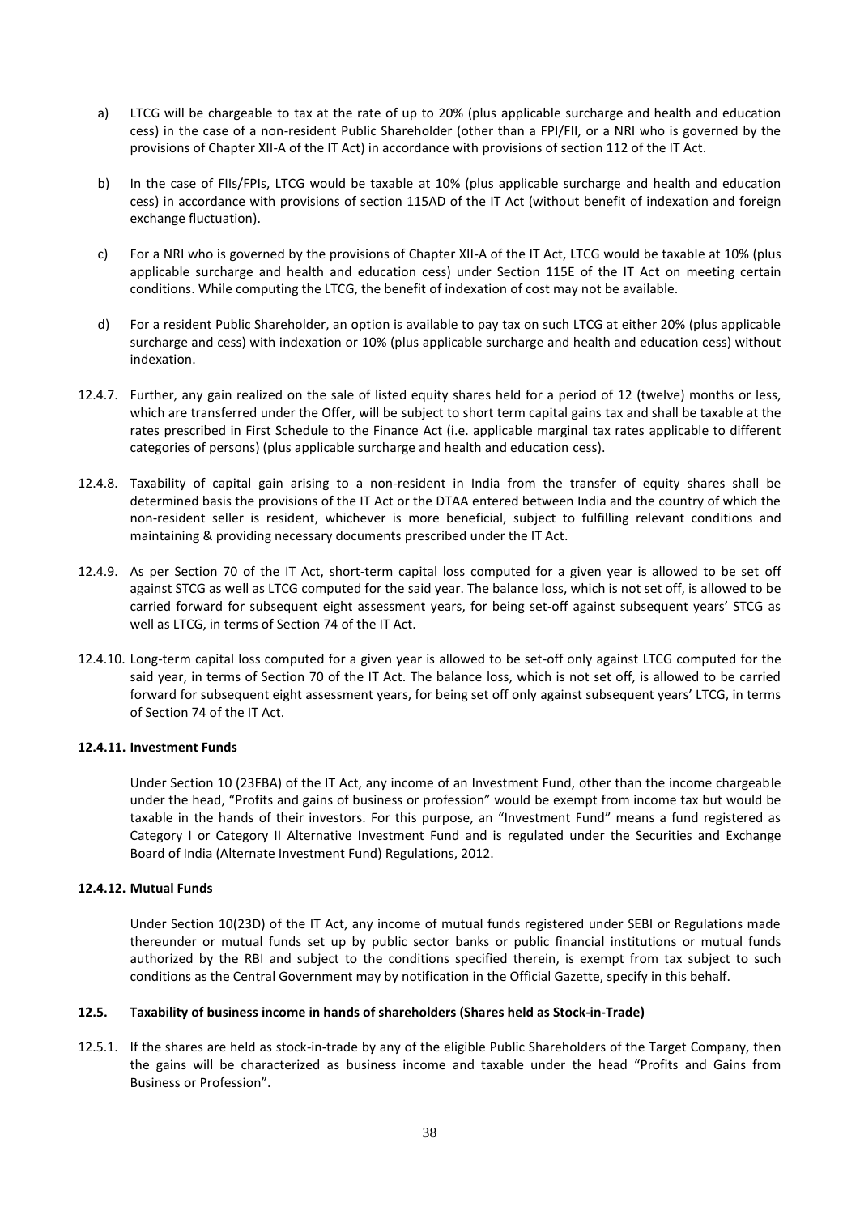a) LTCG will be chargeable to tax at the rate of up to 20% (plus applicable surcharge and health and education cess) in the case of a non-resident Public Shareholder (other than a FPI/FII, or a NRI who is governed by the provisions of Chapter XII-A of the IT Act) in accordance with provisions of section 112 of the IT Act.

b) In the case of FIIs/FPIs, LTCG would be taxable at 10% (plus applicable surcharge and health and education cess) in accordance with provisions of section 115AD of the IT Act (without benefit of indexation and foreign exchange fluctuation).

c) For a NRI who is governed by the provisions of Chapter XII-A of the IT Act, LTCG would be taxable at 10% (plus applicable surcharge and health and education cess) under Section 115E of the IT Act on meeting certain conditions. While computing the LTCG, the benefit of indexation of cost may not be available.

d) For a resident Public Shareholder, an option is available to pay tax on such LTCG at either 20% (plus applicable surcharge and cess) with indexation or 10% (plus applicable surcharge and health and education cess) without indexation.

12.4.7. Further, any gain realized on the sale of listed equity shares held for a period of 12 (twelve) months or less, which are transferred under the Offer, will be subject to short term capital gains tax and shall be taxable at the rates prescribed in First Schedule to the Finance Act (i.e. applicable marginal tax rates applicable to different categories of persons) (plus applicable surcharge and health and education cess).

12.4.8. Taxability of capital gain arising to a non-resident in India from the transfer of equity shares shall be determined basis the provisions of the IT Act or the DTAA entered between India and the country of which the non-resident seller is resident, whichever is more beneficial, subject to fulfilling relevant conditions and maintaining & providing necessary documents prescribed under the IT Act.

12.4.9. As per Section 70 of the IT Act, short-term capital loss computed for a given year is allowed to be set off against STCG as well as LTCG computed for the said year. The balance loss, which is not set off, is allowed to be carried forward for subsequent eight assessment years, for being set-off against subsequent years' STCG as well as LTCG, in terms of Section 74 of the IT Act.

12.4.10. Long-term capital loss computed for a given year is allowed to be set-off only against LTCG computed for the said year, in terms of Section 70 of the IT Act. The balance loss, which is not set off, is allowed to be carried forward for subsequent eight assessment years, for being set off only against subsequent years' LTCG, in terms of Section 74 of the IT Act.

**12.4.11. Investment Funds**

Under Section 10 (23FBA) of the IT Act, any income of an Investment Fund, other than the income chargeable under the head, "Profits and gains of business or profession" would be exempt from income tax but would be taxable in the hands of their investors. For this purpose, an "Investment Fund" means a fund registered as Category I or Category II Alternative Investment Fund and is regulated under the Securities and Exchange Board of India (Alternate Investment Fund) Regulations, 2012.

**12.4.12. Mutual Funds**

Under Section 10(23D) of the IT Act, any income of mutual funds registered under SEBI or Regulations made thereunder or mutual funds set up by public sector banks or public financial institutions or mutual funds authorized by the RBI and subject to the conditions specified therein, is exempt from tax subject to such conditions as the Central Government may by notification in the Official Gazette, specify in this behalf.

**12.5. Taxability of business income in hands of shareholders (Shares held as Stock-in-Trade)**

12.5.1. If the shares are held as stock-in-trade by any of the eligible Public Shareholders of the Target Company, then the gains will be characterized as business income and taxable under the head "Profits and Gains from Business or Profession".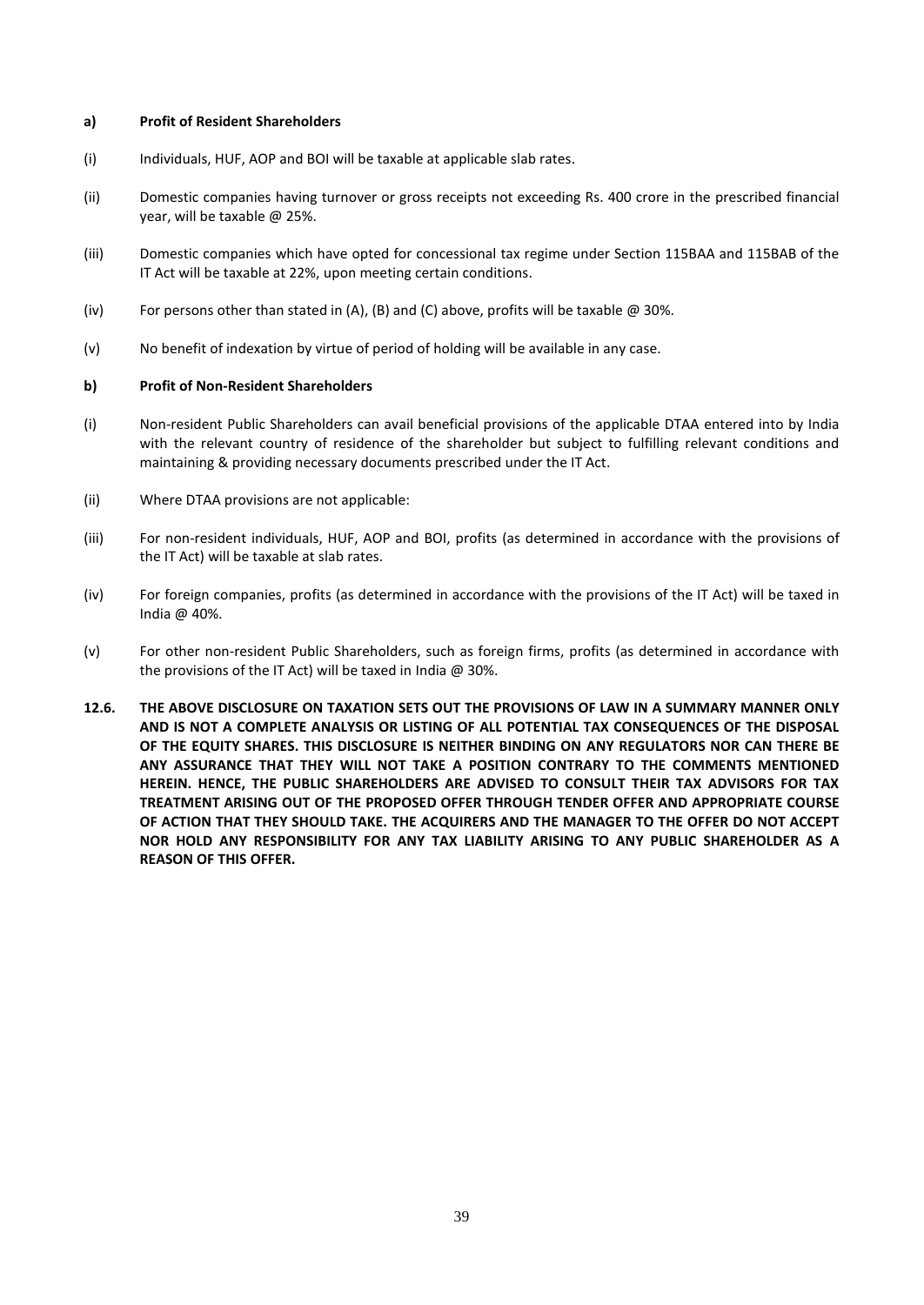**a) Profit of Resident Shareholders**

(i) Individuals, HUF, AOP and BOI will be taxable at applicable slab rates.

(ii) Domestic companies having turnover or gross receipts not exceeding Rs. 400 crore in the prescribed financial year, will be taxable @ 25%.

(iii) Domestic companies which have opted for concessional tax regime under Section 115BAA and 115BAB of the IT Act will be taxable at 22%, upon meeting certain conditions.

(iv) For persons other than stated in (A), (B) and (C) above, profits will be taxable @ 30%.

(v) No benefit of indexation by virtue of period of holding will be available in any case.

**b) Profit of Non-Resident Shareholders**

(i) Non-resident Public Shareholders can avail beneficial provisions of the applicable DTAA entered into by India with the relevant country of residence of the shareholder but subject to fulfilling relevant conditions and maintaining & providing necessary documents prescribed under the IT Act.

(ii) Where DTAA provisions are not applicable:

(iii) For non-resident individuals, HUF, AOP and BOI, profits (as determined in accordance with the provisions of the IT Act) will be taxable at slab rates.

(iv) For foreign companies, profits (as determined in accordance with the provisions of the IT Act) will be taxed in India @ 40%.

(v) For other non-resident Public Shareholders, such as foreign firms, profits (as determined in accordance with the provisions of the IT Act) will be taxed in India @ 30%.

**12.6. THE ABOVE DISCLOSURE ON TAXATION SETS OUT THE PROVISIONS OF LAW IN A SUMMARY MANNER ONLY AND IS NOT A COMPLETE ANALYSIS OR LISTING OF ALL POTENTIAL TAX CONSEQUENCES OF THE DISPOSAL OF THE EQUITY SHARES. THIS DISCLOSURE IS NEITHER BINDING ON ANY REGULATORS NOR CAN THERE BE ANY ASSURANCE THAT THEY WILL NOT TAKE A POSITION CONTRARY TO THE COMMENTS MENTIONED HEREIN. HENCE, THE PUBLIC SHAREHOLDERS ARE ADVISED TO CONSULT THEIR TAX ADVISORS FOR TAX TREATMENT ARISING OUT OF THE PROPOSED OFFER THROUGH TENDER OFFER AND APPROPRIATE COURSE OF ACTION THAT THEY SHOULD TAKE. THE ACQUIRERS AND THE MANAGER TO THE OFFER DO NOT ACCEPT NOR HOLD ANY RESPONSIBILITY FOR ANY TAX LIABILITY ARISING TO ANY PUBLIC SHAREHOLDER AS A REASON OF THIS OFFER.**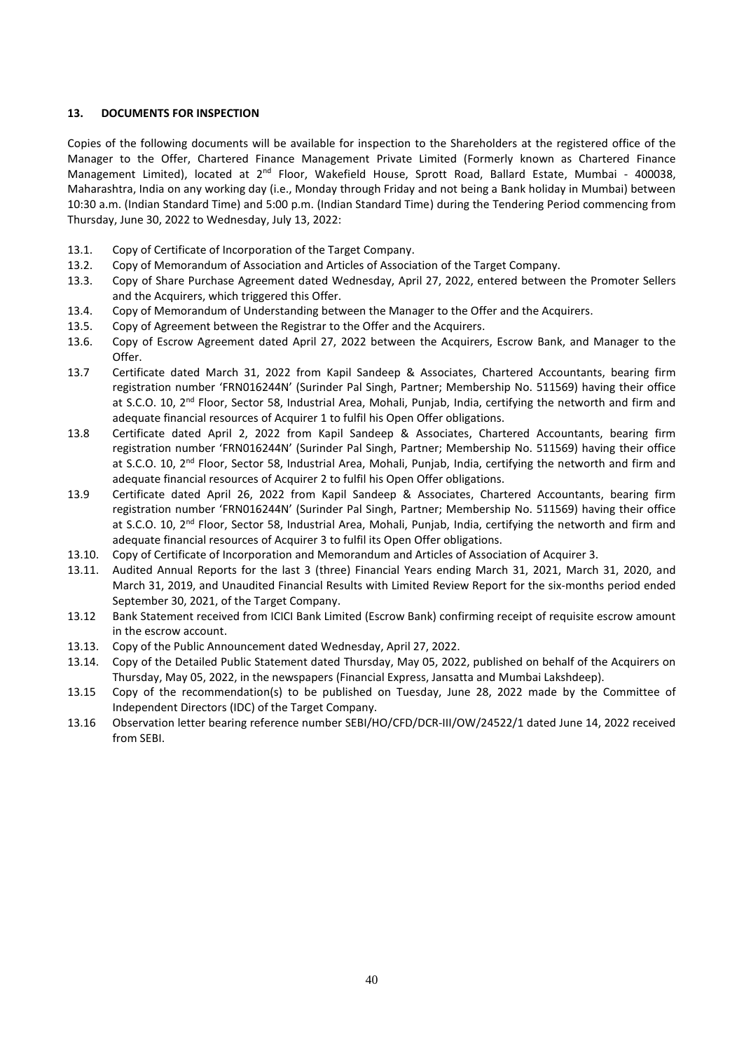## 13. DOCUMENTS FOR INSPECTION

Copies of the following documents will be available for inspection to the Shareholders at the registered office of the Manager to the Offer, Chartered Finance Management Private Limited (Formerly known as Chartered Finance Management Limited), located at 2nd Floor, Wakefield House, Sprott Road, Ballard Estate, Mumbai - 400038, Maharashtra, India on any working day (i.e., Monday through Friday and not being a Bank holiday in Mumbai) between 10:30 a.m. (Indian Standard Time) and 5:00 p.m. (Indian Standard Time) during the Tendering Period commencing from Thursday, June 30, 2022 to Wednesday, July 13, 2022:

13.1. Copy of Certificate of Incorporation of the Target Company.

13.2. Copy of Memorandum of Association and Articles of Association of the Target Company.

13.3. Copy of Share Purchase Agreement dated Wednesday, April 27, 2022, entered between the Promoter Sellers and the Acquirers, which triggered this Offer.

13.4. Copy of Memorandum of Understanding between the Manager to the Offer and the Acquirers.

13.5. Copy of Agreement between the Registrar to the Offer and the Acquirers.

13.6. Copy of Escrow Agreement dated April 27, 2022 between the Acquirers, Escrow Bank, and Manager to the Offer.

13.7 Certificate dated March 31, 2022 from Kapil Sandeep & Associates, Chartered Accountants, bearing firm registration number 'FRN016244N' (Surinder Pal Singh, Partner; Membership No. 511569) having their office at S.C.O. 10, 2nd Floor, Sector 58, Industrial Area, Mohali, Punjab, India, certifying the networth and firm and adequate financial resources of Acquirer 1 to fulfil his Open Offer obligations.

13.8 Certificate dated April 2, 2022 from Kapil Sandeep & Associates, Chartered Accountants, bearing firm registration number 'FRN016244N' (Surinder Pal Singh, Partner; Membership No. 511569) having their office at S.C.O. 10, 2nd Floor, Sector 58, Industrial Area, Mohali, Punjab, India, certifying the networth and firm and adequate financial resources of Acquirer 2 to fulfil his Open Offer obligations.

13.9 Certificate dated April 26, 2022 from Kapil Sandeep & Associates, Chartered Accountants, bearing firm registration number 'FRN016244N' (Surinder Pal Singh, Partner; Membership No. 511569) having their office at S.C.O. 10, 2nd Floor, Sector 58, Industrial Area, Mohali, Punjab, India, certifying the networth and firm and adequate financial resources of Acquirer 3 to fulfil its Open Offer obligations.

13.10. Copy of Certificate of Incorporation and Memorandum and Articles of Association of Acquirer 3.

13.11. Audited Annual Reports for the last 3 (three) Financial Years ending March 31, 2021, March 31, 2020, and March 31, 2019, and Unaudited Financial Results with Limited Review Report for the six-months period ended September 30, 2021, of the Target Company.

13.12 Bank Statement received from ICICI Bank Limited (Escrow Bank) confirming receipt of requisite escrow amount in the escrow account.

13.13. Copy of the Public Announcement dated Wednesday, April 27, 2022.

13.14. Copy of the Detailed Public Statement dated Thursday, May 05, 2022, published on behalf of the Acquirers on Thursday, May 05, 2022, in the newspapers (Financial Express, Jansatta and Mumbai Lakshdeep).

13.15 Copy of the recommendation(s) to be published on Tuesday, June 28, 2022 made by the Committee of Independent Directors (IDC) of the Target Company.

13.16 Observation letter bearing reference number SEBI/HO/CFD/DCR-III/OW/24522/1 dated June 14, 2022 received from SEBI.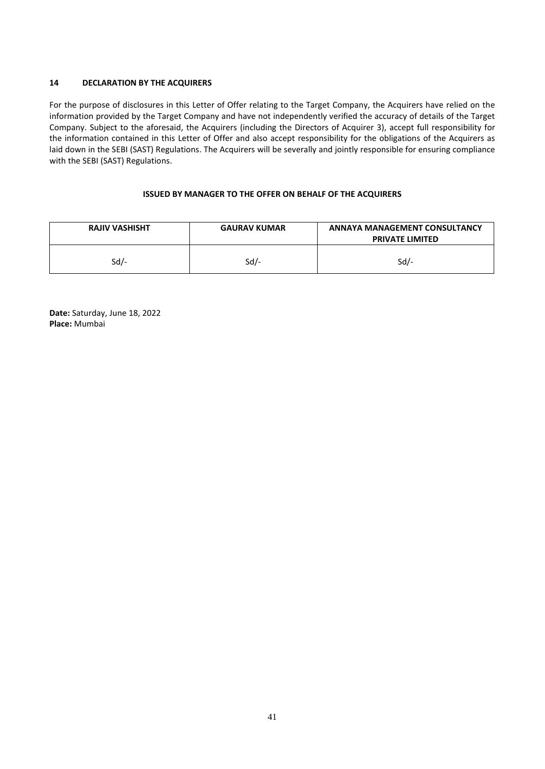## 14 DECLARATION BY THE ACQUIRERS

For the purpose of disclosures in this Letter of Offer relating to the Target Company, the Acquirers have relied on the information provided by the Target Company and have not independently verified the accuracy of details of the Target Company. Subject to the aforesaid, the Acquirers (including the Directors of Acquirer 3), accept full responsibility for the information contained in this Letter of Offer and also accept responsibility for the obligations of the Acquirers as laid down in the SEBI (SAST) Regulations. The Acquirers will be severally and jointly responsible for ensuring compliance with the SEBI (SAST) Regulations.

**ISSUED BY MANAGER TO THE OFFER ON BEHALF OF THE ACQUIRERS**

| RAJIV VASHISHT | GAURAV KUMAR | ANNAYA MANAGEMENT CONSULTANCY PRIVATE LIMITED |
|---|---|---|
| Sd/- | Sd/- | Sd/- |

**Date:** Saturday, June 18, 2022
**Place:** Mumbai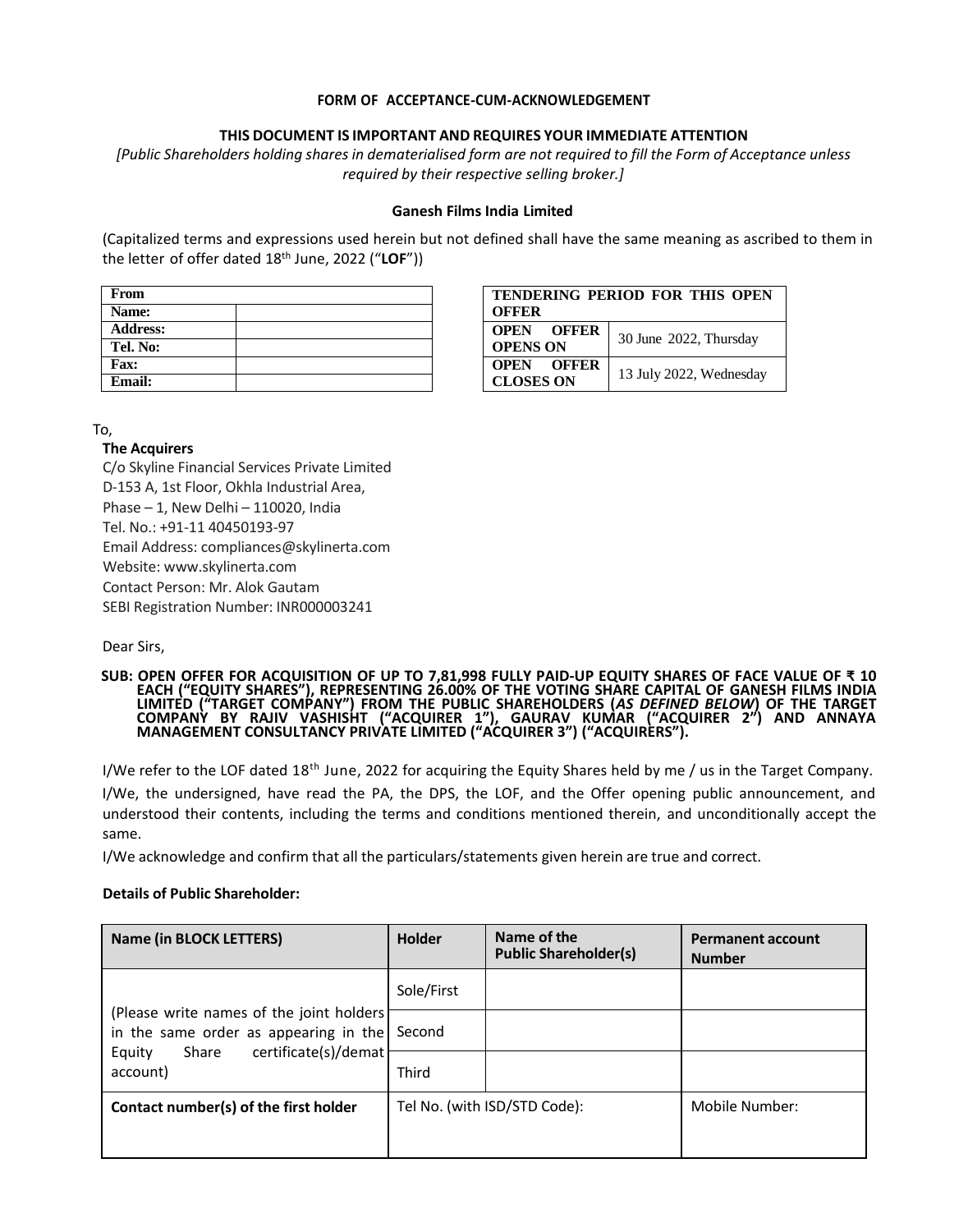**FORM OF ACCEPTANCE-CUM-ACKNOWLEDGEMENT**

**THIS DOCUMENT IS IMPORTANT AND REQUIRES YOUR IMMEDIATE ATTENTION**

*[Public Shareholders holding shares in dematerialised form are not required to fill the Form of Acceptance unless required by their respective selling broker.]*

**Ganesh Films India Limited**

(Capitalized terms and expressions used herein but not defined shall have the same meaning as ascribed to them in the letter of offer dated 18th June, 2022 ("**LOF**"))

| **From** | |
|---|---|
| **Name:** | |
| **Address:** | |
| **Tel. No:** | |
| **Fax:** | |
| **Email:** | |

| **TENDERING PERIOD FOR THIS OPEN OFFER** | |
|---|---|
| **OPEN OFFER OPENS ON** | 30 June 2022, Thursday |
| **OPEN OFFER CLOSES ON** | 13 July 2022, Wednesday |

To,

**The Acquirers**
C/o Skyline Financial Services Private Limited
D-153 A, 1st Floor, Okhla Industrial Area,
Phase – 1, New Delhi – 110020, India
Tel. No.: +91-11 40450193-97
Email Address: compliances@skylinerta.com
Website: www.skylinerta.com
Contact Person: Mr. Alok Gautam
SEBI Registration Number: INR000003241

Dear Sirs,

**SUB: OPEN OFFER FOR ACQUISITION OF UP TO 7,81,998 FULLY PAID-UP EQUITY SHARES OF FACE VALUE OF ₹ 10 EACH ("EQUITY SHARES"), REPRESENTING 26.00% OF THE VOTING SHARE CAPITAL OF GANESH FILMS INDIA LIMITED ("TARGET COMPANY") FROM THE PUBLIC SHAREHOLDERS (*AS DEFINED BELOW*) OF THE TARGET COMPANY BY RAJIV VASHISHT ("ACQUIRER 1"), GAURAV KUMAR ("ACQUIRER 2") AND ANNAYA MANAGEMENT CONSULTANCY PRIVATE LIMITED ("ACQUIRER 3") ("ACQUIRERS").**

I/We refer to the LOF dated 18th June, 2022 for acquiring the Equity Shares held by me / us in the Target Company.

I/We, the undersigned, have read the PA, the DPS, the LOF, and the Offer opening public announcement, and understood their contents, including the terms and conditions mentioned therein, and unconditionally accept the same.

I/We acknowledge and confirm that all the particulars/statements given herein are true and correct.

**Details of Public Shareholder:**

| **Name (in BLOCK LETTERS)** | **Holder** | **Name of the Public Shareholder(s)** | **Permanent account Number** |
|---|---|---|---|
| (Please write names of the joint holders in the same order as appearing in the Equity Share certificate(s)/demat account) | Sole/First | | |
| | Second | | |
| | Third | | |
| **Contact number(s) of the first holder** | Tel No. (with ISD/STD Code): | | Mobile Number: |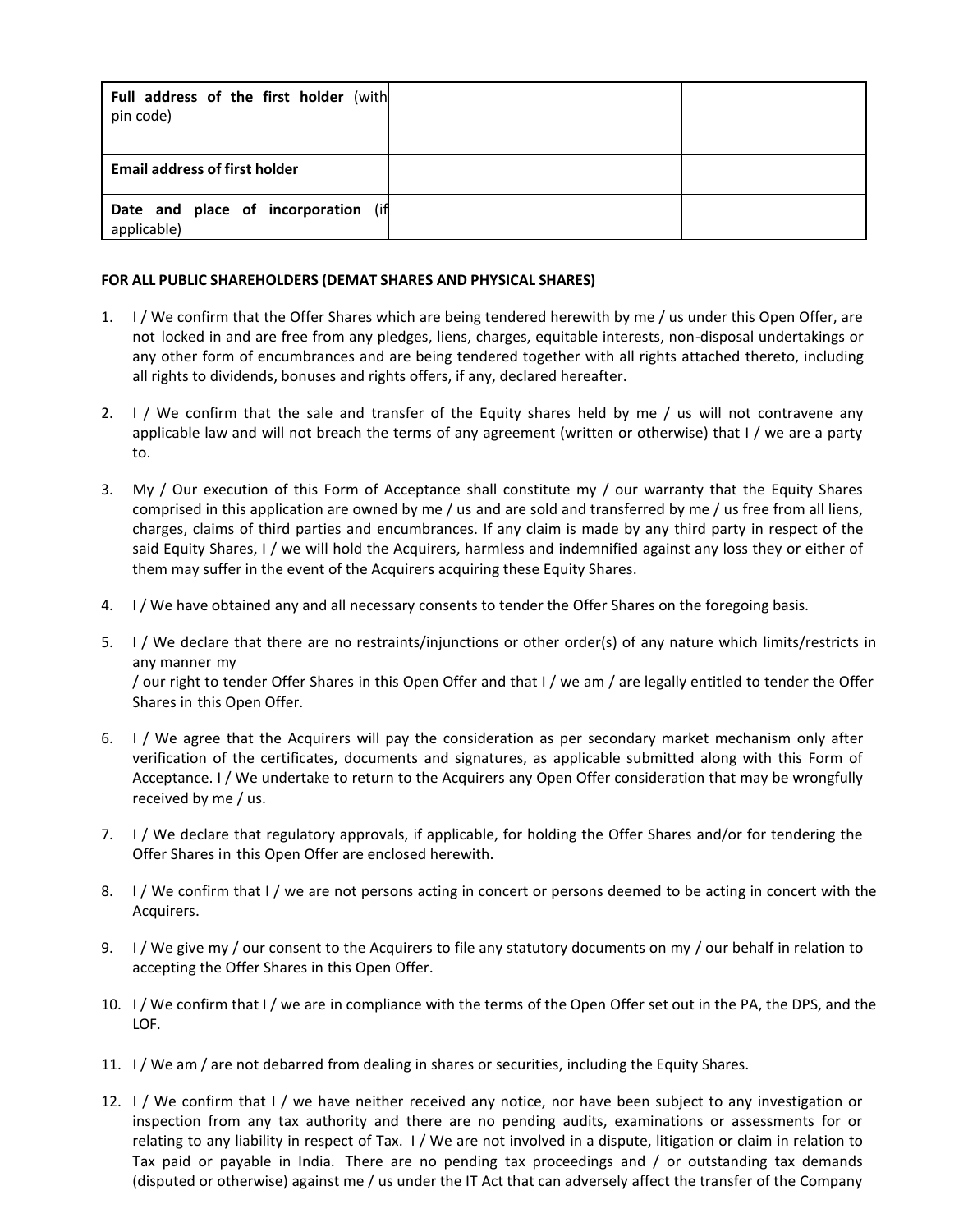| **Full address of the first holder** (with pin code) | | |
|---|---|---|
| **Email address of first holder** | | |
| **Date and place of incorporation** (if applicable) | | |

**FOR ALL PUBLIC SHAREHOLDERS (DEMAT SHARES AND PHYSICAL SHARES)**

1. I / We confirm that the Offer Shares which are being tendered herewith by me / us under this Open Offer, are not locked in and are free from any pledges, liens, charges, equitable interests, non-disposal undertakings or any other form of encumbrances and are being tendered together with all rights attached thereto, including all rights to dividends, bonuses and rights offers, if any, declared hereafter.

2. I / We confirm that the sale and transfer of the Equity shares held by me / us will not contravene any applicable law and will not breach the terms of any agreement (written or otherwise) that I / we are a party to.

3. My / Our execution of this Form of Acceptance shall constitute my / our warranty that the Equity Shares comprised in this application are owned by me / us and are sold and transferred by me / us free from all liens, charges, claims of third parties and encumbrances. If any claim is made by any third party in respect of the said Equity Shares, I / we will hold the Acquirers, harmless and indemnified against any loss they or either of them may suffer in the event of the Acquirers acquiring these Equity Shares.

4. I / We have obtained any and all necessary consents to tender the Offer Shares on the foregoing basis.

5. I / We declare that there are no restraints/injunctions or other order(s) of any nature which limits/restricts in any manner my / our right to tender Offer Shares in this Open Offer and that I / we am / are legally entitled to tender the Offer Shares in this Open Offer.

6. I / We agree that the Acquirers will pay the consideration as per secondary market mechanism only after verification of the certificates, documents and signatures, as applicable submitted along with this Form of Acceptance. I / We undertake to return to the Acquirers any Open Offer consideration that may be wrongfully received by me / us.

7. I / We declare that regulatory approvals, if applicable, for holding the Offer Shares and/or for tendering the Offer Shares in this Open Offer are enclosed herewith.

8. I / We confirm that I / we are not persons acting in concert or persons deemed to be acting in concert with the Acquirers.

9. I / We give my / our consent to the Acquirers to file any statutory documents on my / our behalf in relation to accepting the Offer Shares in this Open Offer.

10. I / We confirm that I / we are in compliance with the terms of the Open Offer set out in the PA, the DPS, and the LOF.

11. I / We am / are not debarred from dealing in shares or securities, including the Equity Shares.

12. I / We confirm that I / we have neither received any notice, nor have been subject to any investigation or inspection from any tax authority and there are no pending audits, examinations or assessments for or relating to any liability in respect of Tax. I / We are not involved in a dispute, litigation or claim in relation to Tax paid or payable in India. There are no pending tax proceedings and / or outstanding tax demands (disputed or otherwise) against me / us under the IT Act that can adversely affect the transfer of the Company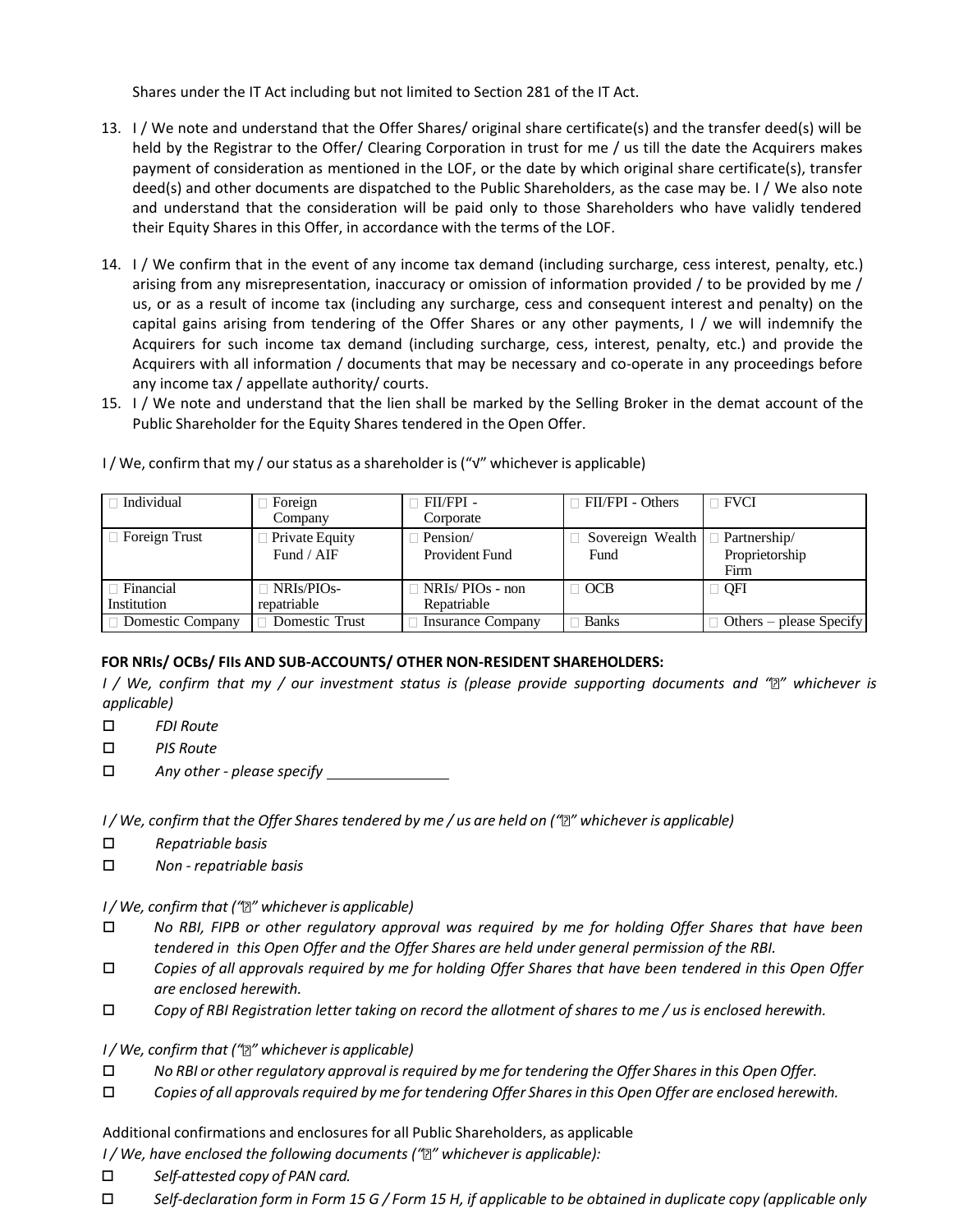Shares under the IT Act including but not limited to Section 281 of the IT Act.

13. I / We note and understand that the Offer Shares/ original share certificate(s) and the transfer deed(s) will be held by the Registrar to the Offer/ Clearing Corporation in trust for me / us till the date the Acquirers makes payment of consideration as mentioned in the LOF, or the date by which original share certificate(s), transfer deed(s) and other documents are dispatched to the Public Shareholders, as the case may be. I / We also note and understand that the consideration will be paid only to those Shareholders who have validly tendered their Equity Shares in this Offer, in accordance with the terms of the LOF.

14. I / We confirm that in the event of any income tax demand (including surcharge, cess interest, penalty, etc.) arising from any misrepresentation, inaccuracy or omission of information provided / to be provided by me / us, or as a result of income tax (including any surcharge, cess and consequent interest and penalty) on the capital gains arising from tendering of the Offer Shares or any other payments, I / we will indemnify the Acquirers for such income tax demand (including surcharge, cess, interest, penalty, etc.) and provide the Acquirers with all information / documents that may be necessary and co-operate in any proceedings before any income tax / appellate authority/ courts.

15. I / We note and understand that the lien shall be marked by the Selling Broker in the demat account of the Public Shareholder for the Equity Shares tendered in the Open Offer.

I / We, confirm that my / our status as a shareholder is ("√" whichever is applicable)

| | | | | |
|---|---|---|---|---|
| □ Individual | □ Foreign Company | □ FII/FPI - Corporate | □ FII/FPI - Others | □ FVCI |
| □ Foreign Trust | □ Private Equity Fund / AIF | □ Pension/ Provident Fund | □ Sovereign Wealth Fund | □ Partnership/ Proprietorship Firm |
| □ Financial Institution | □ NRIs/PIOs-repatriable | □ NRIs/ PIOs - non Repatriable | □ OCB | □ QFI |
| □ Domestic Company | □ Domestic Trust | □ Insurance Company | □ Banks | □ Others – please Specify |

**FOR NRIs/ OCBs/ FIIs AND SUB-ACCOUNTS/ OTHER NON-RESIDENT SHAREHOLDERS:**

*I / We, confirm that my / our investment status is (please provide supporting documents and "✓" whichever is applicable)*

- □ *FDI Route*
- □ *PIS Route*
- □ *Any other - please specify* ______________

*I / We, confirm that the Offer Shares tendered by me / us are held on ("✓" whichever is applicable)*

- □ *Repatriable basis*
- □ *Non - repatriable basis*

*I / We, confirm that ("✓" whichever is applicable)*

- □ *No RBI, FIPB or other regulatory approval was required by me for holding Offer Shares that have been tendered in this Open Offer and the Offer Shares are held under general permission of the RBI.*
- □ *Copies of all approvals required by me for holding Offer Shares that have been tendered in this Open Offer are enclosed herewith.*
- □ *Copy of RBI Registration letter taking on record the allotment of shares to me / us is enclosed herewith.*

*I / We, confirm that ("✓" whichever is applicable)*

- □ *No RBI or other regulatory approval is required by me for tendering the Offer Shares in this Open Offer.*
- □ *Copies of all approvals required by me for tendering Offer Shares in this Open Offer are enclosed herewith.*

Additional confirmations and enclosures for all Public Shareholders, as applicable

*I / We, have enclosed the following documents ("✓" whichever is applicable):*

- □ *Self-attested copy of PAN card.*
- □ *Self-declaration form in Form 15 G / Form 15 H, if applicable to be obtained in duplicate copy (applicable only*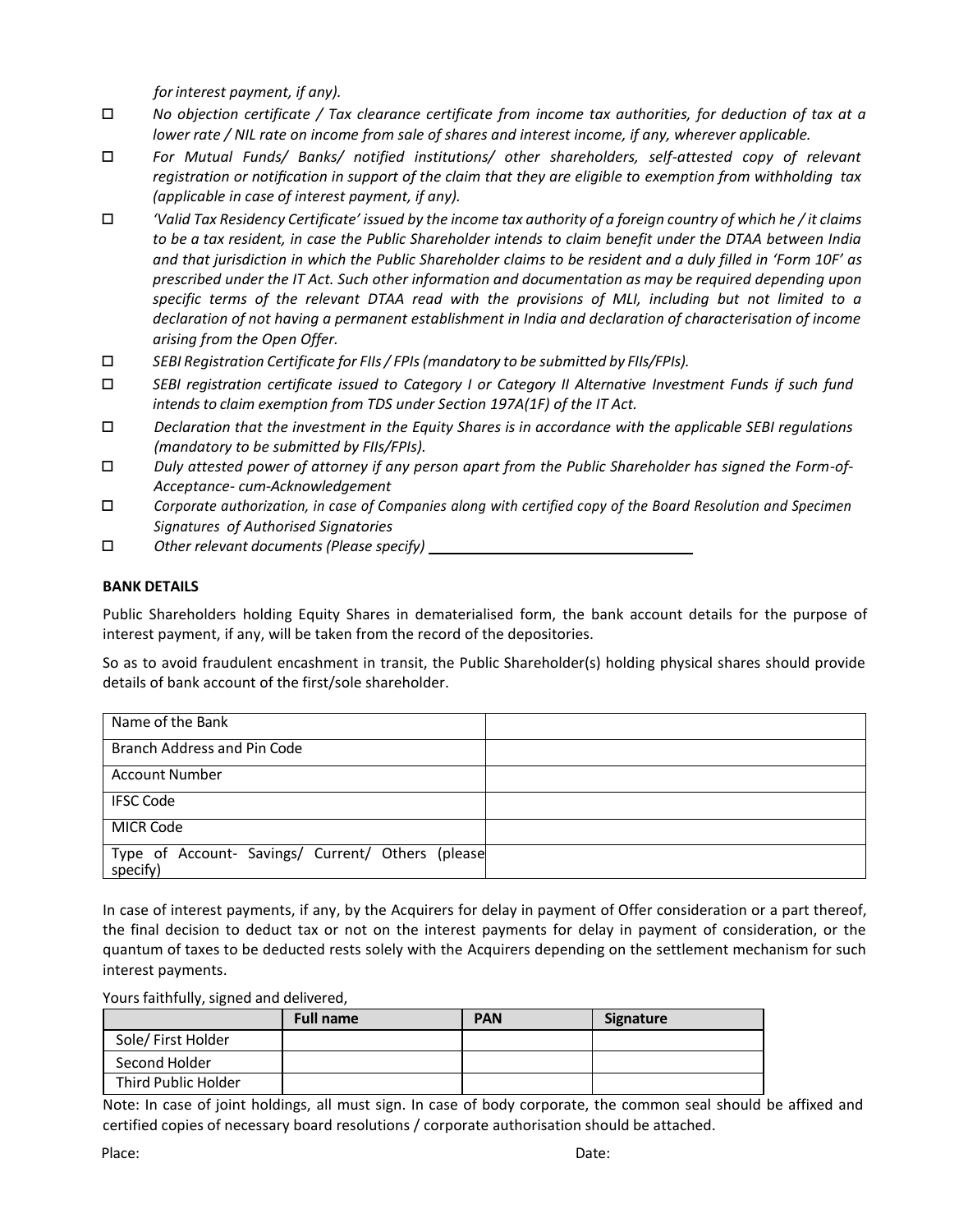*for interest payment, if any).*

- ☐ *No objection certificate / Tax clearance certificate from income tax authorities, for deduction of tax at a lower rate / NIL rate on income from sale of shares and interest income, if any, wherever applicable.*
- ☐ *For Mutual Funds/ Banks/ notified institutions/ other shareholders, self-attested copy of relevant registration or notification in support of the claim that they are eligible to exemption from withholding tax (applicable in case of interest payment, if any).*
- ☐ *'Valid Tax Residency Certificate' issued by the income tax authority of a foreign country of which he / it claims to be a tax resident, in case the Public Shareholder intends to claim benefit under the DTAA between India and that jurisdiction in which the Public Shareholder claims to be resident and a duly filled in 'Form 10F' as prescribed under the IT Act. Such other information and documentation as may be required depending upon specific terms of the relevant DTAA read with the provisions of MLI, including but not limited to a declaration of not having a permanent establishment in India and declaration of characterisation of income arising from the Open Offer.*
- ☐ *SEBI Registration Certificate for FIIs / FPIs (mandatory to be submitted by FIIs/FPIs).*
- ☐ *SEBI registration certificate issued to Category I or Category II Alternative Investment Funds if such fund intends to claim exemption from TDS under Section 197A(1F) of the IT Act.*
- ☐ *Declaration that the investment in the Equity Shares is in accordance with the applicable SEBI regulations (mandatory to be submitted by FIIs/FPIs).*
- ☐ *Duly attested power of attorney if any person apart from the Public Shareholder has signed the Form-of-Acceptance- cum-Acknowledgement*
- ☐ *Corporate authorization, in case of Companies along with certified copy of the Board Resolution and Specimen Signatures of Authorised Signatories*
- ☐ *Other relevant documents (Please specify)* ________________________

**BANK DETAILS**

Public Shareholders holding Equity Shares in dematerialised form, the bank account details for the purpose of interest payment, if any, will be taken from the record of the depositories.

So as to avoid fraudulent encashment in transit, the Public Shareholder(s) holding physical shares should provide details of bank account of the first/sole shareholder.

| | |
|---|---|
| Name of the Bank | |
| Branch Address and Pin Code | |
| Account Number | |
| IFSC Code | |
| MICR Code | |
| Type of Account- Savings/ Current/ Others (please specify) | |

In case of interest payments, if any, by the Acquirers for delay in payment of Offer consideration or a part thereof, the final decision to deduct tax or not on the interest payments for delay in payment of consideration, or the quantum of taxes to be deducted rests solely with the Acquirers depending on the settlement mechanism for such interest payments.

Yours faithfully, signed and delivered,

| | **Full name** | **PAN** | **Signature** |
|---|---|---|---|
| Sole/ First Holder | | | |
| Second Holder | | | |
| Third Public Holder | | | |

Note: In case of joint holdings, all must sign. In case of body corporate, the common seal should be affixed and certified copies of necessary board resolutions / corporate authorisation should be attached.

Place: Date: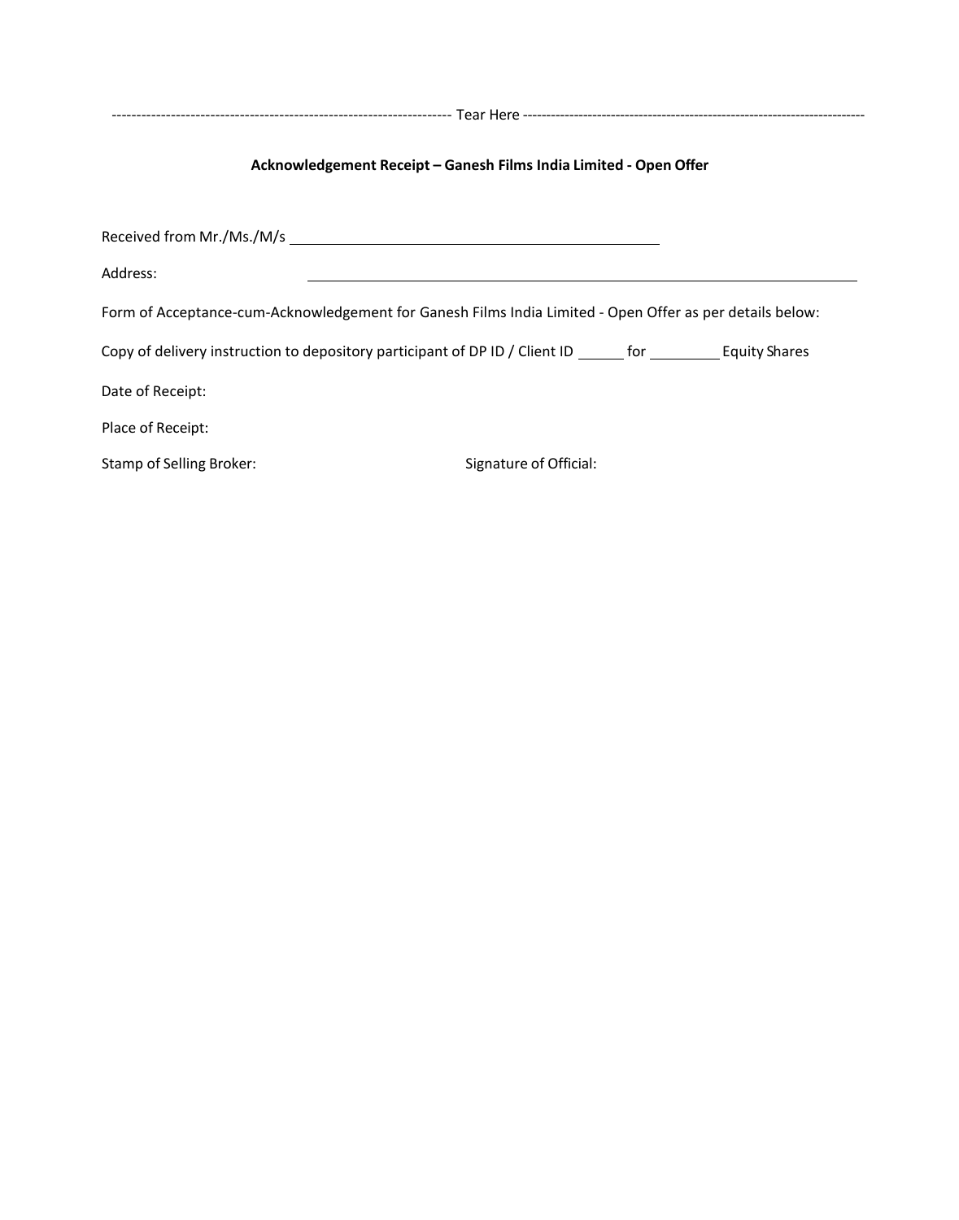---------------------------------------------------------------------- Tear Here ----------------------------------------------------------------------

**Acknowledgement Receipt – Ganesh Films India Limited - Open Offer**

Received from Mr./Ms./M/s ______________________________________

Address: ________________________________________________________

Form of Acceptance-cum-Acknowledgement for Ganesh Films India Limited - Open Offer as per details below:

Copy of delivery instruction to depository participant of DP ID / Client ID ______ for _________ Equity Shares

Date of Receipt:

Place of Receipt:

Stamp of Selling Broker: Signature of Official: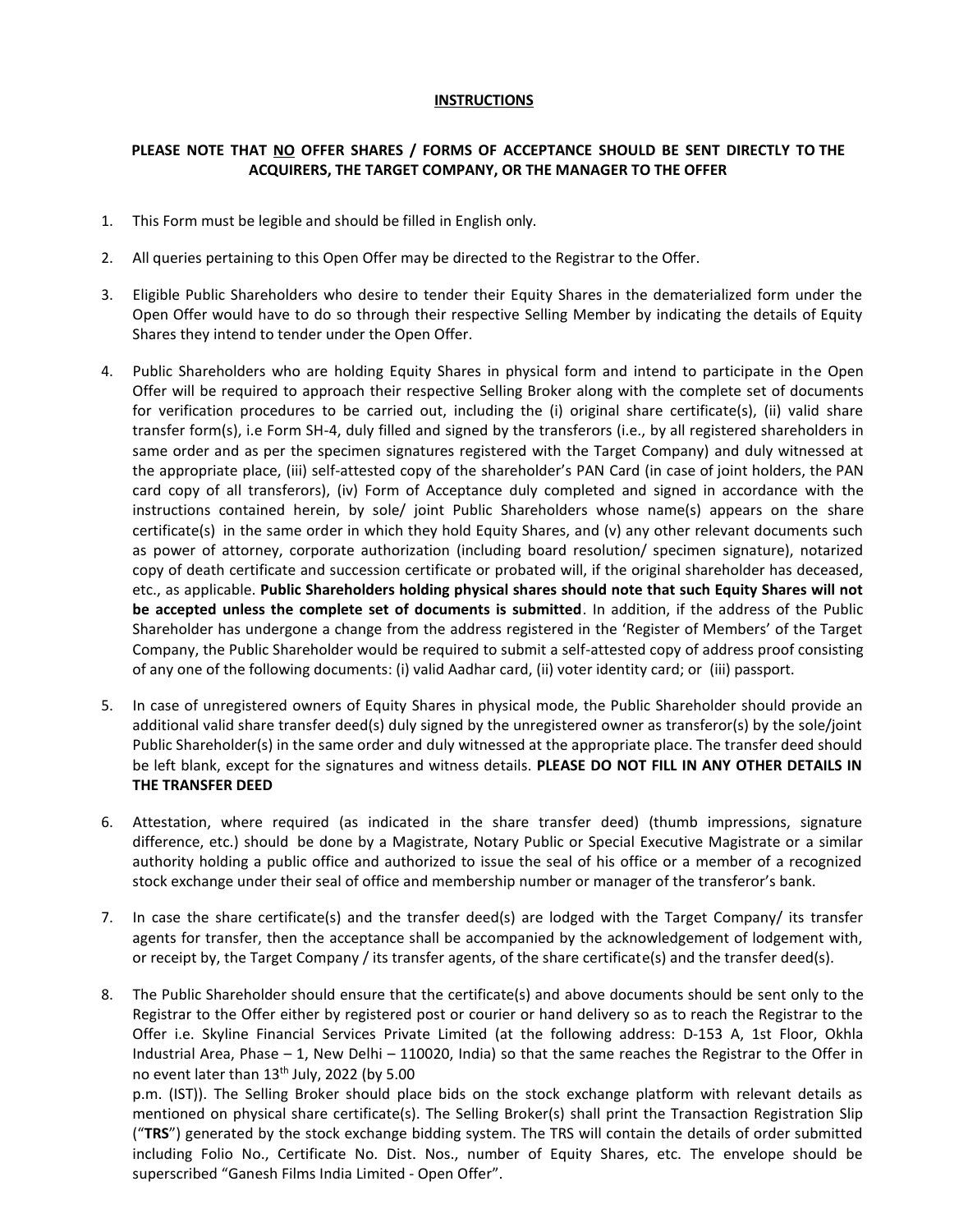## INSTRUCTIONS

**PLEASE NOTE THAT NO OFFER SHARES / FORMS OF ACCEPTANCE SHOULD BE SENT DIRECTLY TO THE ACQUIRERS, THE TARGET COMPANY, OR THE MANAGER TO THE OFFER**

1. This Form must be legible and should be filled in English only.

2. All queries pertaining to this Open Offer may be directed to the Registrar to the Offer.

3. Eligible Public Shareholders who desire to tender their Equity Shares in the dematerialized form under the Open Offer would have to do so through their respective Selling Member by indicating the details of Equity Shares they intend to tender under the Open Offer.

4. Public Shareholders who are holding Equity Shares in physical form and intend to participate in the Open Offer will be required to approach their respective Selling Broker along with the complete set of documents for verification procedures to be carried out, including the (i) original share certificate(s), (ii) valid share transfer form(s), i.e Form SH-4, duly filled and signed by the transferors (i.e., by all registered shareholders in same order and as per the specimen signatures registered with the Target Company) and duly witnessed at the appropriate place, (iii) self-attested copy of the shareholder's PAN Card (in case of joint holders, the PAN card copy of all transferors), (iv) Form of Acceptance duly completed and signed in accordance with the instructions contained herein, by sole/ joint Public Shareholders whose name(s) appears on the share certificate(s) in the same order in which they hold Equity Shares, and (v) any other relevant documents such as power of attorney, corporate authorization (including board resolution/ specimen signature), notarized copy of death certificate and succession certificate or probated will, if the original shareholder has deceased, etc., as applicable. **Public Shareholders holding physical shares should note that such Equity Shares will not be accepted unless the complete set of documents is submitted**. In addition, if the address of the Public Shareholder has undergone a change from the address registered in the 'Register of Members' of the Target Company, the Public Shareholder would be required to submit a self-attested copy of address proof consisting of any one of the following documents: (i) valid Aadhar card, (ii) voter identity card; or (iii) passport.

5. In case of unregistered owners of Equity Shares in physical mode, the Public Shareholder should provide an additional valid share transfer deed(s) duly signed by the unregistered owner as transferor(s) by the sole/joint Public Shareholder(s) in the same order and duly witnessed at the appropriate place. The transfer deed should be left blank, except for the signatures and witness details. **PLEASE DO NOT FILL IN ANY OTHER DETAILS IN THE TRANSFER DEED**

6. Attestation, where required (as indicated in the share transfer deed) (thumb impressions, signature difference, etc.) should be done by a Magistrate, Notary Public or Special Executive Magistrate or a similar authority holding a public office and authorized to issue the seal of his office or a member of a recognized stock exchange under their seal of office and membership number or manager of the transferor's bank.

7. In case the share certificate(s) and the transfer deed(s) are lodged with the Target Company/ its transfer agents for transfer, then the acceptance shall be accompanied by the acknowledgement of lodgement with, or receipt by, the Target Company / its transfer agents, of the share certificate(s) and the transfer deed(s).

8. The Public Shareholder should ensure that the certificate(s) and above documents should be sent only to the Registrar to the Offer either by registered post or courier or hand delivery so as to reach the Registrar to the Offer i.e. Skyline Financial Services Private Limited (at the following address: D-153 A, 1st Floor, Okhla Industrial Area, Phase – 1, New Delhi – 110020, India) so that the same reaches the Registrar to the Offer in no event later than 13th July, 2022 (by 5.00 p.m. (IST)). The Selling Broker should place bids on the stock exchange platform with relevant details as mentioned on physical share certificate(s). The Selling Broker(s) shall print the Transaction Registration Slip ("**TRS**") generated by the stock exchange bidding system. The TRS will contain the details of order submitted including Folio No., Certificate No. Dist. Nos., number of Equity Shares, etc. The envelope should be superscribed "Ganesh Films India Limited - Open Offer".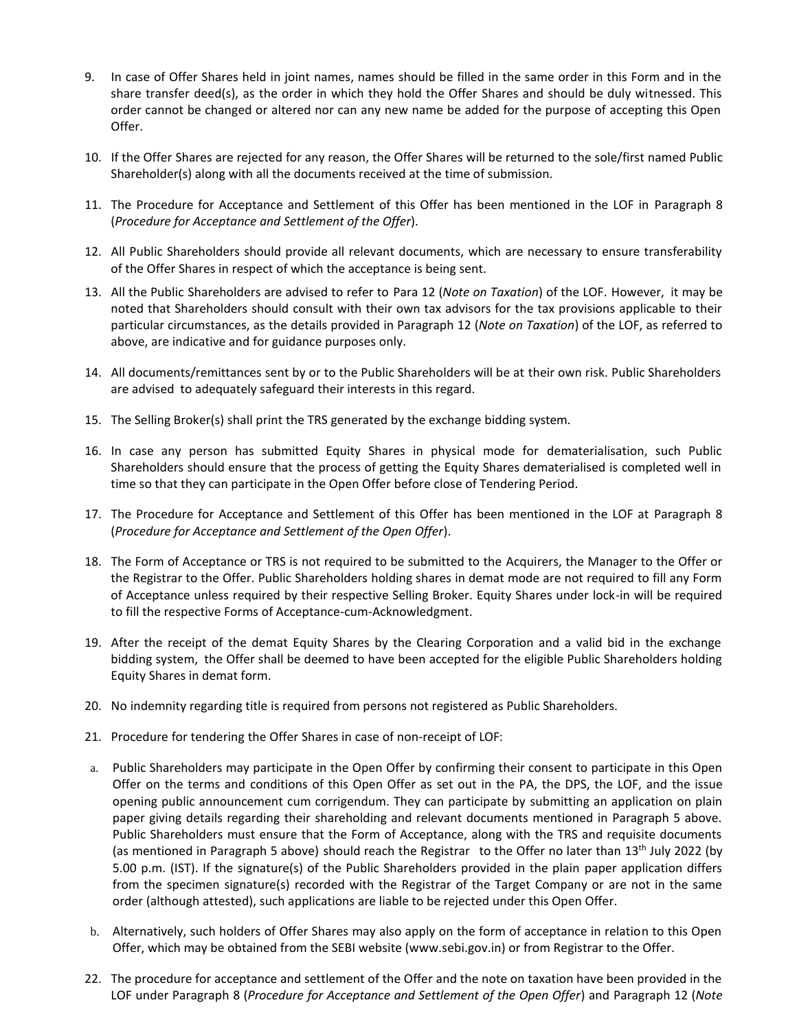9. In case of Offer Shares held in joint names, names should be filled in the same order in this Form and in the share transfer deed(s), as the order in which they hold the Offer Shares and should be duly witnessed. This order cannot be changed or altered nor can any new name be added for the purpose of accepting this Open Offer.

10. If the Offer Shares are rejected for any reason, the Offer Shares will be returned to the sole/first named Public Shareholder(s) along with all the documents received at the time of submission.

11. The Procedure for Acceptance and Settlement of this Offer has been mentioned in the LOF in Paragraph 8 (*Procedure for Acceptance and Settlement of the Offer*).

12. All Public Shareholders should provide all relevant documents, which are necessary to ensure transferability of the Offer Shares in respect of which the acceptance is being sent.

13. All the Public Shareholders are advised to refer to Para 12 (*Note on Taxation*) of the LOF. However, it may be noted that Shareholders should consult with their own tax advisors for the tax provisions applicable to their particular circumstances, as the details provided in Paragraph 12 (*Note on Taxation*) of the LOF, as referred to above, are indicative and for guidance purposes only.

14. All documents/remittances sent by or to the Public Shareholders will be at their own risk. Public Shareholders are advised to adequately safeguard their interests in this regard.

15. The Selling Broker(s) shall print the TRS generated by the exchange bidding system.

16. In case any person has submitted Equity Shares in physical mode for dematerialisation, such Public Shareholders should ensure that the process of getting the Equity Shares dematerialised is completed well in time so that they can participate in the Open Offer before close of Tendering Period.

17. The Procedure for Acceptance and Settlement of this Offer has been mentioned in the LOF at Paragraph 8 (*Procedure for Acceptance and Settlement of the Open Offer*).

18. The Form of Acceptance or TRS is not required to be submitted to the Acquirers, the Manager to the Offer or the Registrar to the Offer. Public Shareholders holding shares in demat mode are not required to fill any Form of Acceptance unless required by their respective Selling Broker. Equity Shares under lock-in will be required to fill the respective Forms of Acceptance-cum-Acknowledgment.

19. After the receipt of the demat Equity Shares by the Clearing Corporation and a valid bid in the exchange bidding system, the Offer shall be deemed to have been accepted for the eligible Public Shareholders holding Equity Shares in demat form.

20. No indemnity regarding title is required from persons not registered as Public Shareholders.

21. Procedure for tendering the Offer Shares in case of non-receipt of LOF:

   a. Public Shareholders may participate in the Open Offer by confirming their consent to participate in this Open Offer on the terms and conditions of this Open Offer as set out in the PA, the DPS, the LOF, and the issue opening public announcement cum corrigendum. They can participate by submitting an application on plain paper giving details regarding their shareholding and relevant documents mentioned in Paragraph 5 above. Public Shareholders must ensure that the Form of Acceptance, along with the TRS and requisite documents (as mentioned in Paragraph 5 above) should reach the Registrar to the Offer no later than 13th July 2022 (by 5.00 p.m. (IST). If the signature(s) of the Public Shareholders provided in the plain paper application differs from the specimen signature(s) recorded with the Registrar of the Target Company or are not in the same order (although attested), such applications are liable to be rejected under this Open Offer.

   b. Alternatively, such holders of Offer Shares may also apply on the form of acceptance in relation to this Open Offer, which may be obtained from the SEBI website (www.sebi.gov.in) or from Registrar to the Offer.

22. The procedure for acceptance and settlement of the Offer and the note on taxation have been provided in the LOF under Paragraph 8 (*Procedure for Acceptance and Settlement of the Open Offer*) and Paragraph 12 (*Note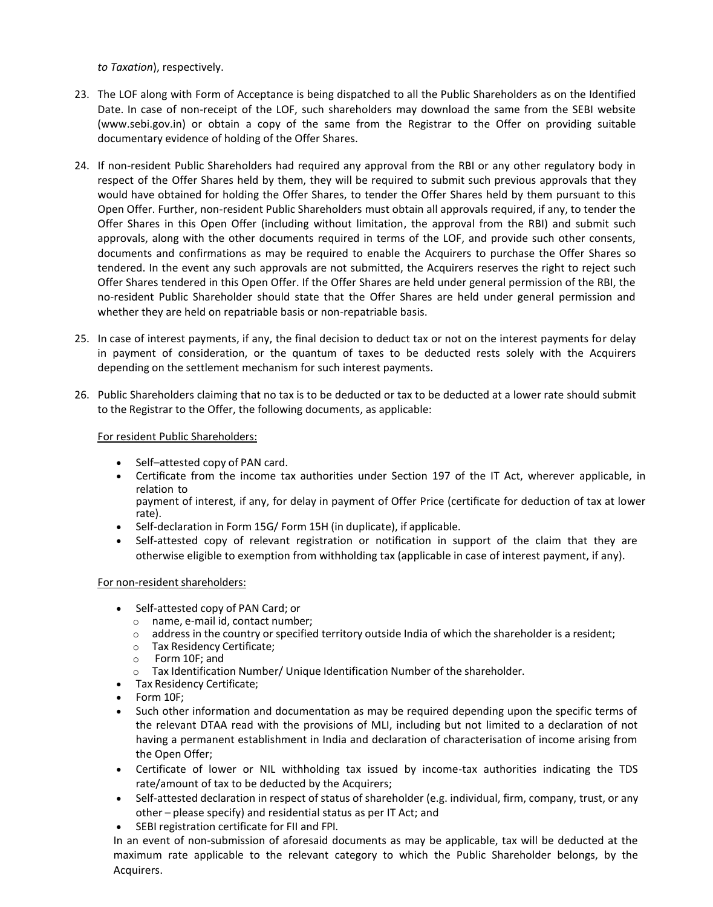*to Taxation*), respectively.

23. The LOF along with Form of Acceptance is being dispatched to all the Public Shareholders as on the Identified Date. In case of non-receipt of the LOF, such shareholders may download the same from the SEBI website (www.sebi.gov.in) or obtain a copy of the same from the Registrar to the Offer on providing suitable documentary evidence of holding of the Offer Shares.

24. If non-resident Public Shareholders had required any approval from the RBI or any other regulatory body in respect of the Offer Shares held by them, they will be required to submit such previous approvals that they would have obtained for holding the Offer Shares, to tender the Offer Shares held by them pursuant to this Open Offer. Further, non-resident Public Shareholders must obtain all approvals required, if any, to tender the Offer Shares in this Open Offer (including without limitation, the approval from the RBI) and submit such approvals, along with the other documents required in terms of the LOF, and provide such other consents, documents and confirmations as may be required to enable the Acquirers to purchase the Offer Shares so tendered. In the event any such approvals are not submitted, the Acquirers reserves the right to reject such Offer Shares tendered in this Open Offer. If the Offer Shares are held under general permission of the RBI, the no-resident Public Shareholder should state that the Offer Shares are held under general permission and whether they are held on repatriable basis or non-repatriable basis.

25. In case of interest payments, if any, the final decision to deduct tax or not on the interest payments for delay in payment of consideration, or the quantum of taxes to be deducted rests solely with the Acquirers depending on the settlement mechanism for such interest payments.

26. Public Shareholders claiming that no tax is to be deducted or tax to be deducted at a lower rate should submit to the Registrar to the Offer, the following documents, as applicable:

    For resident Public Shareholders:

    - Self–attested copy of PAN card.
    - Certificate from the income tax authorities under Section 197 of the IT Act, wherever applicable, in relation to
      payment of interest, if any, for delay in payment of Offer Price (certificate for deduction of tax at lower rate).
    - Self-declaration in Form 15G/ Form 15H (in duplicate), if applicable.
    - Self-attested copy of relevant registration or notification in support of the claim that they are otherwise eligible to exemption from withholding tax (applicable in case of interest payment, if any).

    For non-resident shareholders:

    - Self-attested copy of PAN Card; or
      - name, e-mail id, contact number;
      - address in the country or specified territory outside India of which the shareholder is a resident;
      - Tax Residency Certificate;
      - Form 10F; and
      - Tax Identification Number/ Unique Identification Number of the shareholder.
    - Tax Residency Certificate;
    - Form 10F;
    - Such other information and documentation as may be required depending upon the specific terms of the relevant DTAA read with the provisions of MLI, including but not limited to a declaration of not having a permanent establishment in India and declaration of characterisation of income arising from the Open Offer;
    - Certificate of lower or NIL withholding tax issued by income-tax authorities indicating the TDS rate/amount of tax to be deducted by the Acquirers;
    - Self-attested declaration in respect of status of shareholder (e.g. individual, firm, company, trust, or any other – please specify) and residential status as per IT Act; and
    - SEBI registration certificate for FII and FPI.

    In an event of non-submission of aforesaid documents as may be applicable, tax will be deducted at the maximum rate applicable to the relevant category to which the Public Shareholder belongs, by the Acquirers.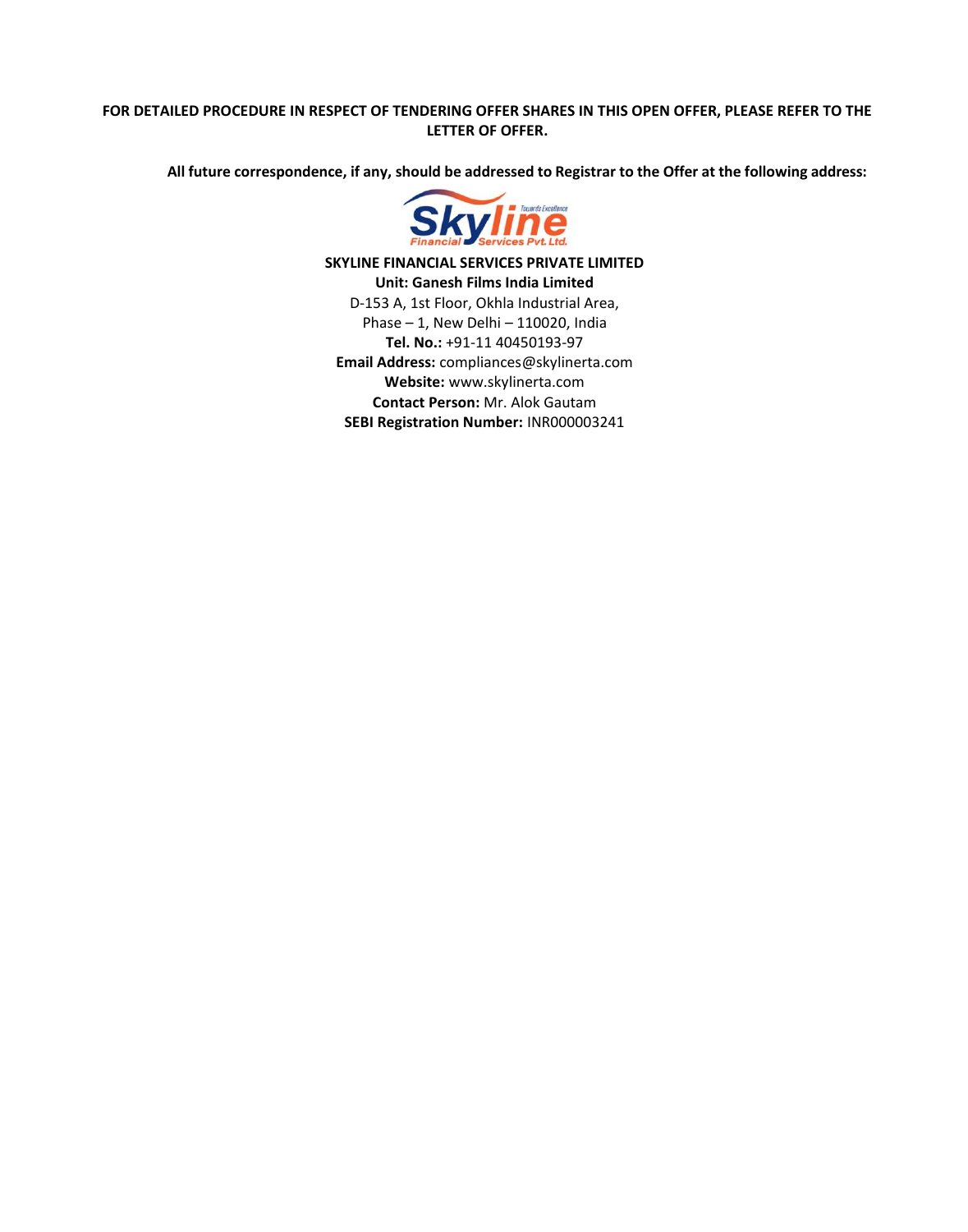**FOR DETAILED PROCEDURE IN RESPECT OF TENDERING OFFER SHARES IN THIS OPEN OFFER, PLEASE REFER TO THE LETTER OF OFFER.**

**All future correspondence, if any, should be addressed to Registrar to the Offer at the following address:**

**SKYLINE FINANCIAL SERVICES PRIVATE LIMITED**
**Unit: Ganesh Films India Limited**
D-153 A, 1st Floor, Okhla Industrial Area,
Phase – 1, New Delhi – 110020, India
**Tel. No.:** +91-11 40450193-97
**Email Address:** compliances@skylinerta.com
**Website:** www.skylinerta.com
**Contact Person:** Mr. Alok Gautam
**SEBI Registration Number:** INR000003241